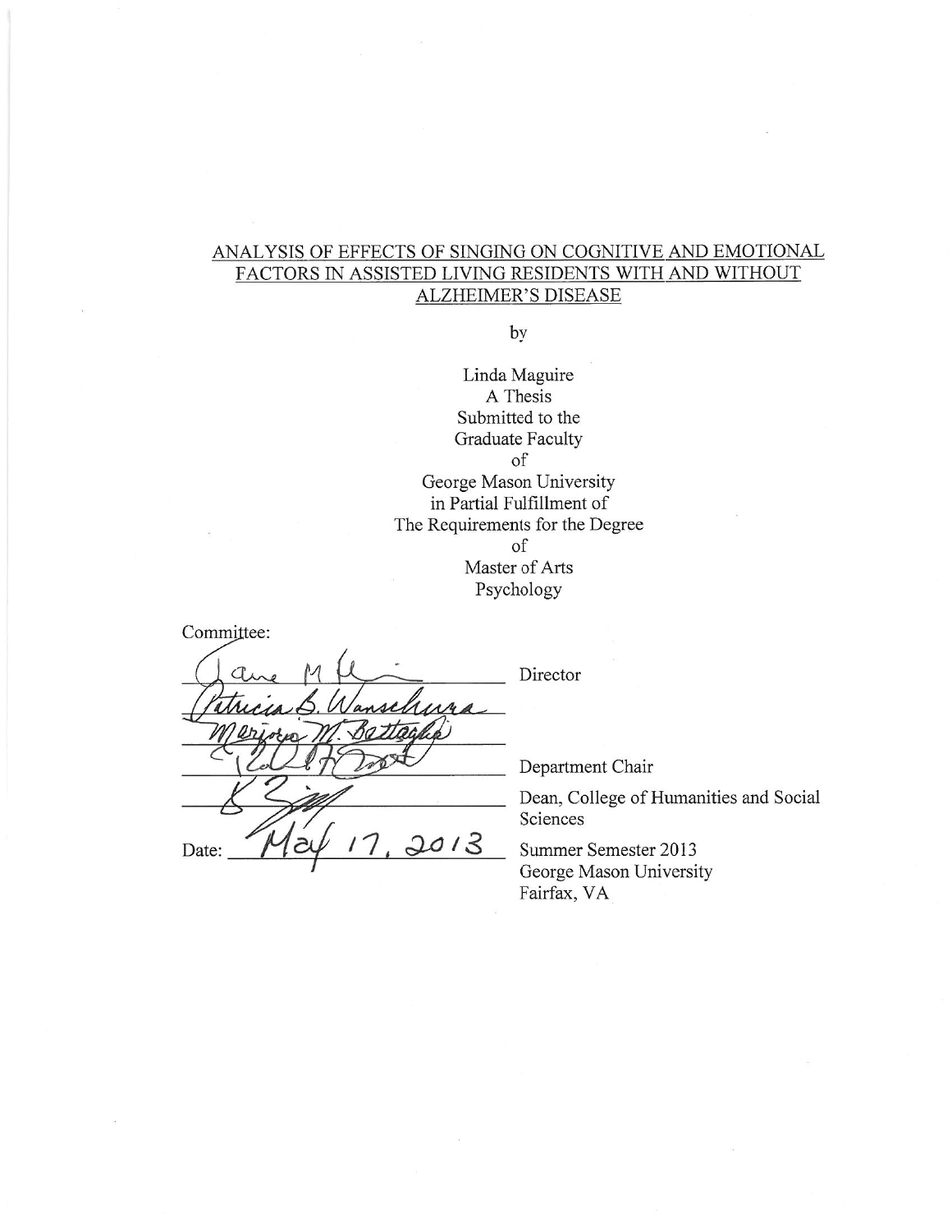ANALYSIS OF EFFECTS OF SINGING ON COGNITIVE AND EMOTIONAL FACTORS IN ASSISTED LIVING RESIDENTS WITH AND WITHOUT ALZHEIMER'S DISEASE

by

Linda Maguire
A Thesis
Submitted to the
Graduate Faculty
of
George Mason University
in Partial Fulfillment of
The Requirements for the Degree
of
Master of Arts
Psychology

Committee:

_______________ Director

_______________

_______________

_______________ Department Chair

_______________ Dean, College of Humanities and Social Sciences

Date: May 17, 2013 Summer Semester 2013
George Mason University
Fairfax, VA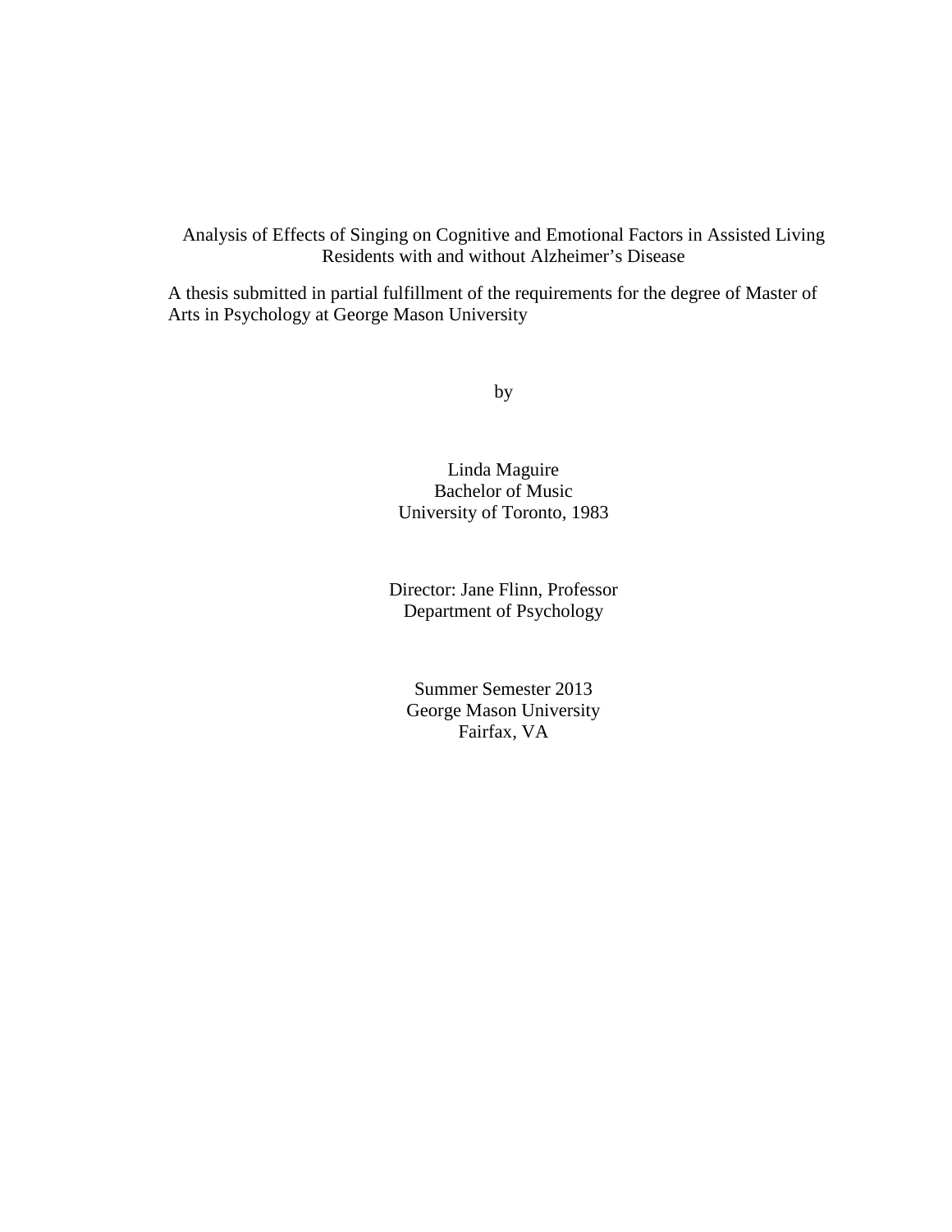# Analysis of Effects of Singing on Cognitive and Emotional Factors in Assisted Living Residents with and without Alzheimer's Disease

A thesis submitted in partial fulfillment of the requirements for the degree of Master of Arts in Psychology at George Mason University

by

Linda Maguire
Bachelor of Music
University of Toronto, 1983

Director: Jane Flinn, Professor
Department of Psychology

Summer Semester 2013
George Mason University
Fairfax, VA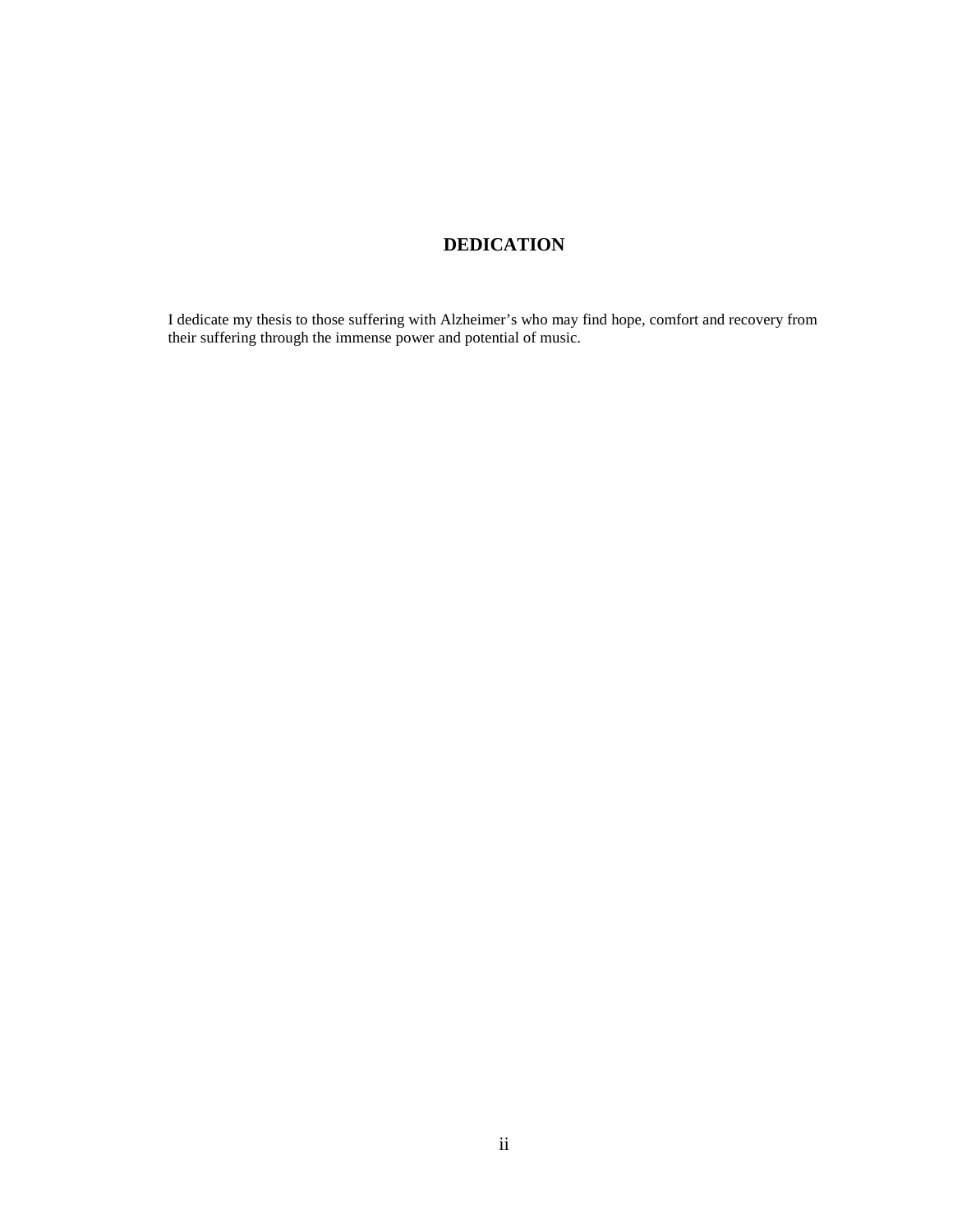# DEDICATION

I dedicate my thesis to those suffering with Alzheimer's who may find hope, comfort and recovery from their suffering through the immense power and potential of music.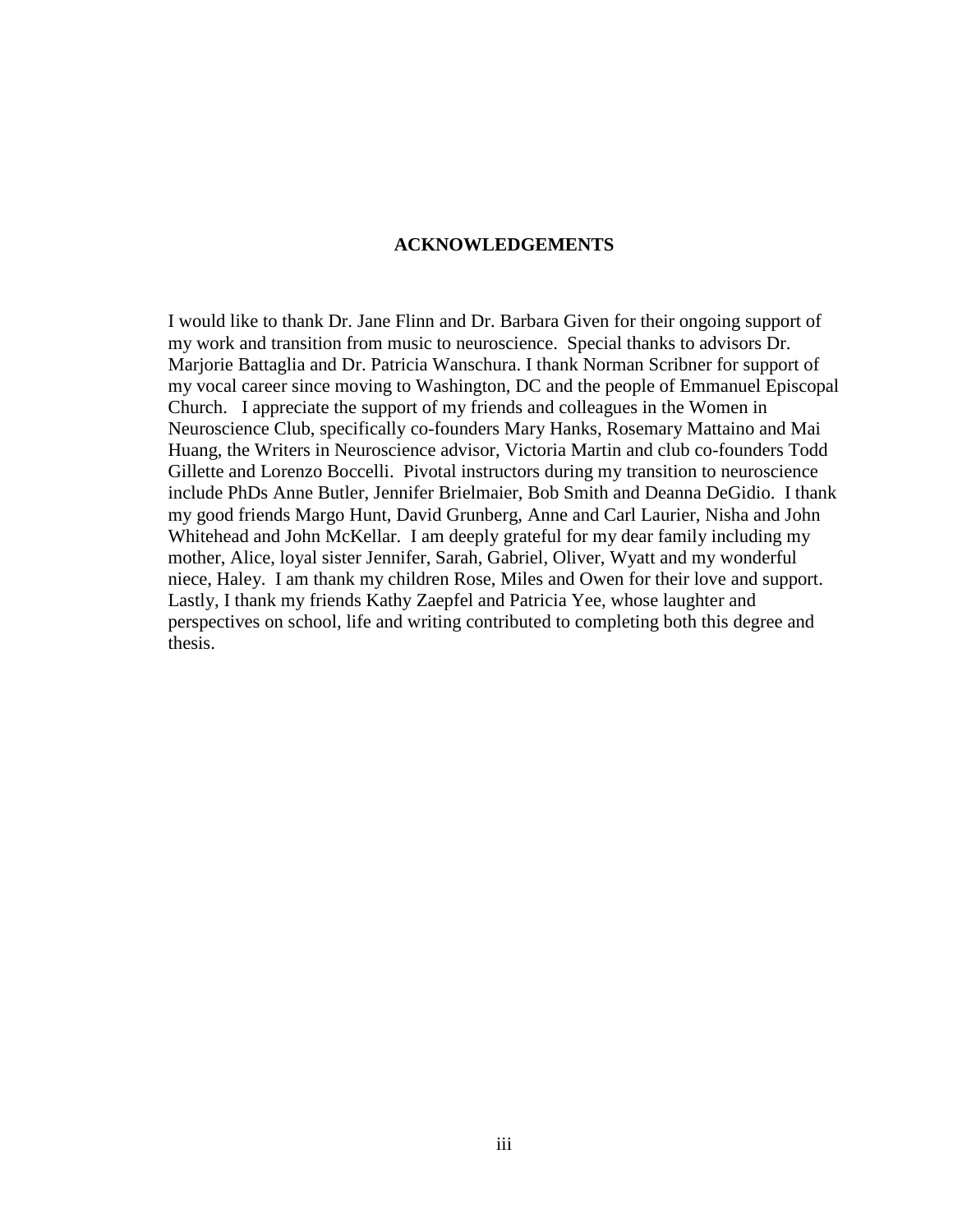## ACKNOWLEDGEMENTS

I would like to thank Dr. Jane Flinn and Dr. Barbara Given for their ongoing support of my work and transition from music to neuroscience. Special thanks to advisors Dr. Marjorie Battaglia and Dr. Patricia Wanschura. I thank Norman Scribner for support of my vocal career since moving to Washington, DC and the people of Emmanuel Episcopal Church. I appreciate the support of my friends and colleagues in the Women in Neuroscience Club, specifically co-founders Mary Hanks, Rosemary Mattaino and Mai Huang, the Writers in Neuroscience advisor, Victoria Martin and club co-founders Todd Gillette and Lorenzo Boccelli. Pivotal instructors during my transition to neuroscience include PhDs Anne Butler, Jennifer Brielmaier, Bob Smith and Deanna DeGidio. I thank my good friends Margo Hunt, David Grunberg, Anne and Carl Laurier, Nisha and John Whitehead and John McKellar. I am deeply grateful for my dear family including my mother, Alice, loyal sister Jennifer, Sarah, Gabriel, Oliver, Wyatt and my wonderful niece, Haley. I am thank my children Rose, Miles and Owen for their love and support. Lastly, I thank my friends Kathy Zaepfel and Patricia Yee, whose laughter and perspectives on school, life and writing contributed to completing both this degree and thesis.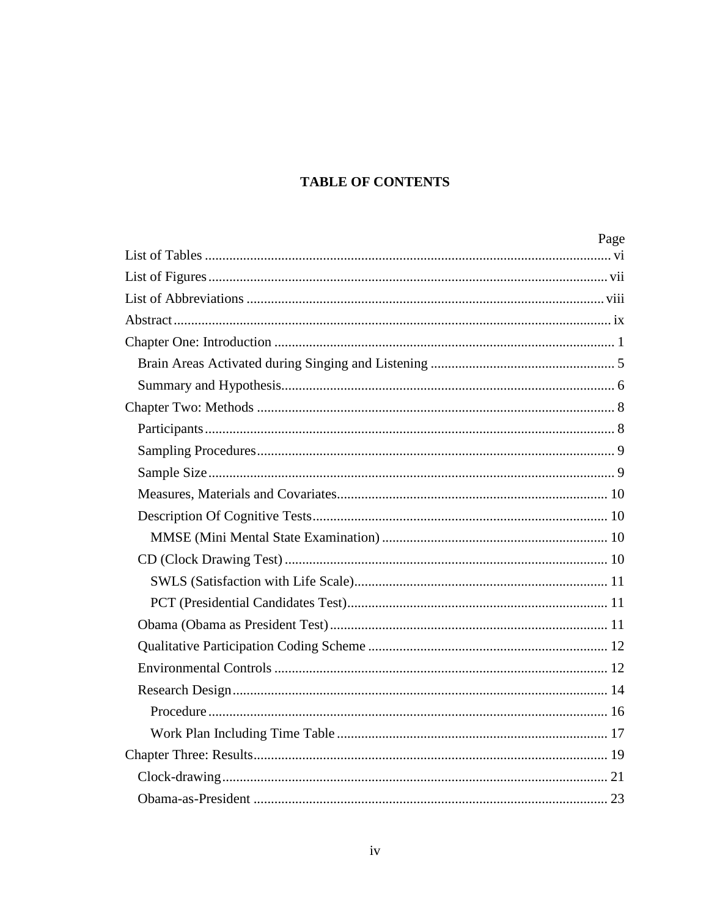# TABLE OF CONTENTS

| | Page |
|---|---|
| List of Tables | vi |
| List of Figures | vii |
| List of Abbreviations | viii |
| Abstract | ix |
| Chapter One: Introduction | 1 |
| Brain Areas Activated during Singing and Listening | 5 |
| Summary and Hypothesis | 6 |
| Chapter Two: Methods | 8 |
| Participants | 8 |
| Sampling Procedures | 9 |
| Sample Size | 9 |
| Measures, Materials and Covariates | 10 |
| Description Of Cognitive Tests | 10 |
| MMSE (Mini Mental State Examination) | 10 |
| CD (Clock Drawing Test) | 10 |
| SWLS (Satisfaction with Life Scale) | 11 |
| PCT (Presidential Candidates Test) | 11 |
| Obama (Obama as President Test) | 11 |
| Qualitative Participation Coding Scheme | 12 |
| Environmental Controls | 12 |
| Research Design | 14 |
| Procedure | 16 |
| Work Plan Including Time Table | 17 |
| Chapter Three: Results | 19 |
| Clock-drawing | 21 |
| Obama-as-President | 23 |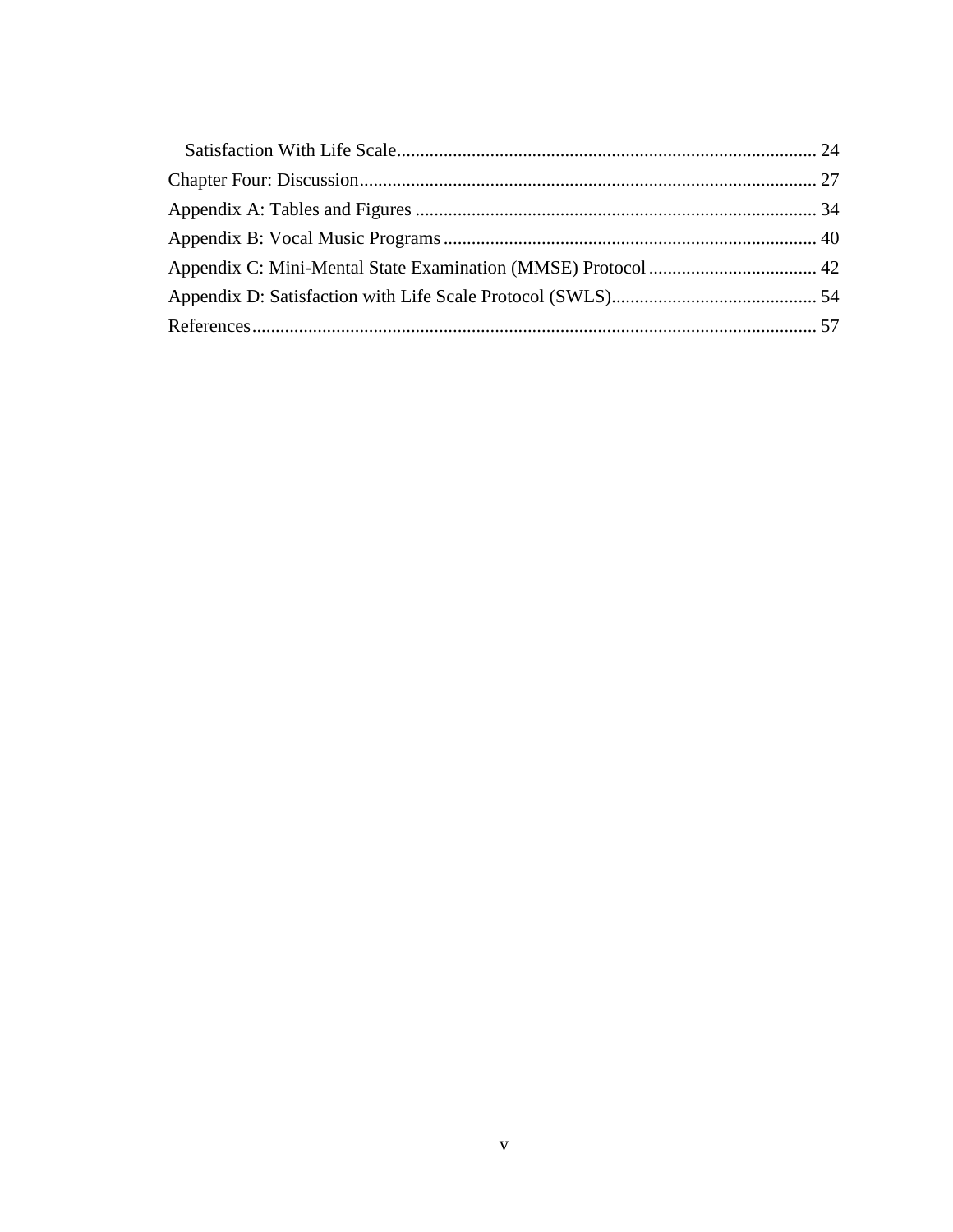Satisfaction With Life Scale ........................................................................................ 24

Chapter Four: Discussion ................................................................................................ 27

Appendix A: Tables and Figures ..................................................................................... 34

Appendix B: Vocal Music Programs ............................................................................... 40

Appendix C: Mini-Mental State Examination (MMSE) Protocol .................................... 42

Appendix D: Satisfaction with Life Scale Protocol (SWLS) ............................................ 54

References ....................................................................................................................... 57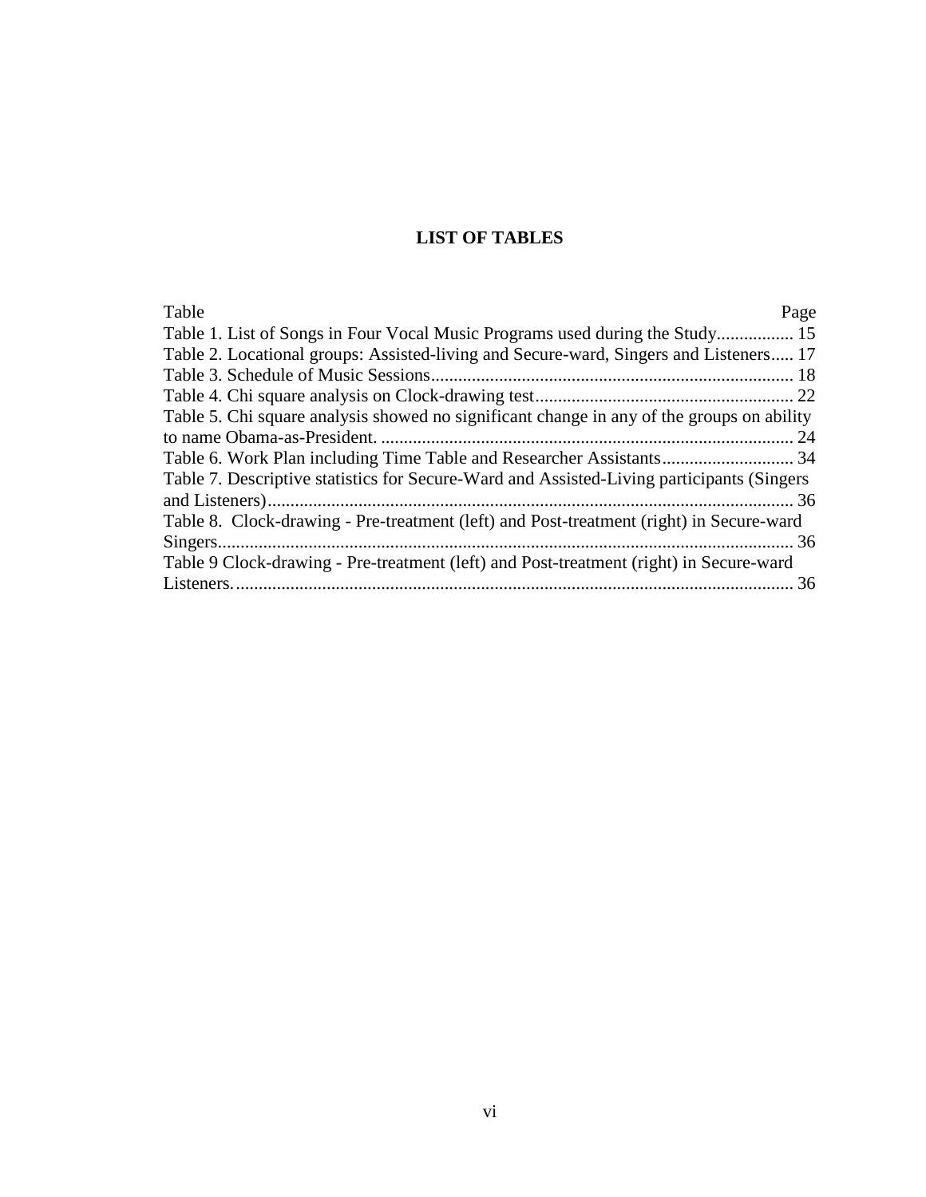# LIST OF TABLES

| Table | Page |
| --- | --- |
| Table 1. List of Songs in Four Vocal Music Programs used during the Study | 15 |
| Table 2. Locational groups: Assisted-living and Secure-ward, Singers and Listeners | 17 |
| Table 3. Schedule of Music Sessions | 18 |
| Table 4. Chi square analysis on Clock-drawing test | 22 |
| Table 5. Chi square analysis showed no significant change in any of the groups on ability to name Obama-as-President. | 24 |
| Table 6. Work Plan including Time Table and Researcher Assistants | 34 |
| Table 7. Descriptive statistics for Secure-Ward and Assisted-Living participants (Singers and Listeners) | 36 |
| Table 8. Clock-drawing - Pre-treatment (left) and Post-treatment (right) in Secure-ward Singers | 36 |
| Table 9 Clock-drawing - Pre-treatment (left) and Post-treatment (right) in Secure-ward Listeners. | 36 |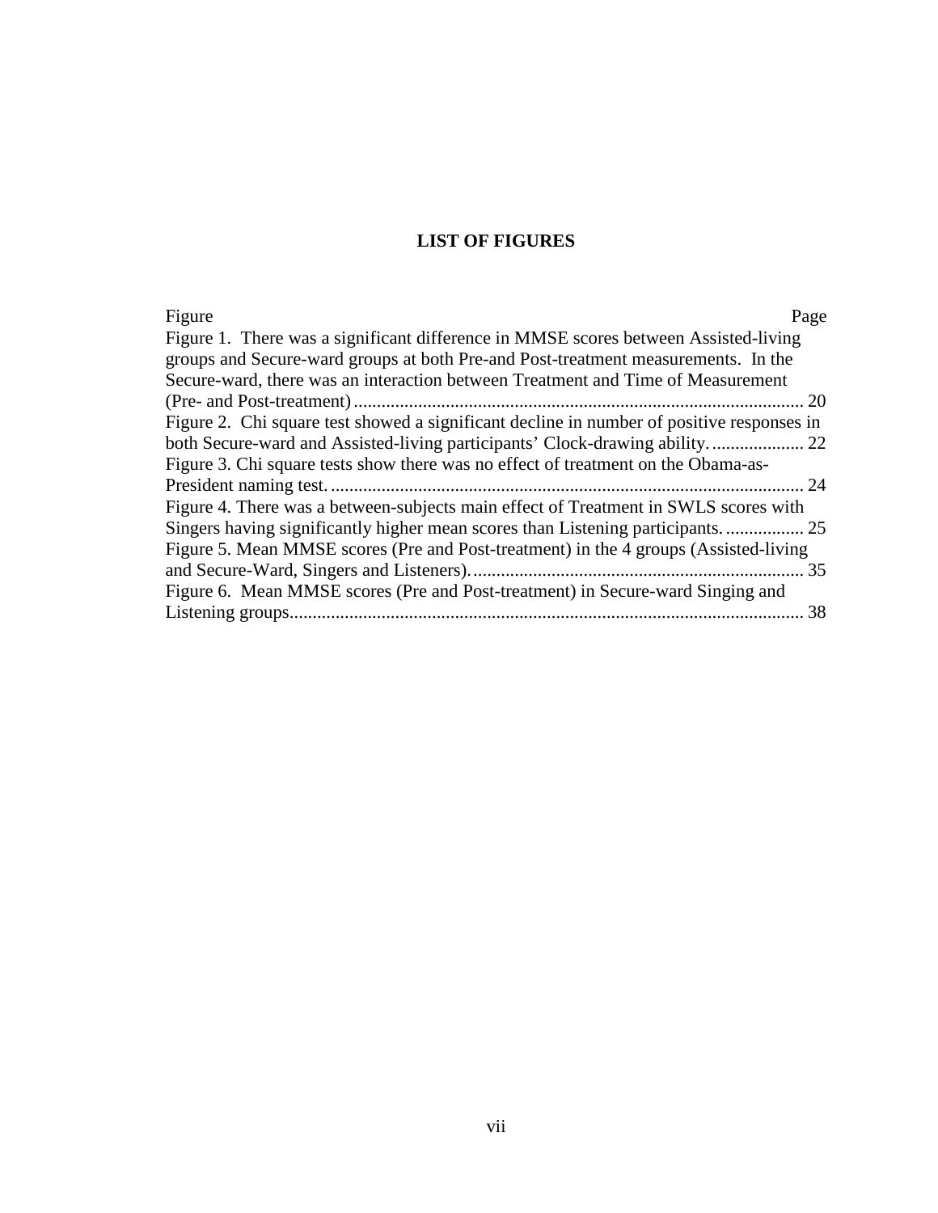## LIST OF FIGURES

| Figure | Page |
|---|---|
| Figure 1. There was a significant difference in MMSE scores between Assisted-living groups and Secure-ward groups at both Pre-and Post-treatment measurements. In the Secure-ward, there was an interaction between Treatment and Time of Measurement (Pre- and Post-treatment) | 20 |
| Figure 2. Chi square test showed a significant decline in number of positive responses in both Secure-ward and Assisted-living participants' Clock-drawing ability. | 22 |
| Figure 3. Chi square tests show there was no effect of treatment on the Obama-as-President naming test. | 24 |
| Figure 4. There was a between-subjects main effect of Treatment in SWLS scores with Singers having significantly higher mean scores than Listening participants. | 25 |
| Figure 5. Mean MMSE scores (Pre and Post-treatment) in the 4 groups (Assisted-living and Secure-Ward, Singers and Listeners). | 35 |
| Figure 6. Mean MMSE scores (Pre and Post-treatment) in Secure-ward Singing and Listening groups | 38 |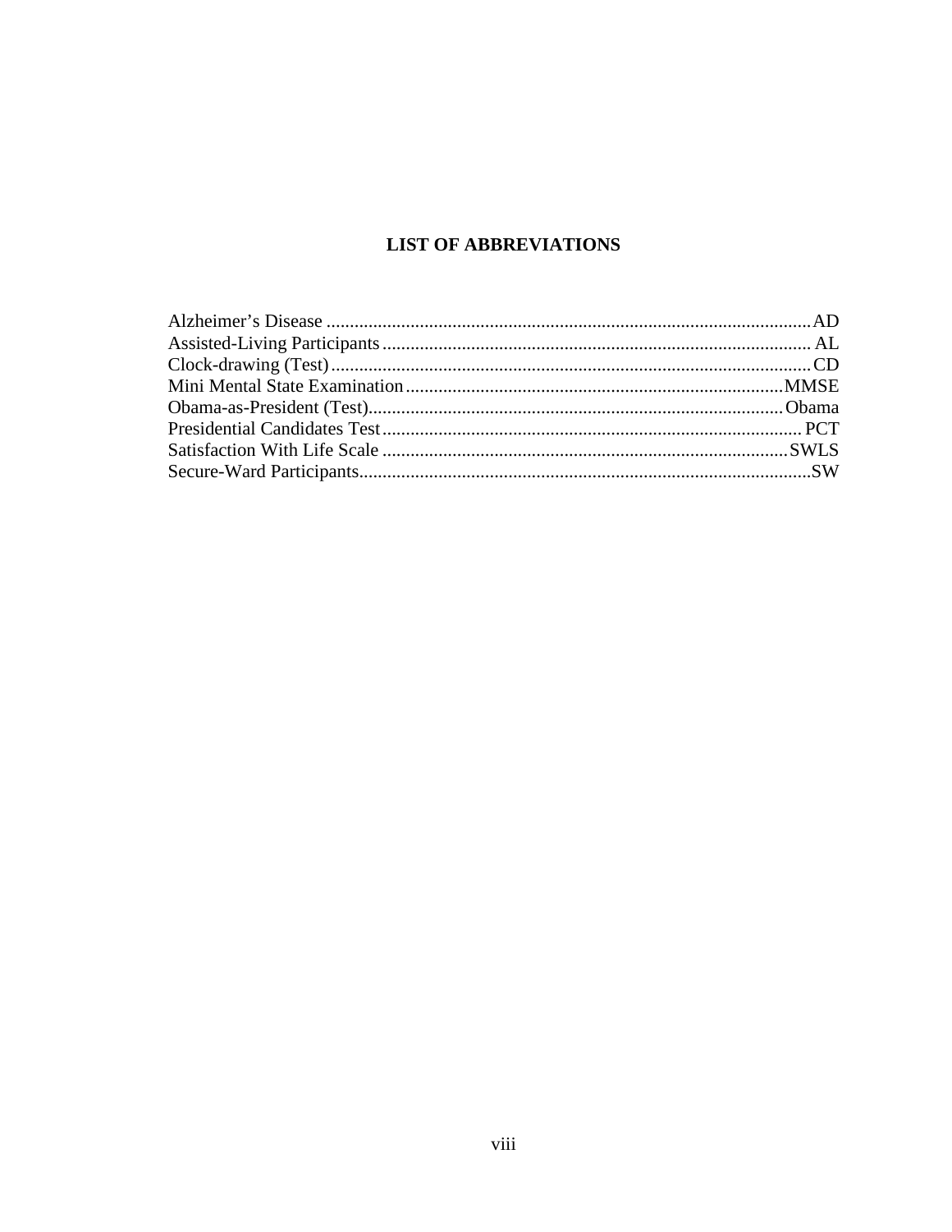# LIST OF ABBREVIATIONS

Alzheimer's Disease ........................................................................................................ AD
Assisted-Living Participants ............................................................................................ AL
Clock-drawing (Test) ....................................................................................................... CD
Mini Mental State Examination .................................................................................. MMSE
Obama-as-President (Test)............................................................................................ Obama
Presidential Candidates Test .......................................................................................... PCT
Satisfaction With Life Scale ......................................................................................... SWLS
Secure-Ward Participants.................................................................................................. SW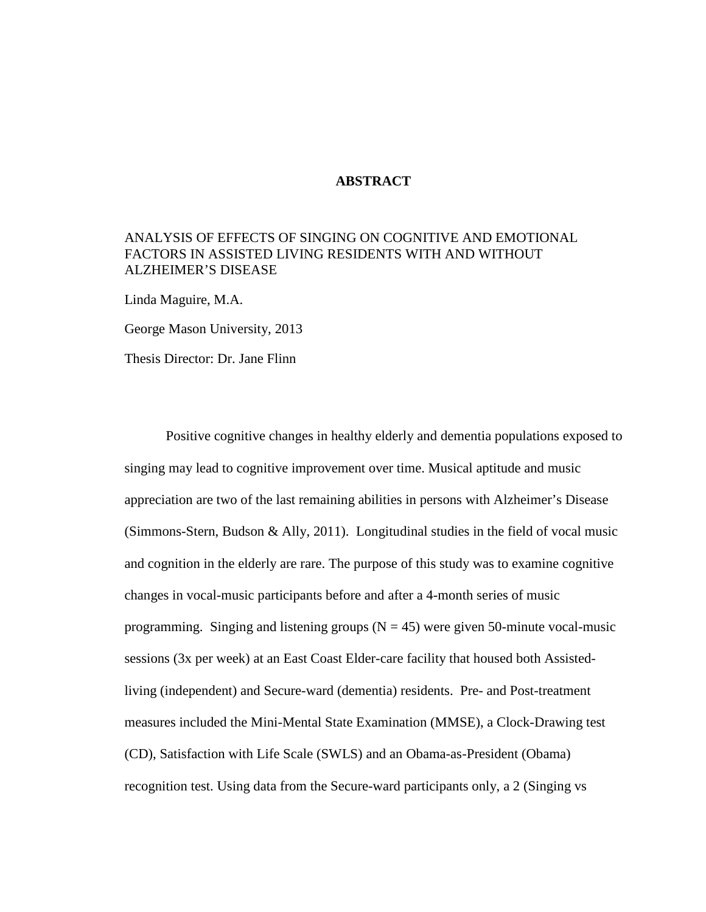# ABSTRACT

ANALYSIS OF EFFECTS OF SINGING ON COGNITIVE AND EMOTIONAL FACTORS IN ASSISTED LIVING RESIDENTS WITH AND WITHOUT ALZHEIMER'S DISEASE

Linda Maguire, M.A.

George Mason University, 2013

Thesis Director: Dr. Jane Flinn

Positive cognitive changes in healthy elderly and dementia populations exposed to singing may lead to cognitive improvement over time. Musical aptitude and music appreciation are two of the last remaining abilities in persons with Alzheimer's Disease (Simmons-Stern, Budson & Ally, 2011). Longitudinal studies in the field of vocal music and cognition in the elderly are rare. The purpose of this study was to examine cognitive changes in vocal-music participants before and after a 4-month series of music programming. Singing and listening groups (N = 45) were given 50-minute vocal-music sessions (3x per week) at an East Coast Elder-care facility that housed both Assisted-living (independent) and Secure-ward (dementia) residents. Pre- and Post-treatment measures included the Mini-Mental State Examination (MMSE), a Clock-Drawing test (CD), Satisfaction with Life Scale (SWLS) and an Obama-as-President (Obama) recognition test. Using data from the Secure-ward participants only, a 2 (Singing vs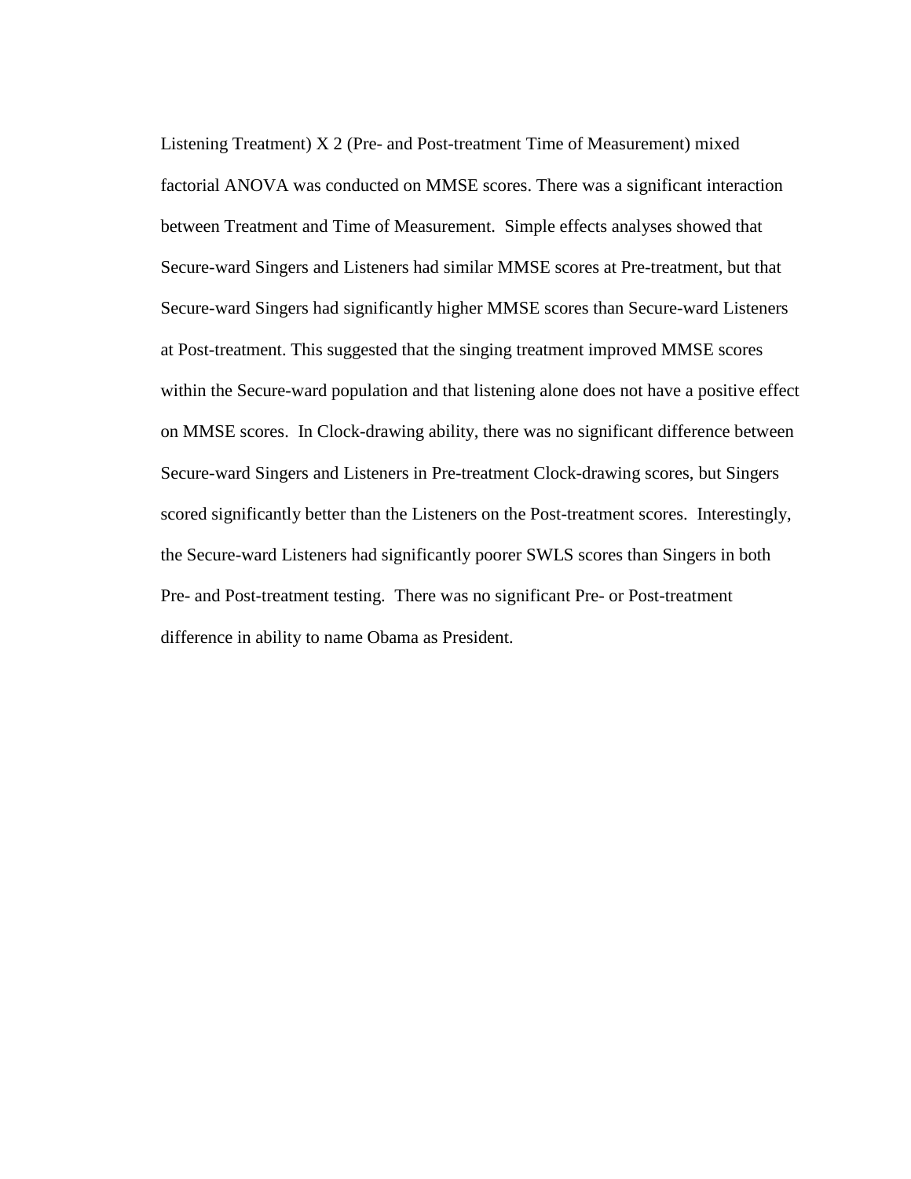Listening Treatment) X 2 (Pre- and Post-treatment Time of Measurement) mixed factorial ANOVA was conducted on MMSE scores. There was a significant interaction between Treatment and Time of Measurement. Simple effects analyses showed that Secure-ward Singers and Listeners had similar MMSE scores at Pre-treatment, but that Secure-ward Singers had significantly higher MMSE scores than Secure-ward Listeners at Post-treatment. This suggested that the singing treatment improved MMSE scores within the Secure-ward population and that listening alone does not have a positive effect on MMSE scores. In Clock-drawing ability, there was no significant difference between Secure-ward Singers and Listeners in Pre-treatment Clock-drawing scores, but Singers scored significantly better than the Listeners on the Post-treatment scores. Interestingly, the Secure-ward Listeners had significantly poorer SWLS scores than Singers in both Pre- and Post-treatment testing. There was no significant Pre- or Post-treatment difference in ability to name Obama as President.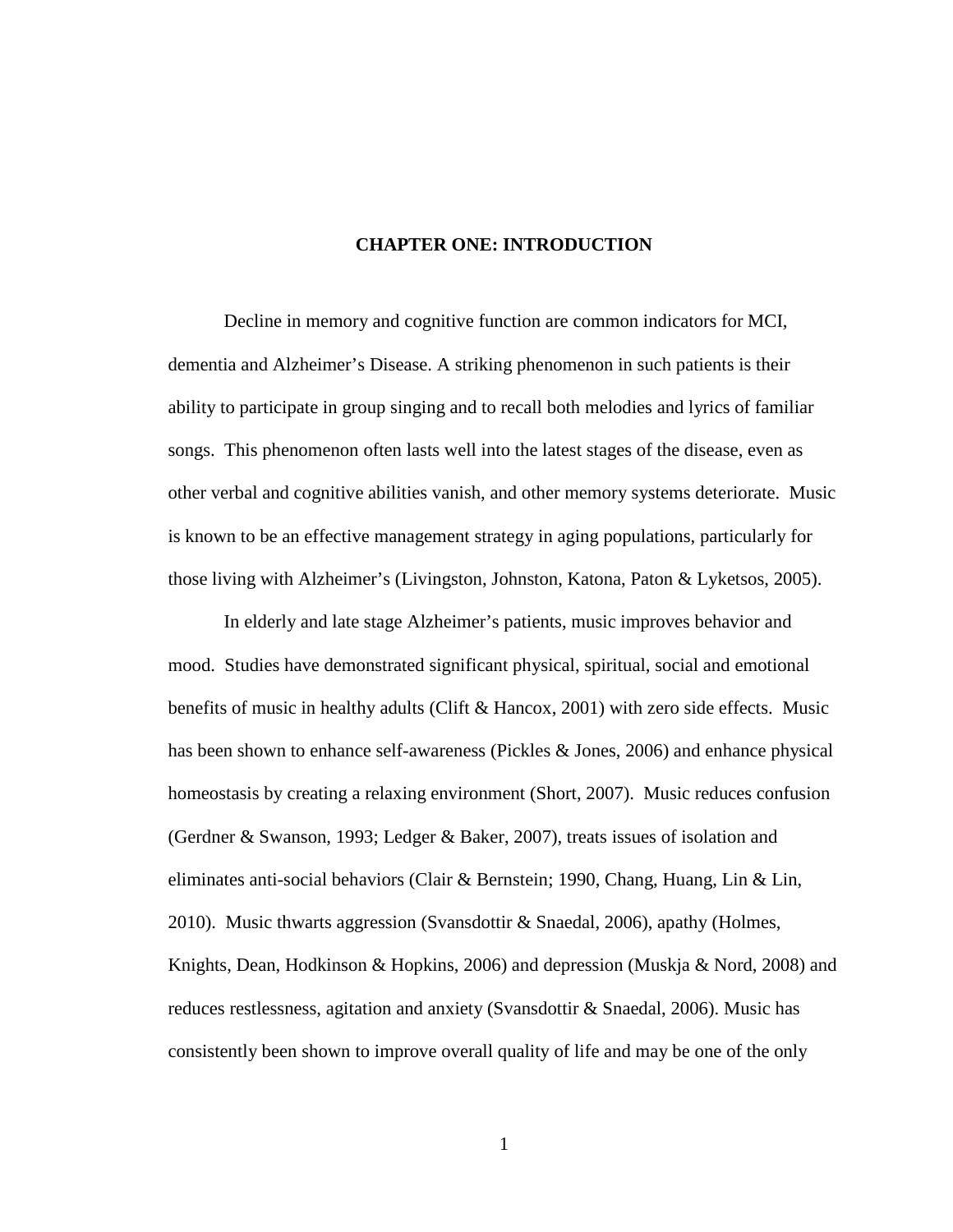# CHAPTER ONE: INTRODUCTION

Decline in memory and cognitive function are common indicators for MCI, dementia and Alzheimer's Disease. A striking phenomenon in such patients is their ability to participate in group singing and to recall both melodies and lyrics of familiar songs. This phenomenon often lasts well into the latest stages of the disease, even as other verbal and cognitive abilities vanish, and other memory systems deteriorate. Music is known to be an effective management strategy in aging populations, particularly for those living with Alzheimer's (Livingston, Johnston, Katona, Paton & Lyketsos, 2005).

In elderly and late stage Alzheimer's patients, music improves behavior and mood. Studies have demonstrated significant physical, spiritual, social and emotional benefits of music in healthy adults (Clift & Hancox, 2001) with zero side effects. Music has been shown to enhance self-awareness (Pickles & Jones, 2006) and enhance physical homeostasis by creating a relaxing environment (Short, 2007). Music reduces confusion (Gerdner & Swanson, 1993; Ledger & Baker, 2007), treats issues of isolation and eliminates anti-social behaviors (Clair & Bernstein; 1990, Chang, Huang, Lin & Lin, 2010). Music thwarts aggression (Svansdottir & Snaedal, 2006), apathy (Holmes, Knights, Dean, Hodkinson & Hopkins, 2006) and depression (Muskja & Nord, 2008) and reduces restlessness, agitation and anxiety (Svansdottir & Snaedal, 2006). Music has consistently been shown to improve overall quality of life and may be one of the only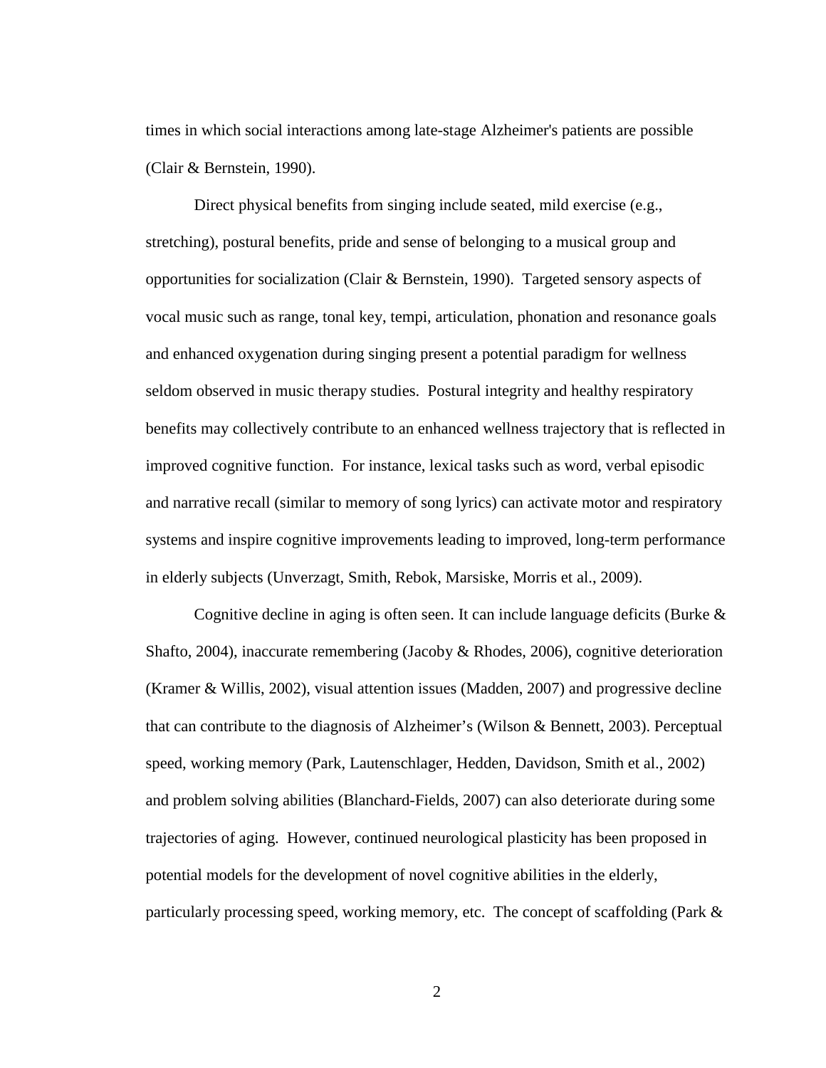times in which social interactions among late-stage Alzheimer's patients are possible (Clair & Bernstein, 1990).

Direct physical benefits from singing include seated, mild exercise (e.g., stretching), postural benefits, pride and sense of belonging to a musical group and opportunities for socialization (Clair & Bernstein, 1990). Targeted sensory aspects of vocal music such as range, tonal key, tempi, articulation, phonation and resonance goals and enhanced oxygenation during singing present a potential paradigm for wellness seldom observed in music therapy studies. Postural integrity and healthy respiratory benefits may collectively contribute to an enhanced wellness trajectory that is reflected in improved cognitive function. For instance, lexical tasks such as word, verbal episodic and narrative recall (similar to memory of song lyrics) can activate motor and respiratory systems and inspire cognitive improvements leading to improved, long-term performance in elderly subjects (Unverzagt, Smith, Rebok, Marsiske, Morris et al., 2009).

Cognitive decline in aging is often seen. It can include language deficits (Burke & Shafto, 2004), inaccurate remembering (Jacoby & Rhodes, 2006), cognitive deterioration (Kramer & Willis, 2002), visual attention issues (Madden, 2007) and progressive decline that can contribute to the diagnosis of Alzheimer's (Wilson & Bennett, 2003). Perceptual speed, working memory (Park, Lautenschlager, Hedden, Davidson, Smith et al., 2002) and problem solving abilities (Blanchard-Fields, 2007) can also deteriorate during some trajectories of aging. However, continued neurological plasticity has been proposed in potential models for the development of novel cognitive abilities in the elderly, particularly processing speed, working memory, etc. The concept of scaffolding (Park &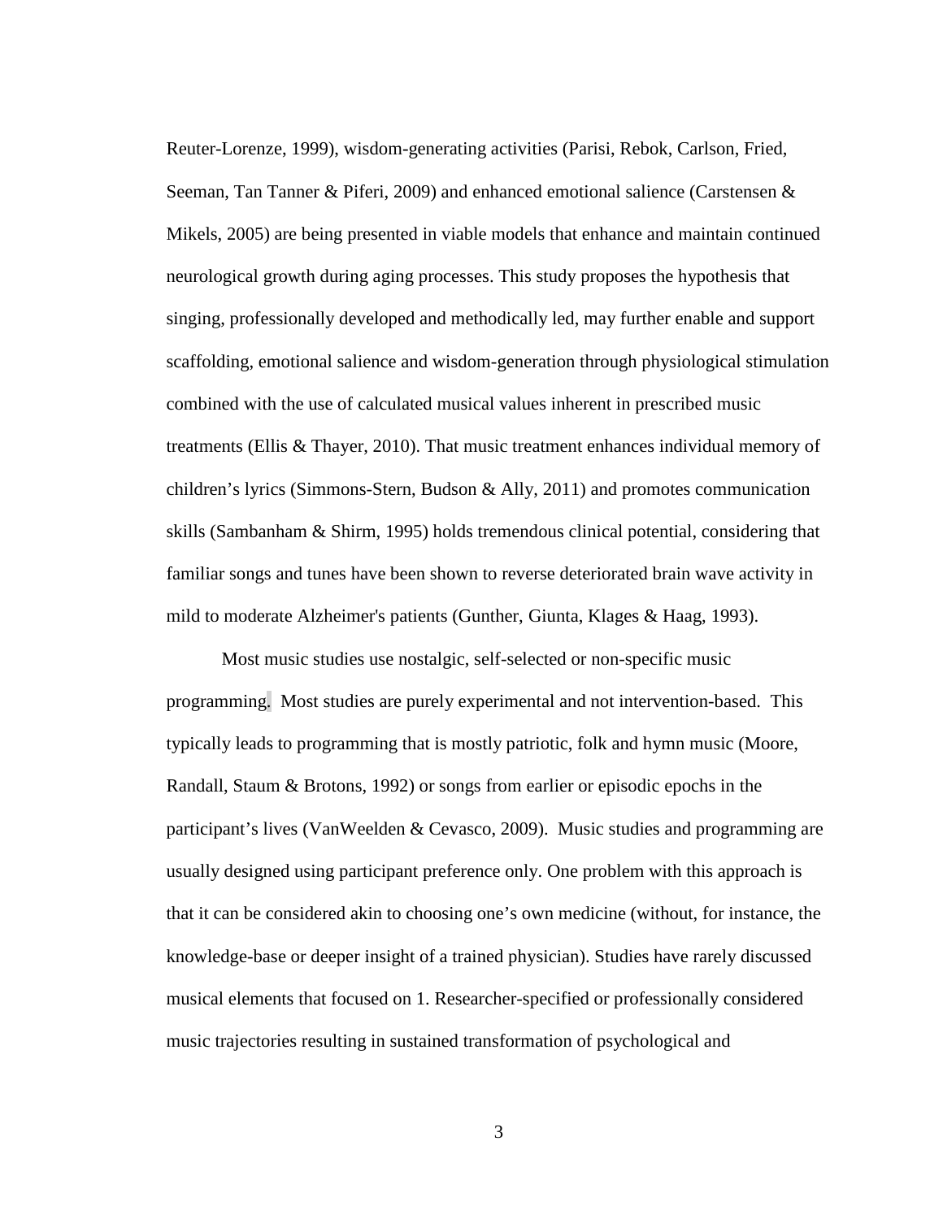Reuter-Lorenze, 1999), wisdom-generating activities (Parisi, Rebok, Carlson, Fried, Seeman, Tan Tanner & Piferi, 2009) and enhanced emotional salience (Carstensen & Mikels, 2005) are being presented in viable models that enhance and maintain continued neurological growth during aging processes. This study proposes the hypothesis that singing, professionally developed and methodically led, may further enable and support scaffolding, emotional salience and wisdom-generation through physiological stimulation combined with the use of calculated musical values inherent in prescribed music treatments (Ellis & Thayer, 2010). That music treatment enhances individual memory of children's lyrics (Simmons-Stern, Budson & Ally, 2011) and promotes communication skills (Sambanham & Shirm, 1995) holds tremendous clinical potential, considering that familiar songs and tunes have been shown to reverse deteriorated brain wave activity in mild to moderate Alzheimer's patients (Gunther, Giunta, Klages & Haag, 1993).

Most music studies use nostalgic, self-selected or non-specific music programming. Most studies are purely experimental and not intervention-based. This typically leads to programming that is mostly patriotic, folk and hymn music (Moore, Randall, Staum & Brotons, 1992) or songs from earlier or episodic epochs in the participant's lives (VanWeelden & Cevasco, 2009). Music studies and programming are usually designed using participant preference only. One problem with this approach is that it can be considered akin to choosing one's own medicine (without, for instance, the knowledge-base or deeper insight of a trained physician). Studies have rarely discussed musical elements that focused on 1. Researcher-specified or professionally considered music trajectories resulting in sustained transformation of psychological and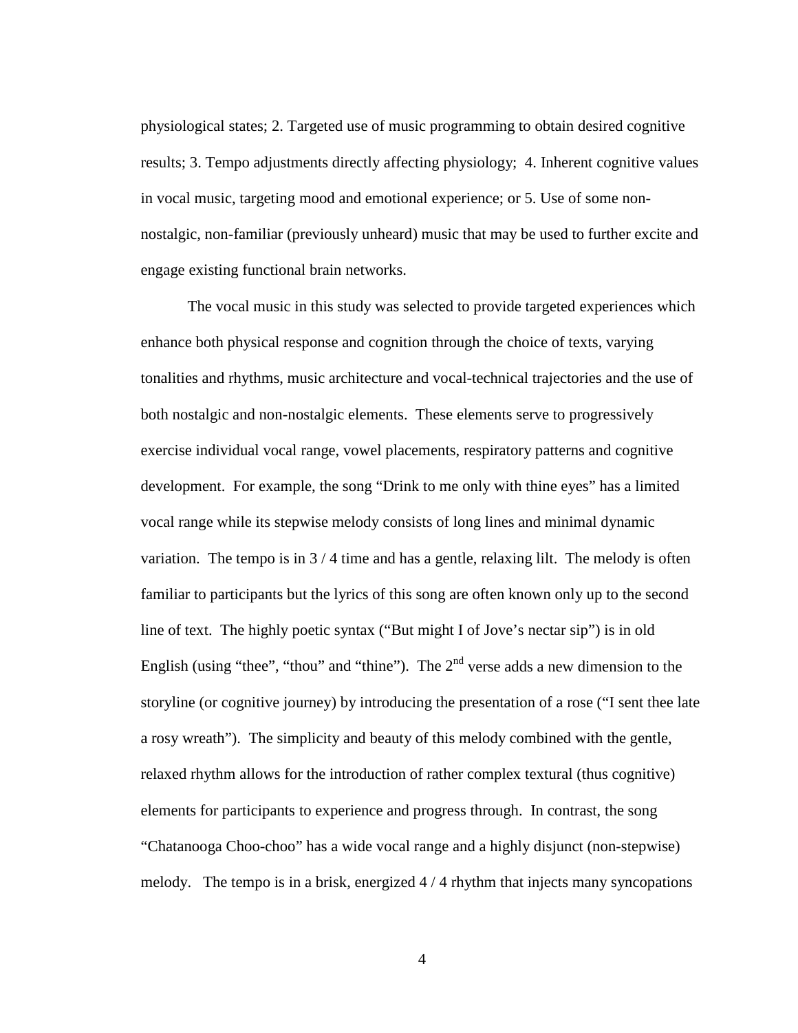physiological states; 2. Targeted use of music programming to obtain desired cognitive results; 3. Tempo adjustments directly affecting physiology; 4. Inherent cognitive values in vocal music, targeting mood and emotional experience; or 5. Use of some non-nostalgic, non-familiar (previously unheard) music that may be used to further excite and engage existing functional brain networks.

The vocal music in this study was selected to provide targeted experiences which enhance both physical response and cognition through the choice of texts, varying tonalities and rhythms, music architecture and vocal-technical trajectories and the use of both nostalgic and non-nostalgic elements. These elements serve to progressively exercise individual vocal range, vowel placements, respiratory patterns and cognitive development. For example, the song "Drink to me only with thine eyes" has a limited vocal range while its stepwise melody consists of long lines and minimal dynamic variation. The tempo is in 3 / 4 time and has a gentle, relaxing lilt. The melody is often familiar to participants but the lyrics of this song are often known only up to the second line of text. The highly poetic syntax ("But might I of Jove's nectar sip") is in old English (using "thee", "thou" and "thine"). The 2nd verse adds a new dimension to the storyline (or cognitive journey) by introducing the presentation of a rose ("I sent thee late a rosy wreath"). The simplicity and beauty of this melody combined with the gentle, relaxed rhythm allows for the introduction of rather complex textural (thus cognitive) elements for participants to experience and progress through. In contrast, the song "Chatanooga Choo-choo" has a wide vocal range and a highly disjunct (non-stepwise) melody. The tempo is in a brisk, energized 4 / 4 rhythm that injects many syncopations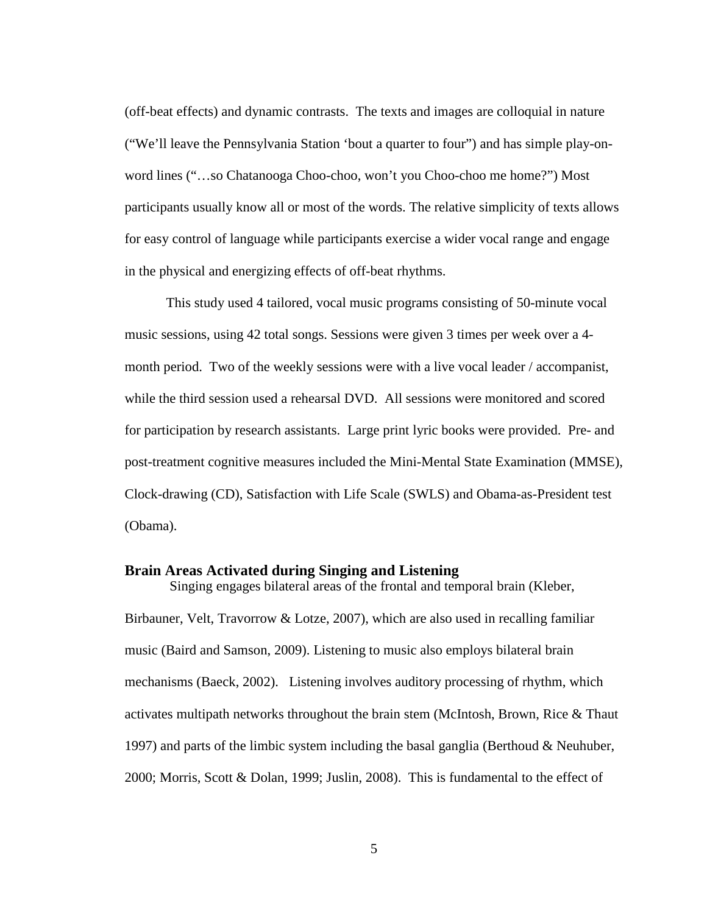(off-beat effects) and dynamic contrasts. The texts and images are colloquial in nature ("We'll leave the Pennsylvania Station 'bout a quarter to four") and has simple play-on-word lines ("…so Chatanooga Choo-choo, won't you Choo-choo me home?") Most participants usually know all or most of the words. The relative simplicity of texts allows for easy control of language while participants exercise a wider vocal range and engage in the physical and energizing effects of off-beat rhythms.

This study used 4 tailored, vocal music programs consisting of 50-minute vocal music sessions, using 42 total songs. Sessions were given 3 times per week over a 4-month period. Two of the weekly sessions were with a live vocal leader / accompanist, while the third session used a rehearsal DVD. All sessions were monitored and scored for participation by research assistants. Large print lyric books were provided. Pre- and post-treatment cognitive measures included the Mini-Mental State Examination (MMSE), Clock-drawing (CD), Satisfaction with Life Scale (SWLS) and Obama-as-President test (Obama).

### Brain Areas Activated during Singing and Listening

Singing engages bilateral areas of the frontal and temporal brain (Kleber, Birbauner, Velt, Travorrow & Lotze, 2007), which are also used in recalling familiar music (Baird and Samson, 2009). Listening to music also employs bilateral brain mechanisms (Baeck, 2002). Listening involves auditory processing of rhythm, which activates multipath networks throughout the brain stem (McIntosh, Brown, Rice & Thaut 1997) and parts of the limbic system including the basal ganglia (Berthoud & Neuhuber, 2000; Morris, Scott & Dolan, 1999; Juslin, 2008). This is fundamental to the effect of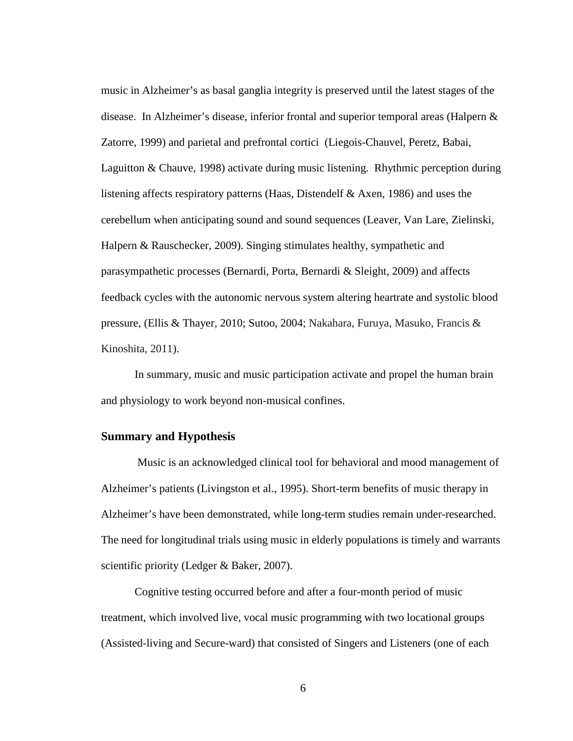music in Alzheimer's as basal ganglia integrity is preserved until the latest stages of the disease. In Alzheimer's disease, inferior frontal and superior temporal areas (Halpern & Zatorre, 1999) and parietal and prefrontal cortici (Liegois-Chauvel, Peretz, Babai, Laguitton & Chauve, 1998) activate during music listening. Rhythmic perception during listening affects respiratory patterns (Haas, Distendelf & Axen, 1986) and uses the cerebellum when anticipating sound and sound sequences (Leaver, Van Lare, Zielinski, Halpern & Rauschecker, 2009). Singing stimulates healthy, sympathetic and parasympathetic processes (Bernardi, Porta, Bernardi & Sleight, 2009) and affects feedback cycles with the autonomic nervous system altering heartrate and systolic blood pressure, (Ellis & Thayer, 2010; Sutoo, 2004; Nakahara, Furuya, Masuko, Francis & Kinoshita, 2011).

In summary, music and music participation activate and propel the human brain and physiology to work beyond non-musical confines.

## Summary and Hypothesis

Music is an acknowledged clinical tool for behavioral and mood management of Alzheimer's patients (Livingston et al., 1995). Short-term benefits of music therapy in Alzheimer's have been demonstrated, while long-term studies remain under-researched. The need for longitudinal trials using music in elderly populations is timely and warrants scientific priority (Ledger & Baker, 2007).

Cognitive testing occurred before and after a four-month period of music treatment, which involved live, vocal music programming with two locational groups (Assisted-living and Secure-ward) that consisted of Singers and Listeners (one of each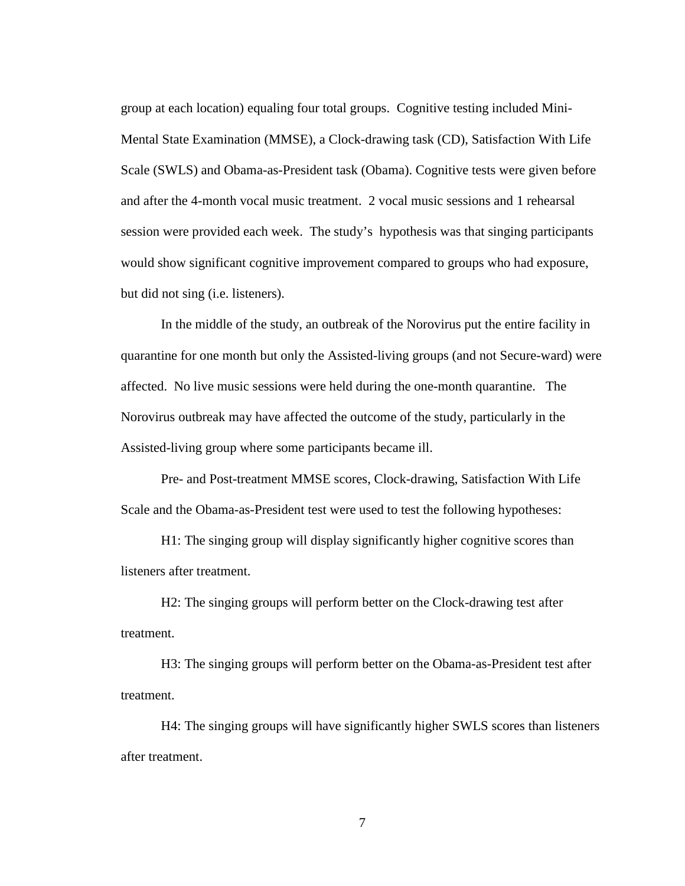group at each location) equaling four total groups. Cognitive testing included Mini-Mental State Examination (MMSE), a Clock-drawing task (CD), Satisfaction With Life Scale (SWLS) and Obama-as-President task (Obama). Cognitive tests were given before and after the 4-month vocal music treatment. 2 vocal music sessions and 1 rehearsal session were provided each week. The study's hypothesis was that singing participants would show significant cognitive improvement compared to groups who had exposure, but did not sing (i.e. listeners).

In the middle of the study, an outbreak of the Norovirus put the entire facility in quarantine for one month but only the Assisted-living groups (and not Secure-ward) were affected. No live music sessions were held during the one-month quarantine. The Norovirus outbreak may have affected the outcome of the study, particularly in the Assisted-living group where some participants became ill.

Pre- and Post-treatment MMSE scores, Clock-drawing, Satisfaction With Life Scale and the Obama-as-President test were used to test the following hypotheses:

H1: The singing group will display significantly higher cognitive scores than listeners after treatment.

H2: The singing groups will perform better on the Clock-drawing test after treatment.

H3: The singing groups will perform better on the Obama-as-President test after treatment.

H4: The singing groups will have significantly higher SWLS scores than listeners after treatment.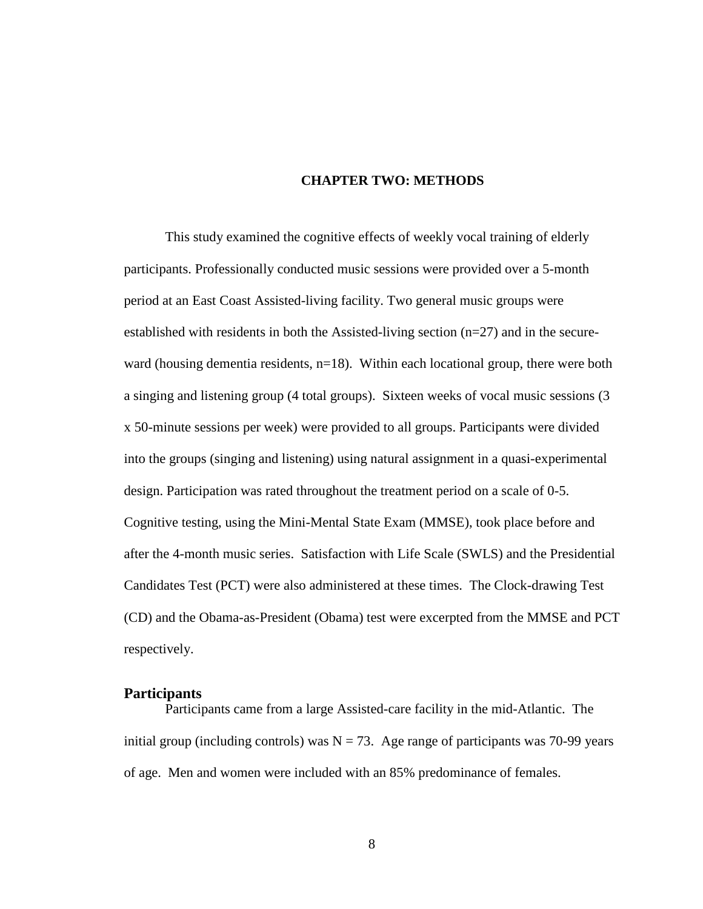# CHAPTER TWO: METHODS

This study examined the cognitive effects of weekly vocal training of elderly participants. Professionally conducted music sessions were provided over a 5-month period at an East Coast Assisted-living facility. Two general music groups were established with residents in both the Assisted-living section (n=27) and in the secure-ward (housing dementia residents, n=18). Within each locational group, there were both a singing and listening group (4 total groups). Sixteen weeks of vocal music sessions (3 x 50-minute sessions per week) were provided to all groups. Participants were divided into the groups (singing and listening) using natural assignment in a quasi-experimental design. Participation was rated throughout the treatment period on a scale of 0-5. Cognitive testing, using the Mini-Mental State Exam (MMSE), took place before and after the 4-month music series. Satisfaction with Life Scale (SWLS) and the Presidential Candidates Test (PCT) were also administered at these times. The Clock-drawing Test (CD) and the Obama-as-President (Obama) test were excerpted from the MMSE and PCT respectively.

## Participants

Participants came from a large Assisted-care facility in the mid-Atlantic. The initial group (including controls) was N = 73. Age range of participants was 70-99 years of age. Men and women were included with an 85% predominance of females.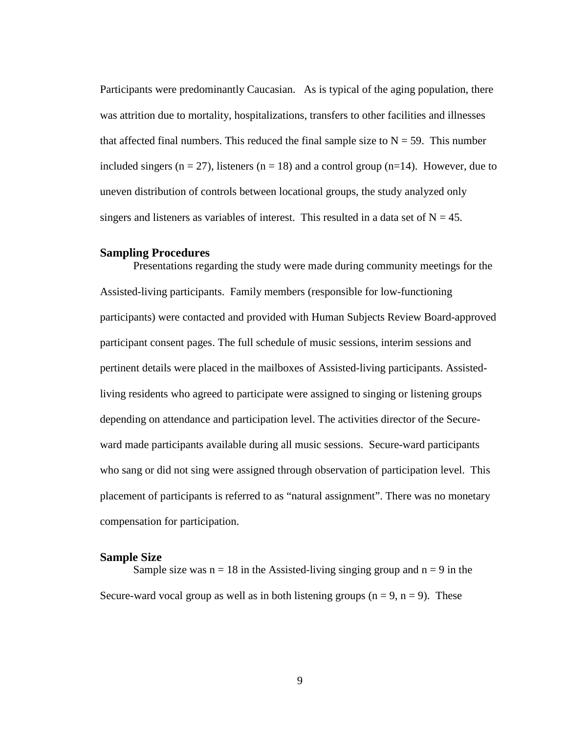Participants were predominantly Caucasian. As is typical of the aging population, there was attrition due to mortality, hospitalizations, transfers to other facilities and illnesses that affected final numbers. This reduced the final sample size to $N = 59$. This number included singers ($n = 27$), listeners ($n = 18$) and a control group ($n=14$). However, due to uneven distribution of controls between locational groups, the study analyzed only singers and listeners as variables of interest. This resulted in a data set of $N = 45$.

### Sampling Procedures

Presentations regarding the study were made during community meetings for the Assisted-living participants. Family members (responsible for low-functioning participants) were contacted and provided with Human Subjects Review Board-approved participant consent pages. The full schedule of music sessions, interim sessions and pertinent details were placed in the mailboxes of Assisted-living participants. Assisted-living residents who agreed to participate were assigned to singing or listening groups depending on attendance and participation level. The activities director of the Secure-ward made participants available during all music sessions. Secure-ward participants who sang or did not sing were assigned through observation of participation level. This placement of participants is referred to as "natural assignment". There was no monetary compensation for participation.

### Sample Size

Sample size was $n = 18$ in the Assisted-living singing group and $n = 9$ in the Secure-ward vocal group as well as in both listening groups ($n = 9$, $n = 9$). These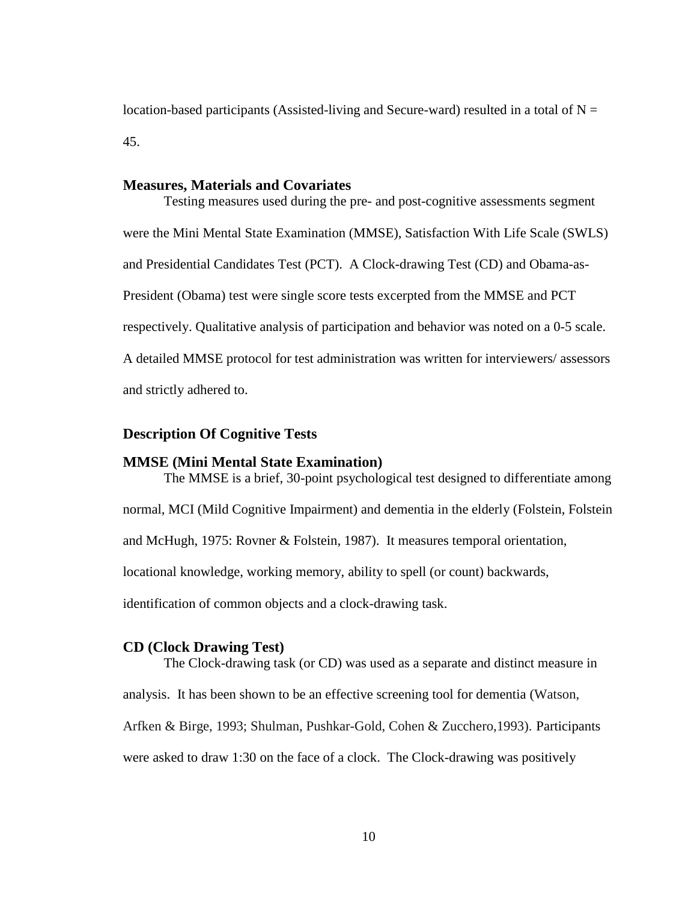location-based participants (Assisted-living and Secure-ward) resulted in a total of N = 45.

## Measures, Materials and Covariates

Testing measures used during the pre- and post-cognitive assessments segment were the Mini Mental State Examination (MMSE), Satisfaction With Life Scale (SWLS) and Presidential Candidates Test (PCT). A Clock-drawing Test (CD) and Obama-as-President (Obama) test were single score tests excerpted from the MMSE and PCT respectively. Qualitative analysis of participation and behavior was noted on a 0-5 scale. A detailed MMSE protocol for test administration was written for interviewers/ assessors and strictly adhered to.

## Description Of Cognitive Tests

### MMSE (Mini Mental State Examination)

The MMSE is a brief, 30-point psychological test designed to differentiate among normal, MCI (Mild Cognitive Impairment) and dementia in the elderly (Folstein, Folstein and McHugh, 1975: Rovner & Folstein, 1987). It measures temporal orientation, locational knowledge, working memory, ability to spell (or count) backwards, identification of common objects and a clock-drawing task.

### CD (Clock Drawing Test)

The Clock-drawing task (or CD) was used as a separate and distinct measure in analysis. It has been shown to be an effective screening tool for dementia (Watson, Arfken & Birge, 1993; Shulman, Pushkar-Gold, Cohen & Zucchero,1993). Participants were asked to draw 1:30 on the face of a clock. The Clock-drawing was positively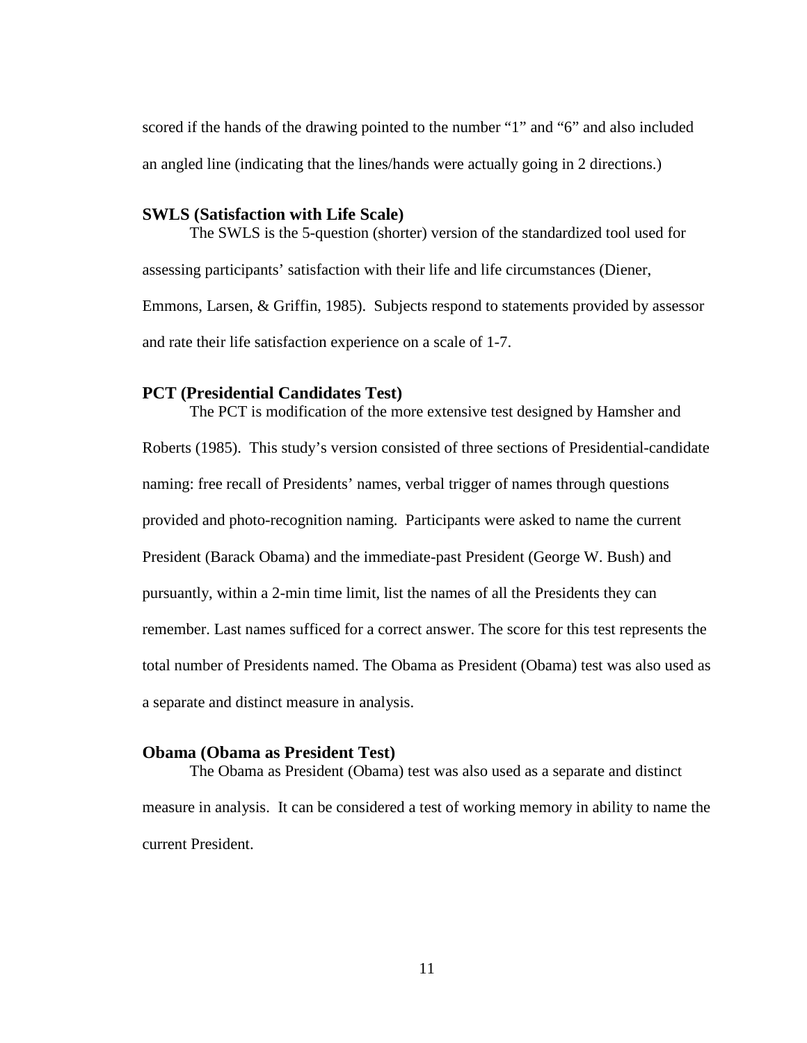scored if the hands of the drawing pointed to the number "1" and "6" and also included an angled line (indicating that the lines/hands were actually going in 2 directions.)

### SWLS (Satisfaction with Life Scale)

The SWLS is the 5-question (shorter) version of the standardized tool used for assessing participants' satisfaction with their life and life circumstances (Diener, Emmons, Larsen, & Griffin, 1985). Subjects respond to statements provided by assessor and rate their life satisfaction experience on a scale of 1-7.

### PCT (Presidential Candidates Test)

The PCT is modification of the more extensive test designed by Hamsher and Roberts (1985). This study's version consisted of three sections of Presidential-candidate naming: free recall of Presidents' names, verbal trigger of names through questions provided and photo-recognition naming. Participants were asked to name the current President (Barack Obama) and the immediate-past President (George W. Bush) and pursuantly, within a 2-min time limit, list the names of all the Presidents they can remember. Last names sufficed for a correct answer. The score for this test represents the total number of Presidents named. The Obama as President (Obama) test was also used as a separate and distinct measure in analysis.

### Obama (Obama as President Test)

The Obama as President (Obama) test was also used as a separate and distinct measure in analysis. It can be considered a test of working memory in ability to name the current President.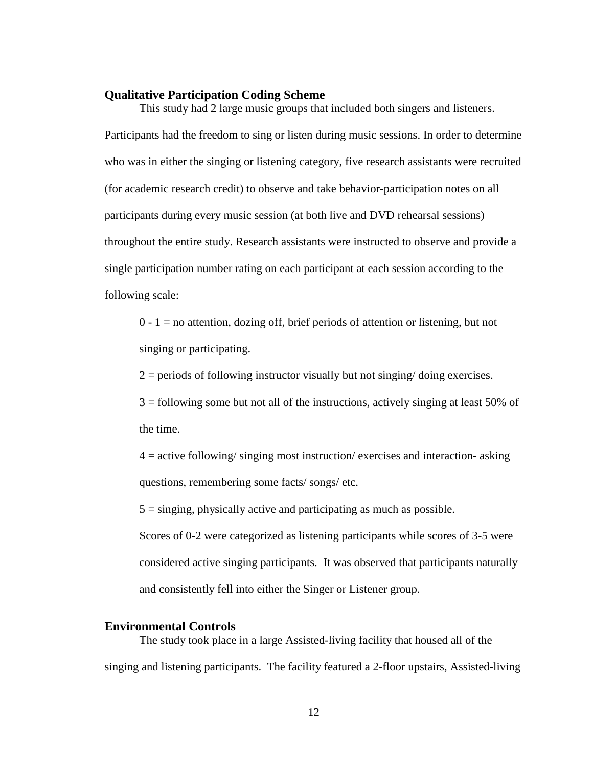### Qualitative Participation Coding Scheme

This study had 2 large music groups that included both singers and listeners. Participants had the freedom to sing or listen during music sessions. In order to determine who was in either the singing or listening category, five research assistants were recruited (for academic research credit) to observe and take behavior-participation notes on all participants during every music session (at both live and DVD rehearsal sessions) throughout the entire study. Research assistants were instructed to observe and provide a single participation number rating on each participant at each session according to the following scale:

0 - 1 = no attention, dozing off, brief periods of attention or listening, but not singing or participating.

2 = periods of following instructor visually but not singing/ doing exercises.

3 = following some but not all of the instructions, actively singing at least 50% of the time.

4 = active following/ singing most instruction/ exercises and interaction- asking questions, remembering some facts/ songs/ etc.

5 = singing, physically active and participating as much as possible.

Scores of 0-2 were categorized as listening participants while scores of 3-5 were considered active singing participants. It was observed that participants naturally and consistently fell into either the Singer or Listener group.

### Environmental Controls

The study took place in a large Assisted-living facility that housed all of the singing and listening participants. The facility featured a 2-floor upstairs, Assisted-living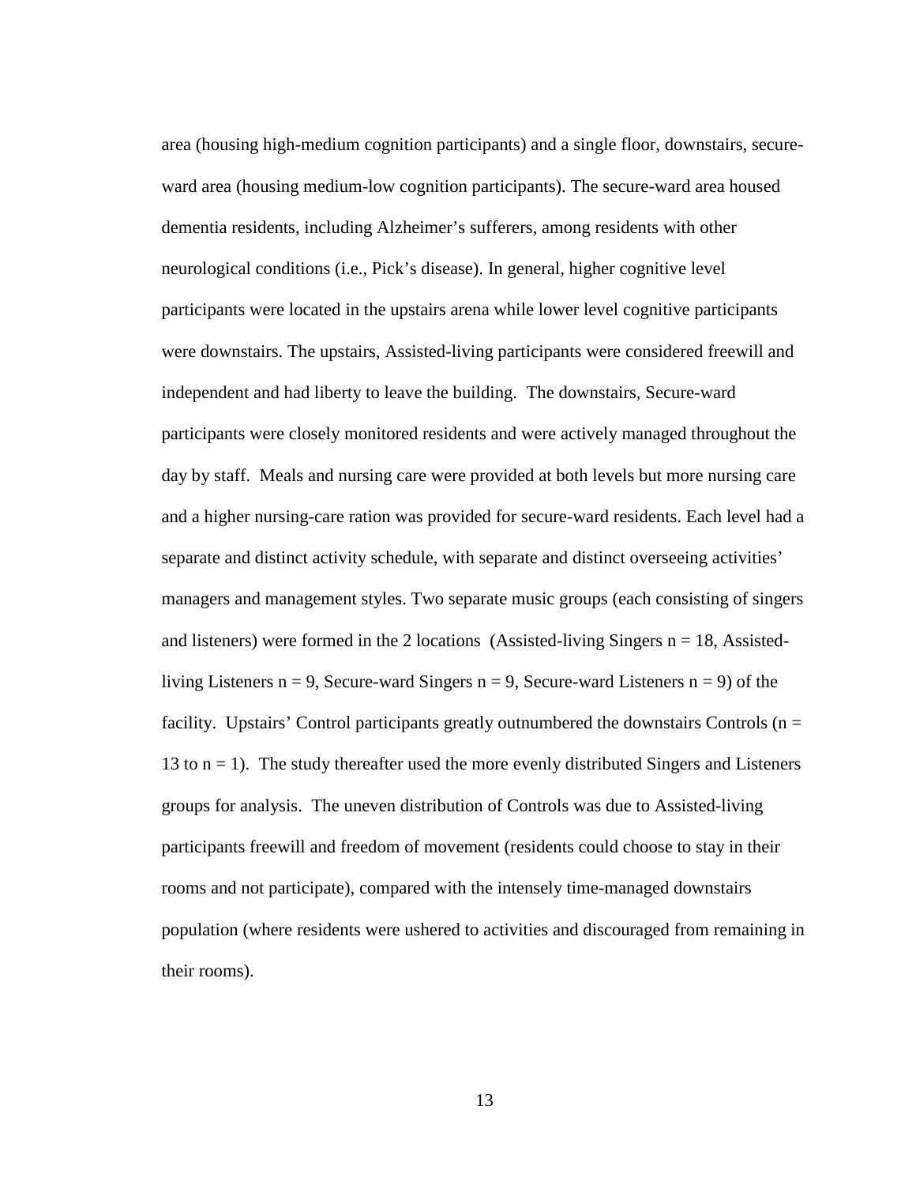area (housing high-medium cognition participants) and a single floor, downstairs, secure-ward area (housing medium-low cognition participants). The secure-ward area housed dementia residents, including Alzheimer's sufferers, among residents with other neurological conditions (i.e., Pick's disease). In general, higher cognitive level participants were located in the upstairs arena while lower level cognitive participants were downstairs. The upstairs, Assisted-living participants were considered freewill and independent and had liberty to leave the building. The downstairs, Secure-ward participants were closely monitored residents and were actively managed throughout the day by staff. Meals and nursing care were provided at both levels but more nursing care and a higher nursing-care ration was provided for secure-ward residents. Each level had a separate and distinct activity schedule, with separate and distinct overseeing activities' managers and management styles. Two separate music groups (each consisting of singers and listeners) were formed in the 2 locations (Assisted-living Singers $n = 18$, Assisted-living Listeners $n = 9$, Secure-ward Singers $n = 9$, Secure-ward Listeners $n = 9$) of the facility. Upstairs' Control participants greatly outnumbered the downstairs Controls ($n = 13$ to $n = 1$). The study thereafter used the more evenly distributed Singers and Listeners groups for analysis. The uneven distribution of Controls was due to Assisted-living participants freewill and freedom of movement (residents could choose to stay in their rooms and not participate), compared with the intensely time-managed downstairs population (where residents were ushered to activities and discouraged from remaining in their rooms).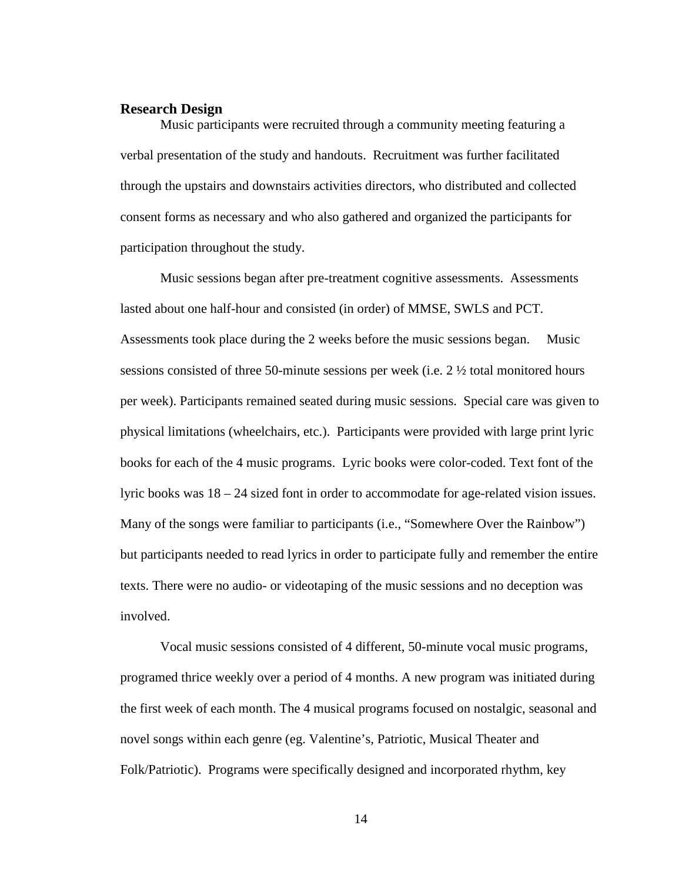### Research Design

Music participants were recruited through a community meeting featuring a verbal presentation of the study and handouts. Recruitment was further facilitated through the upstairs and downstairs activities directors, who distributed and collected consent forms as necessary and who also gathered and organized the participants for participation throughout the study.

Music sessions began after pre-treatment cognitive assessments. Assessments lasted about one half-hour and consisted (in order) of MMSE, SWLS and PCT. Assessments took place during the 2 weeks before the music sessions began. Music sessions consisted of three 50-minute sessions per week (i.e. 2 ½ total monitored hours per week). Participants remained seated during music sessions. Special care was given to physical limitations (wheelchairs, etc.). Participants were provided with large print lyric books for each of the 4 music programs. Lyric books were color-coded. Text font of the lyric books was 18 – 24 sized font in order to accommodate for age-related vision issues. Many of the songs were familiar to participants (i.e., "Somewhere Over the Rainbow") but participants needed to read lyrics in order to participate fully and remember the entire texts. There were no audio- or videotaping of the music sessions and no deception was involved.

Vocal music sessions consisted of 4 different, 50-minute vocal music programs, programed thrice weekly over a period of 4 months. A new program was initiated during the first week of each month. The 4 musical programs focused on nostalgic, seasonal and novel songs within each genre (eg. Valentine's, Patriotic, Musical Theater and Folk/Patriotic). Programs were specifically designed and incorporated rhythm, key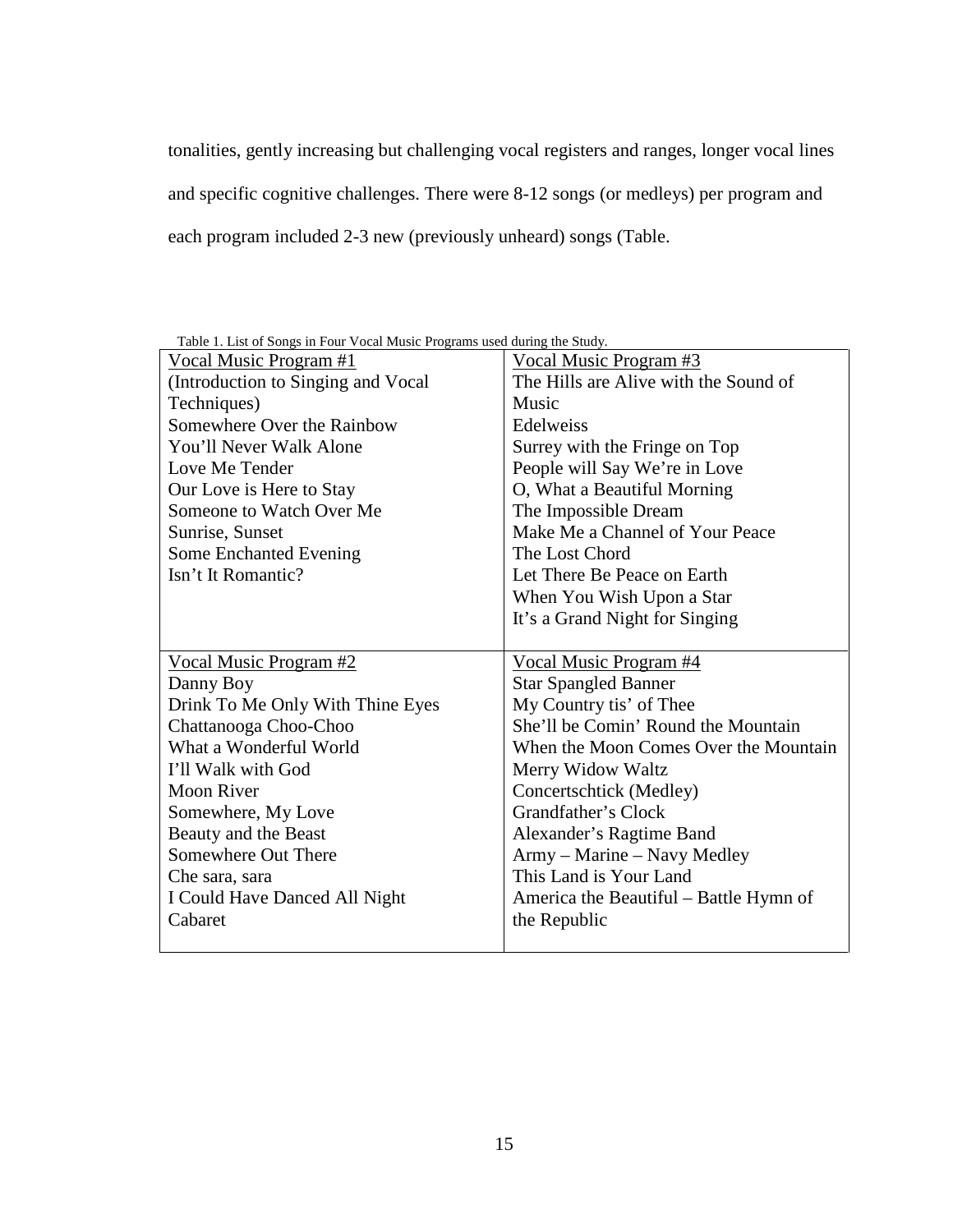tonalities, gently increasing but challenging vocal registers and ranges, longer vocal lines and specific cognitive challenges. There were 8-12 songs (or medleys) per program and each program included 2-3 new (previously unheard) songs (Table.

Table 1. List of Songs in Four Vocal Music Programs used during the Study.

| Vocal Music Program #1 | Vocal Music Program #3 |
|---|---|
| (Introduction to Singing and Vocal Techniques)<br>Somewhere Over the Rainbow<br>You'll Never Walk Alone<br>Love Me Tender<br>Our Love is Here to Stay<br>Someone to Watch Over Me<br>Sunrise, Sunset<br>Some Enchanted Evening<br>Isn't It Romantic? | The Hills are Alive with the Sound of Music<br>Edelweiss<br>Surrey with the Fringe on Top<br>People will Say We're in Love<br>O, What a Beautiful Morning<br>The Impossible Dream<br>Make Me a Channel of Your Peace<br>The Lost Chord<br>Let There Be Peace on Earth<br>When You Wish Upon a Star<br>It's a Grand Night for Singing |
| **Vocal Music Program #2** | **Vocal Music Program #4** |
| Danny Boy<br>Drink To Me Only With Thine Eyes<br>Chattanooga Choo-Choo<br>What a Wonderful World<br>I'll Walk with God<br>Moon River<br>Somewhere, My Love<br>Beauty and the Beast<br>Somewhere Out There<br>Che sara, sara<br>I Could Have Danced All Night<br>Cabaret | Star Spangled Banner<br>My Country tis' of Thee<br>She'll be Comin' Round the Mountain<br>When the Moon Comes Over the Mountain<br>Merry Widow Waltz<br>Concertschtick (Medley)<br>Grandfather's Clock<br>Alexander's Ragtime Band<br>Army – Marine – Navy Medley<br>This Land is Your Land<br>America the Beautiful – Battle Hymn of the Republic |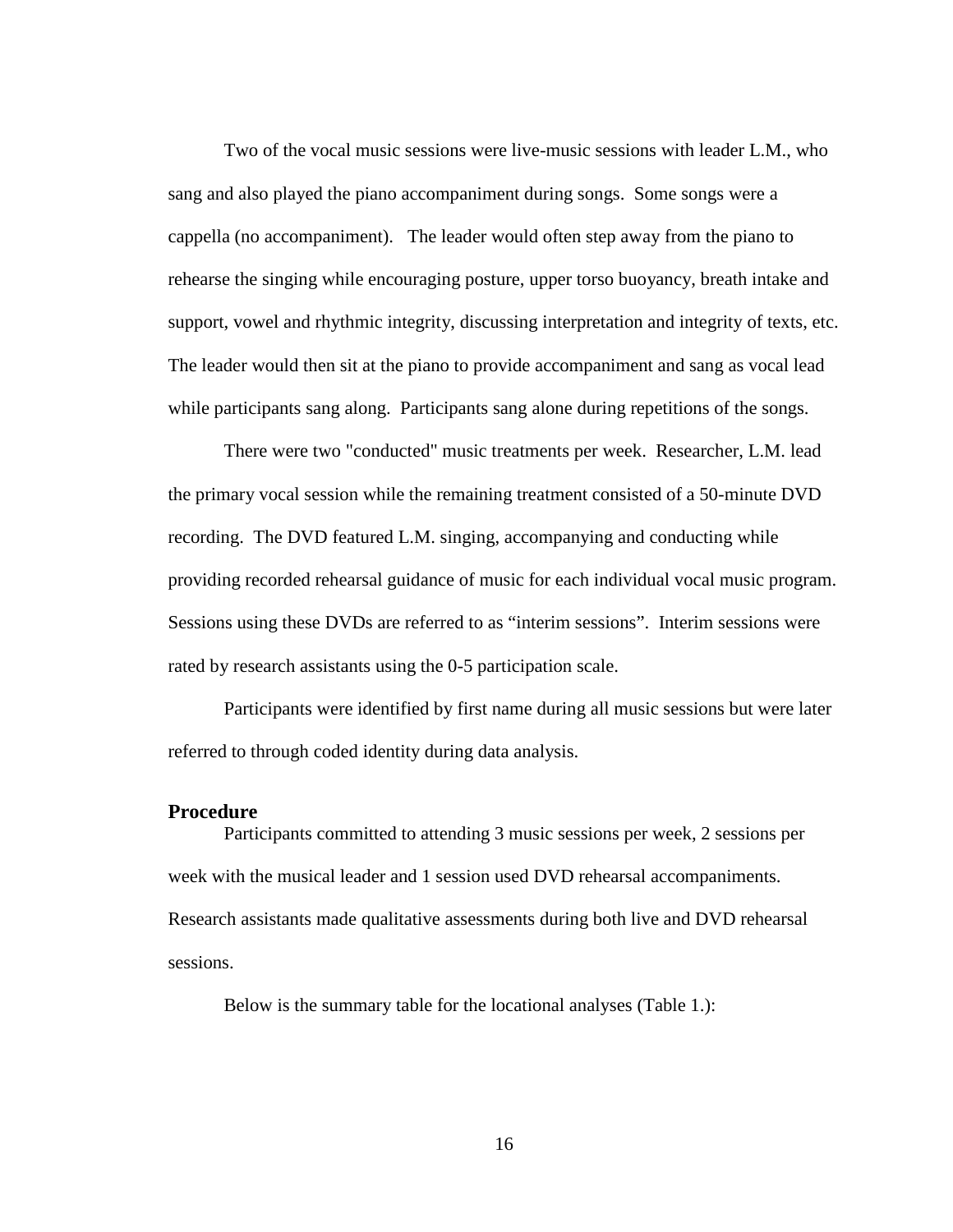Two of the vocal music sessions were live-music sessions with leader L.M., who sang and also played the piano accompaniment during songs. Some songs were a cappella (no accompaniment). The leader would often step away from the piano to rehearse the singing while encouraging posture, upper torso buoyancy, breath intake and support, vowel and rhythmic integrity, discussing interpretation and integrity of texts, etc. The leader would then sit at the piano to provide accompaniment and sang as vocal lead while participants sang along. Participants sang alone during repetitions of the songs.

There were two "conducted" music treatments per week. Researcher, L.M. lead the primary vocal session while the remaining treatment consisted of a 50-minute DVD recording. The DVD featured L.M. singing, accompanying and conducting while providing recorded rehearsal guidance of music for each individual vocal music program. Sessions using these DVDs are referred to as "interim sessions". Interim sessions were rated by research assistants using the 0-5 participation scale.

Participants were identified by first name during all music sessions but were later referred to through coded identity during data analysis.

## Procedure

Participants committed to attending 3 music sessions per week, 2 sessions per week with the musical leader and 1 session used DVD rehearsal accompaniments. Research assistants made qualitative assessments during both live and DVD rehearsal sessions.

Below is the summary table for the locational analyses (Table 1.):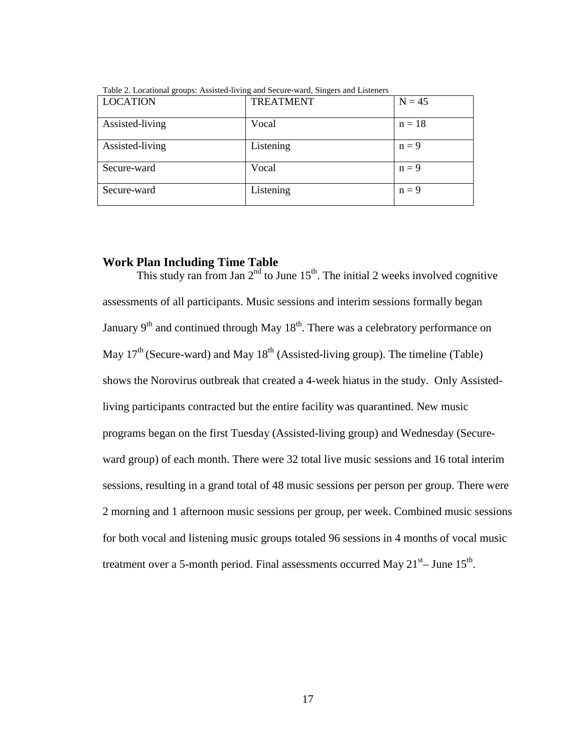Table 2. Locational groups: Assisted-living and Secure-ward, Singers and Listeners

| LOCATION | TREATMENT | N = 45 |
| --- | --- | --- |
| Assisted-living | Vocal | n = 18 |
| Assisted-living | Listening | n = 9 |
| Secure-ward | Vocal | n = 9 |
| Secure-ward | Listening | n = 9 |

## Work Plan Including Time Table

This study ran from Jan 2nd to June 15th. The initial 2 weeks involved cognitive assessments of all participants. Music sessions and interim sessions formally began January 9th and continued through May 18th. There was a celebratory performance on May 17th (Secure-ward) and May 18th (Assisted-living group). The timeline (Table) shows the Norovirus outbreak that created a 4-week hiatus in the study. Only Assisted-living participants contracted but the entire facility was quarantined. New music programs began on the first Tuesday (Assisted-living group) and Wednesday (Secure-ward group) of each month. There were 32 total live music sessions and 16 total interim sessions, resulting in a grand total of 48 music sessions per person per group. There were 2 morning and 1 afternoon music sessions per group, per week. Combined music sessions for both vocal and listening music groups totaled 96 sessions in 4 months of vocal music treatment over a 5-month period. Final assessments occurred May 21st– June 15th.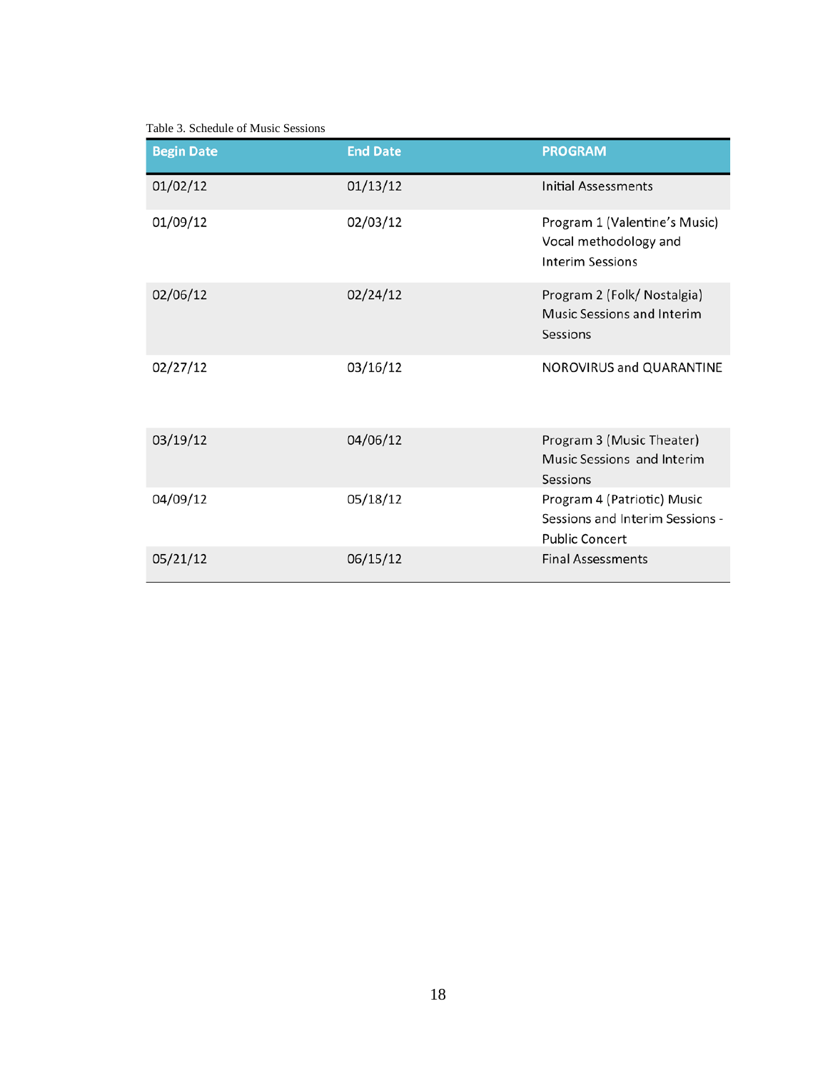Table 3. Schedule of Music Sessions

| Begin Date | End Date | PROGRAM |
|---|---|---|
| 01/02/12 | 01/13/12 | Initial Assessments |
| 01/09/12 | 02/03/12 | Program 1 (Valentine's Music) Vocal methodology and Interim Sessions |
| 02/06/12 | 02/24/12 | Program 2 (Folk/ Nostalgia) Music Sessions and Interim Sessions |
| 02/27/12 | 03/16/12 | NOROVIRUS and QUARANTINE |
| 03/19/12 | 04/06/12 | Program 3 (Music Theater) Music Sessions and Interim Sessions |
| 04/09/12 | 05/18/12 | Program 4 (Patriotic) Music Sessions and Interim Sessions - Public Concert |
| 05/21/12 | 06/15/12 | Final Assessments |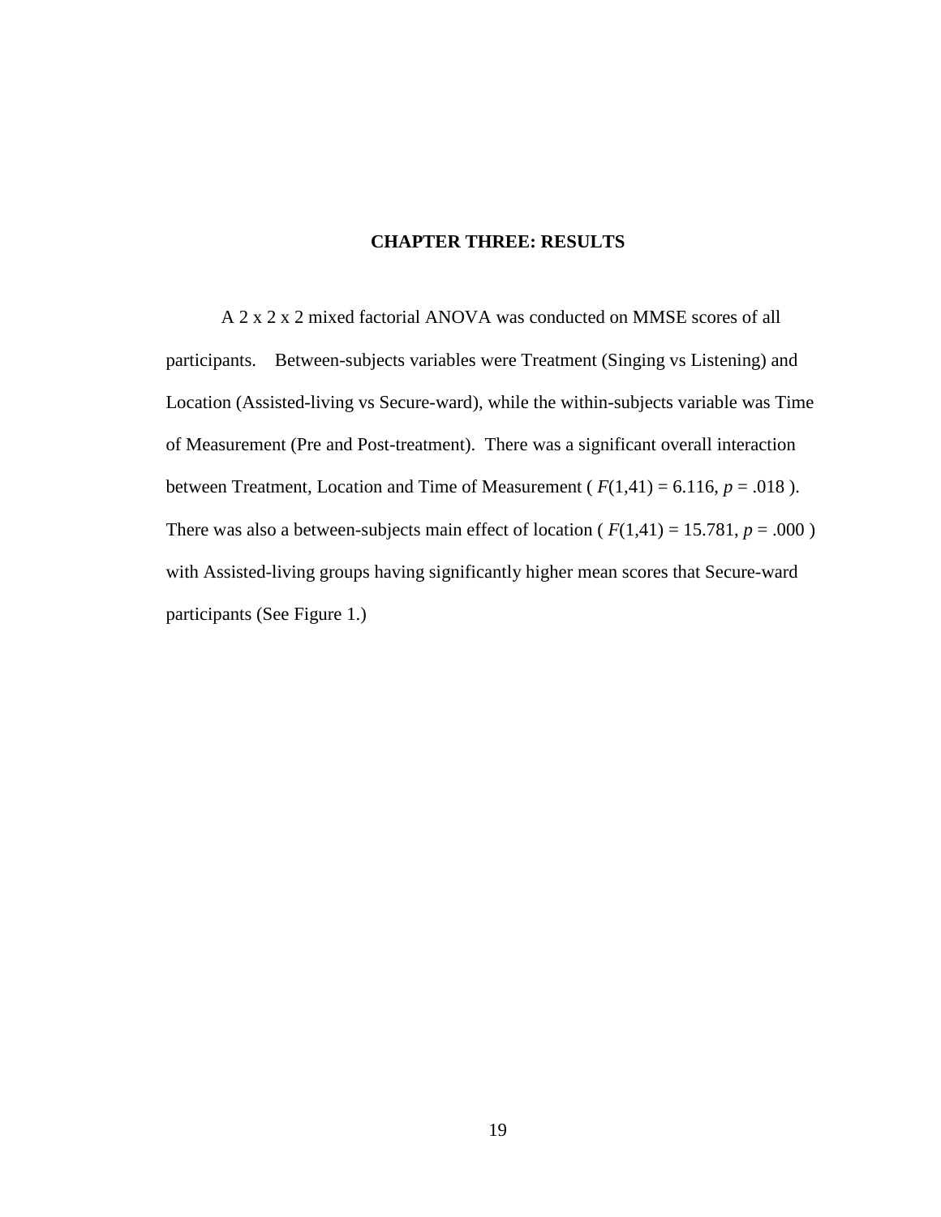# CHAPTER THREE: RESULTS

A 2 x 2 x 2 mixed factorial ANOVA was conducted on MMSE scores of all participants. Between-subjects variables were Treatment (Singing vs Listening) and Location (Assisted-living vs Secure-ward), while the within-subjects variable was Time of Measurement (Pre and Post-treatment). There was a significant overall interaction between Treatment, Location and Time of Measurement ( $F(1,41) = 6.116$, $p = .018$ ). There was also a between-subjects main effect of location ( $F(1,41) = 15.781$, $p = .000$ ) with Assisted-living groups having significantly higher mean scores that Secure-ward participants (See Figure 1.)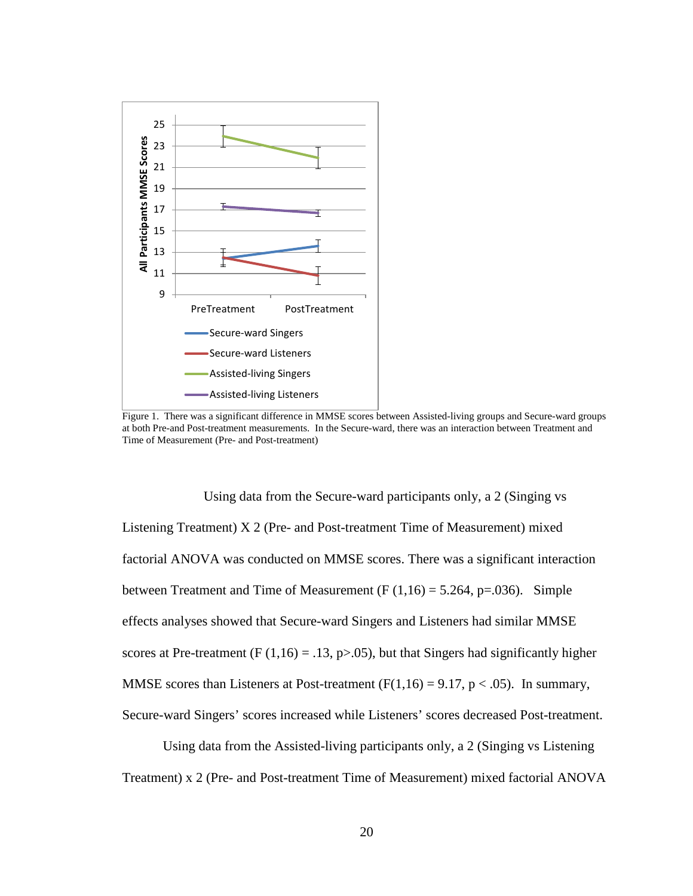Figure 1. There was a significant difference in MMSE scores between Assisted-living groups and Secure-ward groups at both Pre-and Post-treatment measurements. In the Secure-ward, there was an interaction between Treatment and Time of Measurement (Pre- and Post-treatment)

Using data from the Secure-ward participants only, a 2 (Singing vs Listening Treatment) X 2 (Pre- and Post-treatment Time of Measurement) mixed factorial ANOVA was conducted on MMSE scores. There was a significant interaction between Treatment and Time of Measurement ($F(1,16) = 5.264$, $p=.036$). Simple effects analyses showed that Secure-ward Singers and Listeners had similar MMSE scores at Pre-treatment ($F(1,16) = .13$, $p>.05$), but that Singers had significantly higher MMSE scores than Listeners at Post-treatment ($F(1,16) = 9.17$, $p < .05$). In summary, Secure-ward Singers' scores increased while Listeners' scores decreased Post-treatment.

Using data from the Assisted-living participants only, a 2 (Singing vs Listening Treatment) x 2 (Pre- and Post-treatment Time of Measurement) mixed factorial ANOVA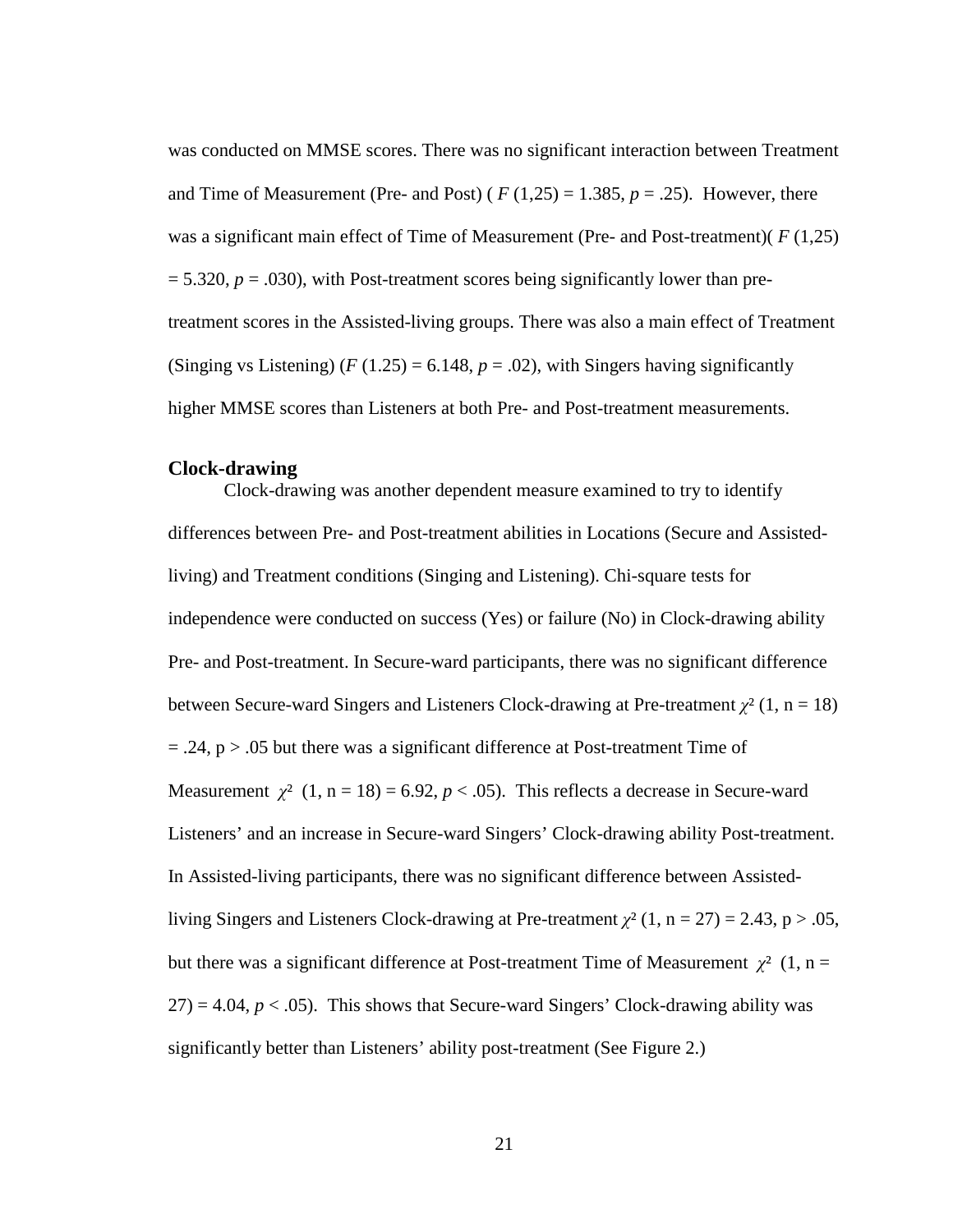was conducted on MMSE scores. There was no significant interaction between Treatment and Time of Measurement (Pre- and Post) ( $F\ (1,25) = 1.385$, $p = .25$). However, there was a significant main effect of Time of Measurement (Pre- and Post-treatment)( $F\ (1,25) = 5.320$, $p = .030$), with Post-treatment scores being significantly lower than pre-treatment scores in the Assisted-living groups. There was also a main effect of Treatment (Singing vs Listening) ($F\ (1.25) = 6.148$, $p = .02$), with Singers having significantly higher MMSE scores than Listeners at both Pre- and Post-treatment measurements.

### Clock-drawing

Clock-drawing was another dependent measure examined to try to identify differences between Pre- and Post-treatment abilities in Locations (Secure and Assisted-living) and Treatment conditions (Singing and Listening). Chi-square tests for independence were conducted on success (Yes) or failure (No) in Clock-drawing ability Pre- and Post-treatment. In Secure-ward participants, there was no significant difference between Secure-ward Singers and Listeners Clock-drawing at Pre-treatment $\chi^2\ (1, n = 18) = .24$, $p > .05$ but there was a significant difference at Post-treatment Time of Measurement $\chi^2\ (1, n = 18) = 6.92$, $p < .05$). This reflects a decrease in Secure-ward Listeners' and an increase in Secure-ward Singers' Clock-drawing ability Post-treatment. In Assisted-living participants, there was no significant difference between Assisted-living Singers and Listeners Clock-drawing at Pre-treatment $\chi^2\ (1, n = 27) = 2.43$, $p > .05$, but there was a significant difference at Post-treatment Time of Measurement $\chi^2\ (1, n = 27) = 4.04$, $p < .05$). This shows that Secure-ward Singers' Clock-drawing ability was significantly better than Listeners' ability post-treatment (See Figure 2.)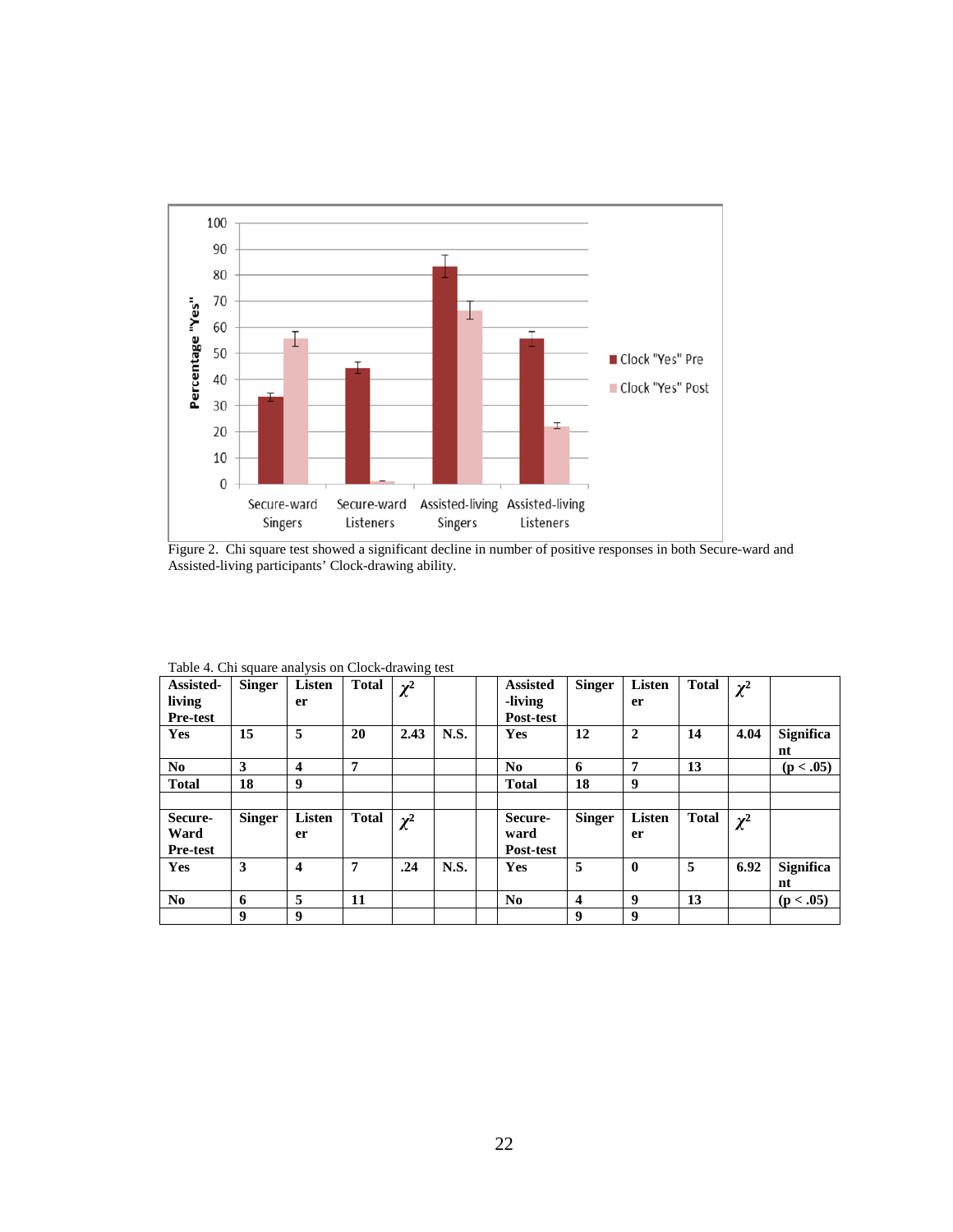Figure 2. Chi square test showed a significant decline in number of positive responses in both Secure-ward and Assisted-living participants' Clock-drawing ability.

Table 4. Chi square analysis on Clock-drawing test

| **Assisted-living Pre-test** | **Singer** | **Listener** | **Total** | $\chi^2$ | | | **Assisted-living Post-test** | **Singer** | **Listener** | **Total** | $\chi^2$ | |
|---|---|---|---|---|---|---|---|---|---|---|---|---|
| **Yes** | **15** | **5** | **20** | **2.43** | **N.S.** | | **Yes** | **12** | **2** | **14** | **4.04** | **Significant** |
| **No** | **3** | **4** | **7** | | | | **No** | **6** | **7** | **13** | | **(p < .05)** |
| **Total** | **18** | **9** | | | | | **Total** | **18** | **9** | | | |
| | | | | | | | | | | | | |
| **Secure-Ward Pre-test** | **Singer** | **Listener** | **Total** | $\chi^2$ | | | **Secure-ward Post-test** | **Singer** | **Listener** | **Total** | $\chi^2$ | |
| **Yes** | **3** | **4** | **7** | **.24** | **N.S.** | | **Yes** | **5** | **0** | **5** | **6.92** | **Significant** |
| **No** | **6** | **5** | **11** | | | | **No** | **4** | **9** | **13** | | **(p < .05)** |
| | **9** | **9** | | | | | | **9** | **9** | | | |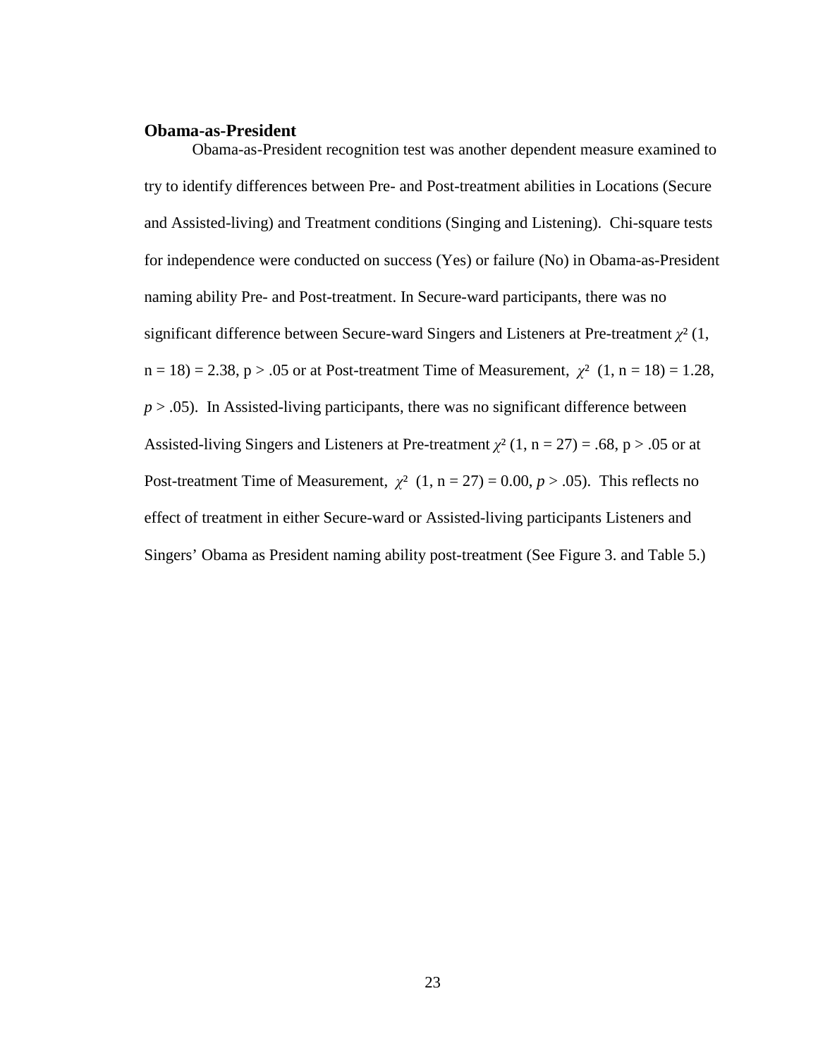**Obama-as-President**

Obama-as-President recognition test was another dependent measure examined to try to identify differences between Pre- and Post-treatment abilities in Locations (Secure and Assisted-living) and Treatment conditions (Singing and Listening). Chi-square tests for independence were conducted on success (Yes) or failure (No) in Obama-as-President naming ability Pre- and Post-treatment. In Secure-ward participants, there was no significant difference between Secure-ward Singers and Listeners at Pre-treatment $\chi^2$ (1, n = 18) = 2.38, p > .05 or at Post-treatment Time of Measurement, $\chi^2$ (1, n = 18) = 1.28, *p* > .05). In Assisted-living participants, there was no significant difference between Assisted-living Singers and Listeners at Pre-treatment $\chi^2$ (1, n = 27) = .68, p > .05 or at Post-treatment Time of Measurement, $\chi^2$ (1, n = 27) = 0.00, *p* > .05). This reflects no effect of treatment in either Secure-ward or Assisted-living participants Listeners and Singers' Obama as President naming ability post-treatment (See Figure 3. and Table 5.)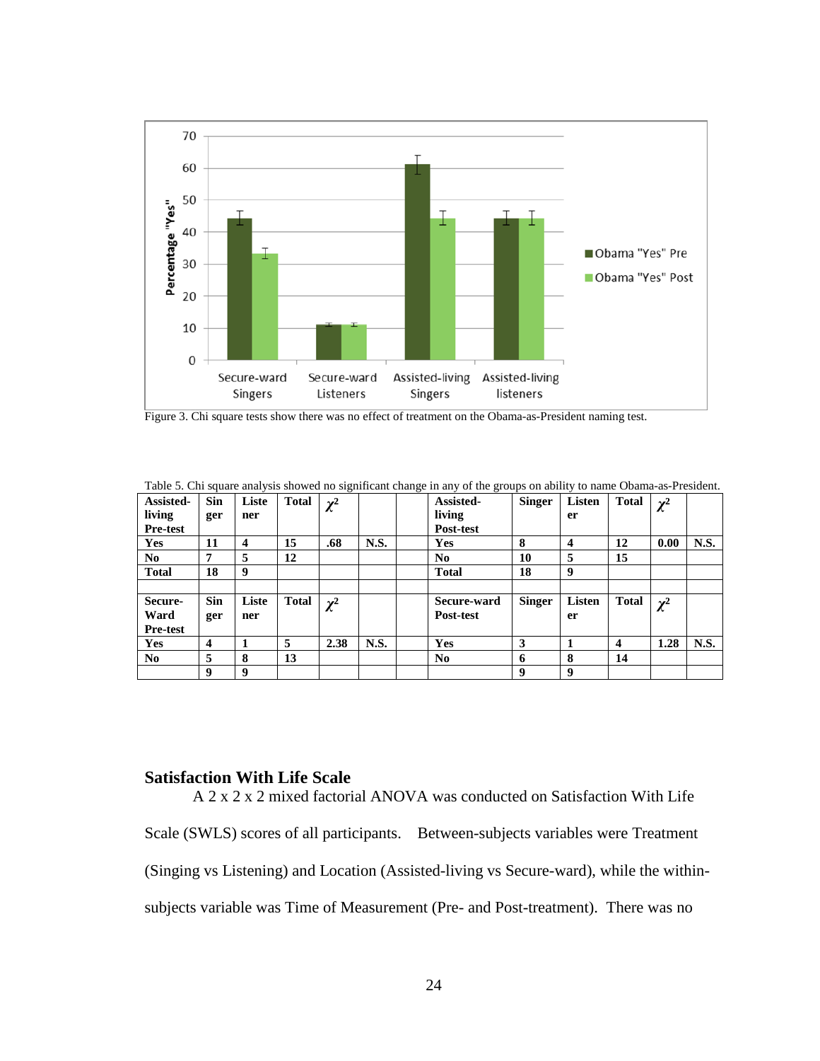Figure 3. Chi square tests show there was no effect of treatment on the Obama-as-President naming test.

Table 5. Chi square analysis showed no significant change in any of the groups on ability to name Obama-as-President.

| Assisted-living Pre-test | Singer | Listener | Total | $\chi^2$ | | | Assisted-living Post-test | Singer | Listener | Total | $\chi^2$ | |
|---|---|---|---|---|---|---|---|---|---|---|---|---|
| **Yes** | **11** | **4** | **15** | **.68** | **N.S.** | | **Yes** | **8** | **4** | **12** | **0.00** | **N.S.** |
| **No** | **7** | **5** | **12** | | | | **No** | **10** | **5** | **15** | | |
| **Total** | **18** | **9** | | | | | **Total** | **18** | **9** | | | |
| | | | | | | | | | | | | |
| **Secure-Ward Pre-test** | **Singer** | **Listener** | **Total** | $\chi^2$ | | | **Secure-ward Post-test** | **Singer** | **Listener** | **Total** | $\chi^2$ | |
| **Yes** | **4** | **1** | **5** | **2.38** | **N.S.** | | **Yes** | **3** | **1** | **4** | **1.28** | **N.S.** |
| **No** | **5** | **8** | **13** | | | | **No** | **6** | **8** | **14** | | |
| | **9** | **9** | | | | | | **9** | **9** | | | |

## Satisfaction With Life Scale

A 2 x 2 x 2 mixed factorial ANOVA was conducted on Satisfaction With Life Scale (SWLS) scores of all participants. Between-subjects variables were Treatment (Singing vs Listening) and Location (Assisted-living vs Secure-ward), while the within-subjects variable was Time of Measurement (Pre- and Post-treatment). There was no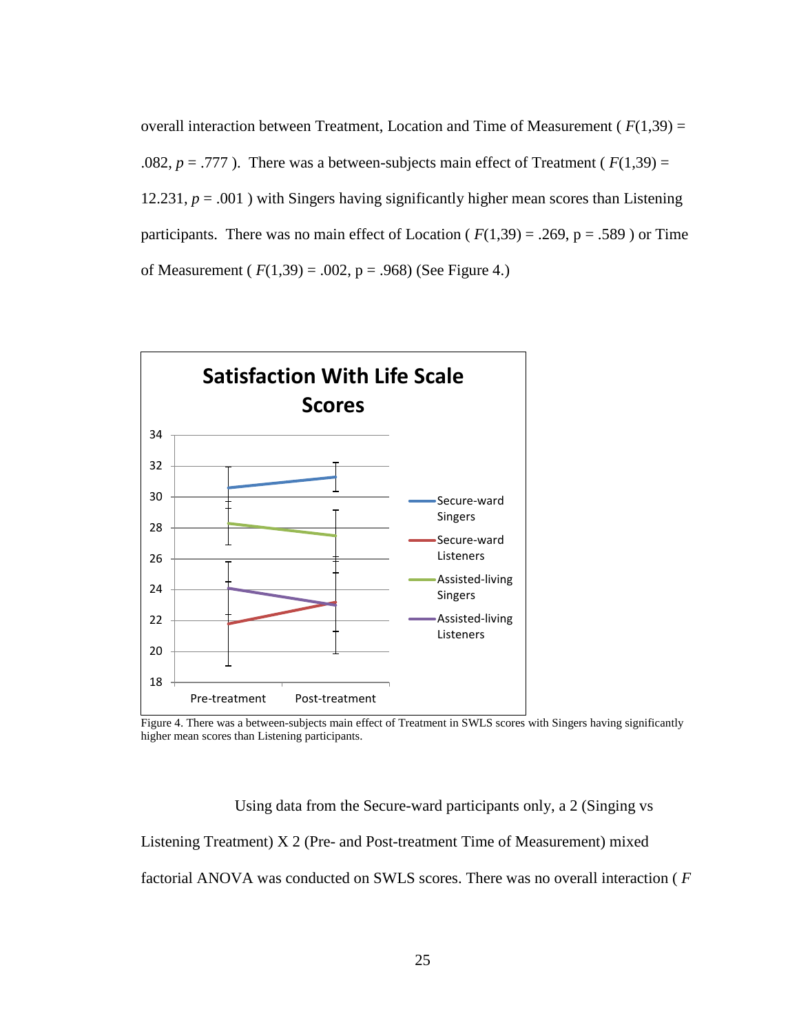overall interaction between Treatment, Location and Time of Measurement ( $F(1,39)$ = .082, $p$ = .777 ). There was a between-subjects main effect of Treatment ( $F(1,39)$ = 12.231, $p$ = .001 ) with Singers having significantly higher mean scores than Listening participants. There was no main effect of Location ( $F(1,39)$ = .269, p = .589 ) or Time of Measurement ( $F(1,39)$ = .002, p = .968) (See Figure 4.)

Figure 4. There was a between-subjects main effect of Treatment in SWLS scores with Singers having significantly higher mean scores than Listening participants.

Using data from the Secure-ward participants only, a 2 (Singing vs Listening Treatment) X 2 (Pre- and Post-treatment Time of Measurement) mixed factorial ANOVA was conducted on SWLS scores. There was no overall interaction ( $F$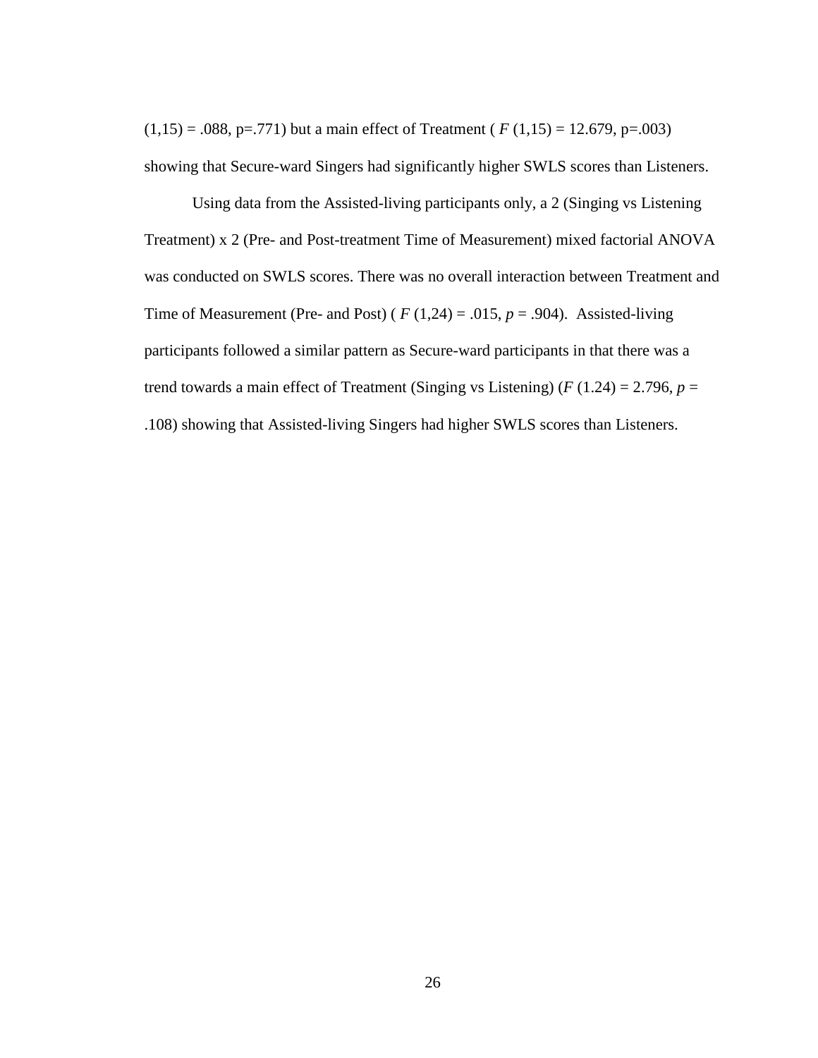$(1,15) = .088$, $p=.771$) but a main effect of Treatment ( $F(1,15) = 12.679$, $p=.003$) showing that Secure-ward Singers had significantly higher SWLS scores than Listeners.

Using data from the Assisted-living participants only, a 2 (Singing vs Listening Treatment) x 2 (Pre- and Post-treatment Time of Measurement) mixed factorial ANOVA was conducted on SWLS scores. There was no overall interaction between Treatment and Time of Measurement (Pre- and Post) ( $F(1,24) = .015$, $p = .904$). Assisted-living participants followed a similar pattern as Secure-ward participants in that there was a trend towards a main effect of Treatment (Singing vs Listening) ($F(1.24) = 2.796$, $p = .108$) showing that Assisted-living Singers had higher SWLS scores than Listeners.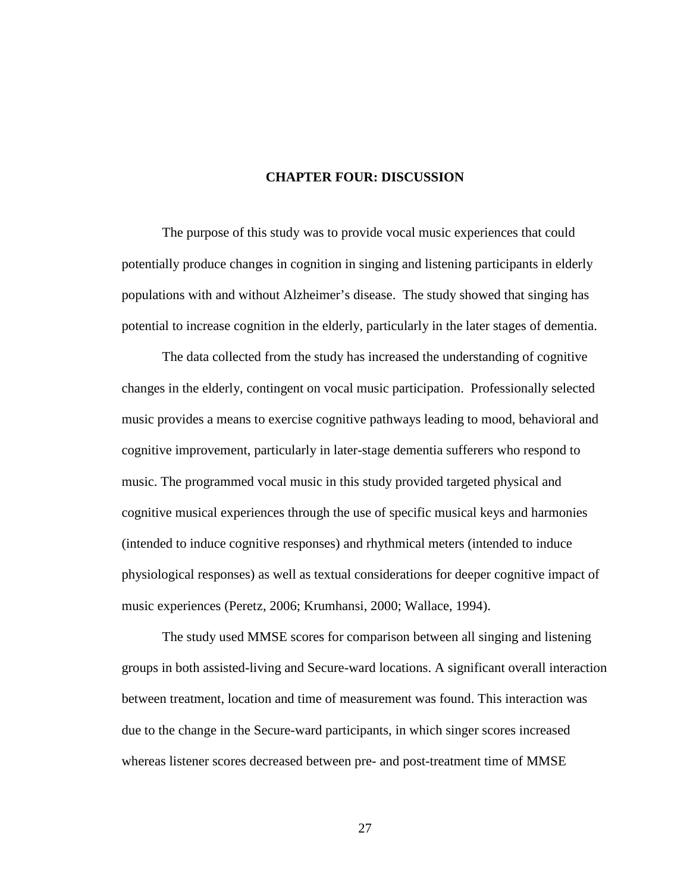# CHAPTER FOUR: DISCUSSION

The purpose of this study was to provide vocal music experiences that could potentially produce changes in cognition in singing and listening participants in elderly populations with and without Alzheimer's disease. The study showed that singing has potential to increase cognition in the elderly, particularly in the later stages of dementia.

The data collected from the study has increased the understanding of cognitive changes in the elderly, contingent on vocal music participation. Professionally selected music provides a means to exercise cognitive pathways leading to mood, behavioral and cognitive improvement, particularly in later-stage dementia sufferers who respond to music. The programmed vocal music in this study provided targeted physical and cognitive musical experiences through the use of specific musical keys and harmonies (intended to induce cognitive responses) and rhythmical meters (intended to induce physiological responses) as well as textual considerations for deeper cognitive impact of music experiences (Peretz, 2006; Krumhansi, 2000; Wallace, 1994).

The study used MMSE scores for comparison between all singing and listening groups in both assisted-living and Secure-ward locations. A significant overall interaction between treatment, location and time of measurement was found. This interaction was due to the change in the Secure-ward participants, in which singer scores increased whereas listener scores decreased between pre- and post-treatment time of MMSE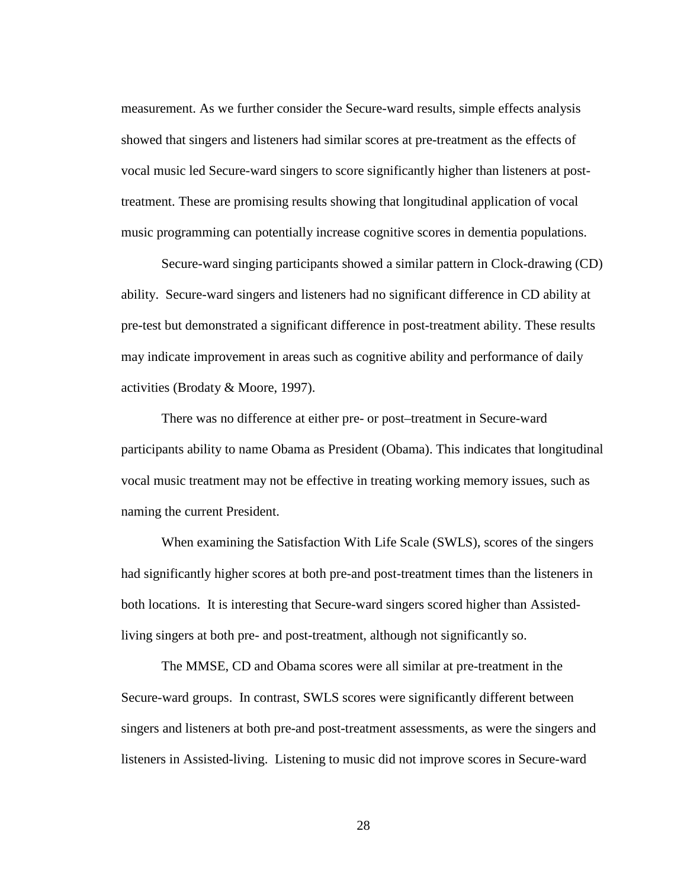measurement. As we further consider the Secure-ward results, simple effects analysis showed that singers and listeners had similar scores at pre-treatment as the effects of vocal music led Secure-ward singers to score significantly higher than listeners at post-treatment. These are promising results showing that longitudinal application of vocal music programming can potentially increase cognitive scores in dementia populations.

Secure-ward singing participants showed a similar pattern in Clock-drawing (CD) ability. Secure-ward singers and listeners had no significant difference in CD ability at pre-test but demonstrated a significant difference in post-treatment ability. These results may indicate improvement in areas such as cognitive ability and performance of daily activities (Brodaty & Moore, 1997).

There was no difference at either pre- or post–treatment in Secure-ward participants ability to name Obama as President (Obama). This indicates that longitudinal vocal music treatment may not be effective in treating working memory issues, such as naming the current President.

When examining the Satisfaction With Life Scale (SWLS), scores of the singers had significantly higher scores at both pre-and post-treatment times than the listeners in both locations. It is interesting that Secure-ward singers scored higher than Assisted-living singers at both pre- and post-treatment, although not significantly so.

The MMSE, CD and Obama scores were all similar at pre-treatment in the Secure-ward groups. In contrast, SWLS scores were significantly different between singers and listeners at both pre-and post-treatment assessments, as were the singers and listeners in Assisted-living. Listening to music did not improve scores in Secure-ward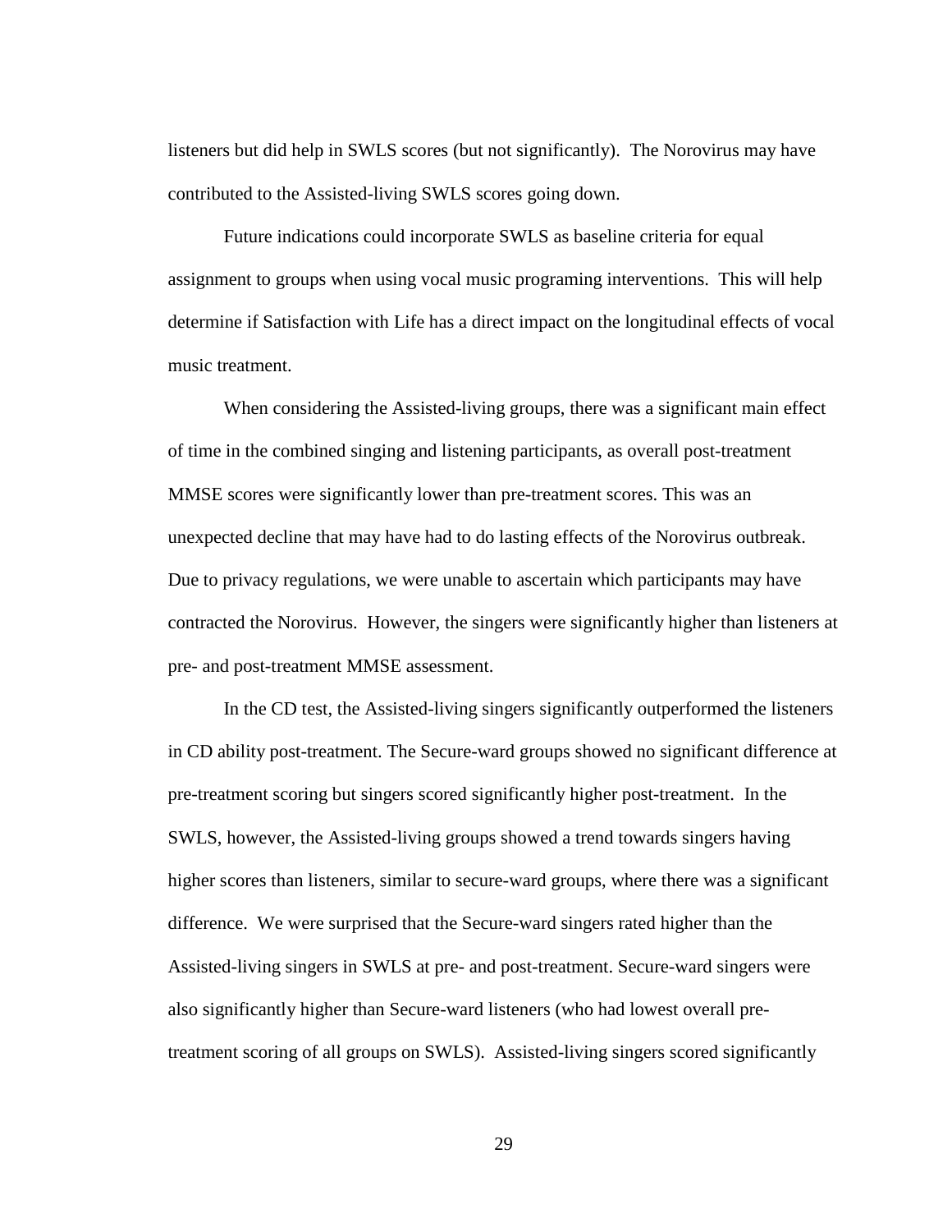listeners but did help in SWLS scores (but not significantly). The Norovirus may have contributed to the Assisted-living SWLS scores going down.

Future indications could incorporate SWLS as baseline criteria for equal assignment to groups when using vocal music programing interventions. This will help determine if Satisfaction with Life has a direct impact on the longitudinal effects of vocal music treatment.

When considering the Assisted-living groups, there was a significant main effect of time in the combined singing and listening participants, as overall post-treatment MMSE scores were significantly lower than pre-treatment scores. This was an unexpected decline that may have had to do lasting effects of the Norovirus outbreak. Due to privacy regulations, we were unable to ascertain which participants may have contracted the Norovirus. However, the singers were significantly higher than listeners at pre- and post-treatment MMSE assessment.

In the CD test, the Assisted-living singers significantly outperformed the listeners in CD ability post-treatment. The Secure-ward groups showed no significant difference at pre-treatment scoring but singers scored significantly higher post-treatment. In the SWLS, however, the Assisted-living groups showed a trend towards singers having higher scores than listeners, similar to secure-ward groups, where there was a significant difference. We were surprised that the Secure-ward singers rated higher than the Assisted-living singers in SWLS at pre- and post-treatment. Secure-ward singers were also significantly higher than Secure-ward listeners (who had lowest overall pre-treatment scoring of all groups on SWLS). Assisted-living singers scored significantly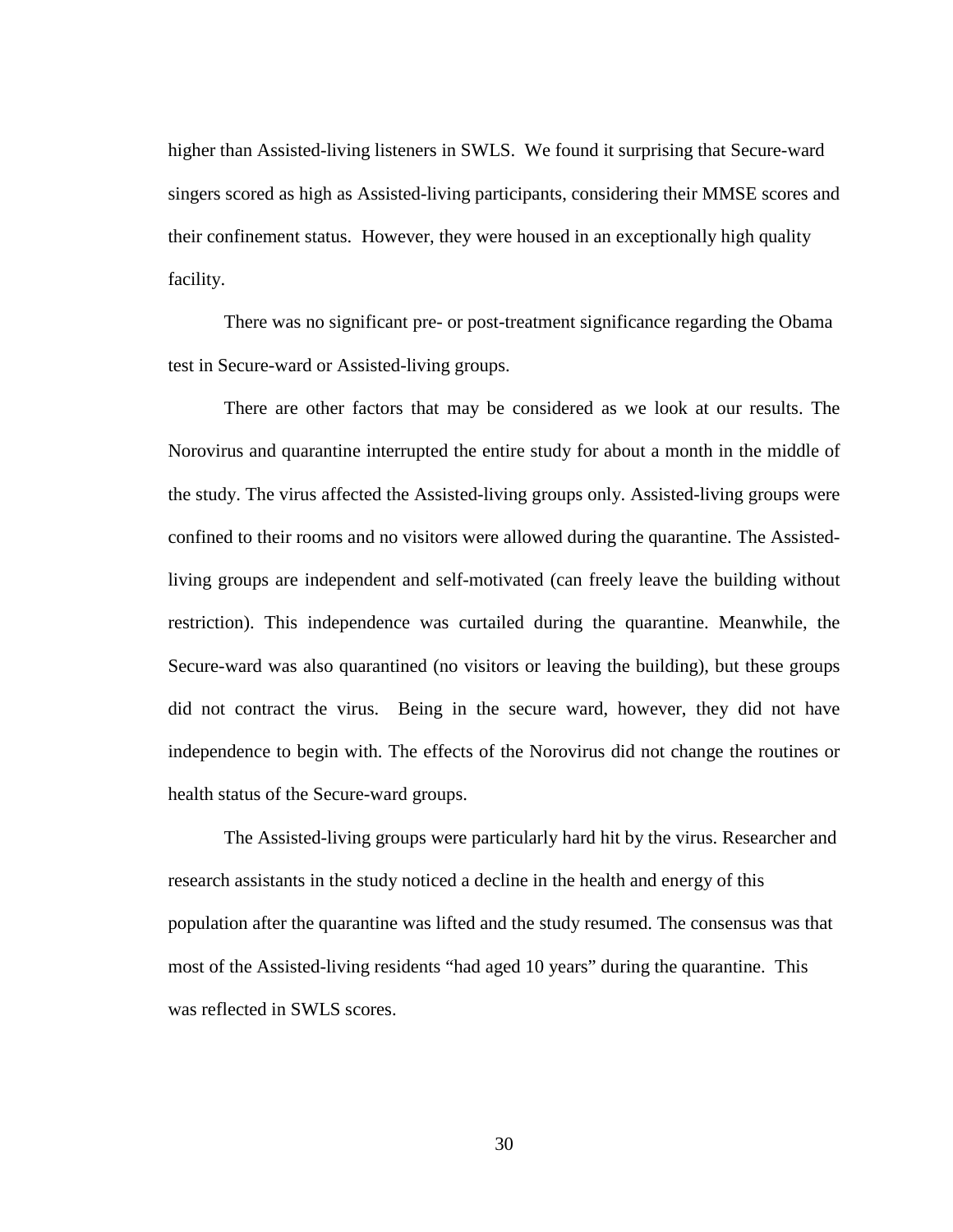higher than Assisted-living listeners in SWLS. We found it surprising that Secure-ward singers scored as high as Assisted-living participants, considering their MMSE scores and their confinement status. However, they were housed in an exceptionally high quality facility.

There was no significant pre- or post-treatment significance regarding the Obama test in Secure-ward or Assisted-living groups.

There are other factors that may be considered as we look at our results. The Norovirus and quarantine interrupted the entire study for about a month in the middle of the study. The virus affected the Assisted-living groups only. Assisted-living groups were confined to their rooms and no visitors were allowed during the quarantine. The Assisted-living groups are independent and self-motivated (can freely leave the building without restriction). This independence was curtailed during the quarantine. Meanwhile, the Secure-ward was also quarantined (no visitors or leaving the building), but these groups did not contract the virus. Being in the secure ward, however, they did not have independence to begin with. The effects of the Norovirus did not change the routines or health status of the Secure-ward groups.

The Assisted-living groups were particularly hard hit by the virus. Researcher and research assistants in the study noticed a decline in the health and energy of this population after the quarantine was lifted and the study resumed. The consensus was that most of the Assisted-living residents "had aged 10 years" during the quarantine. This was reflected in SWLS scores.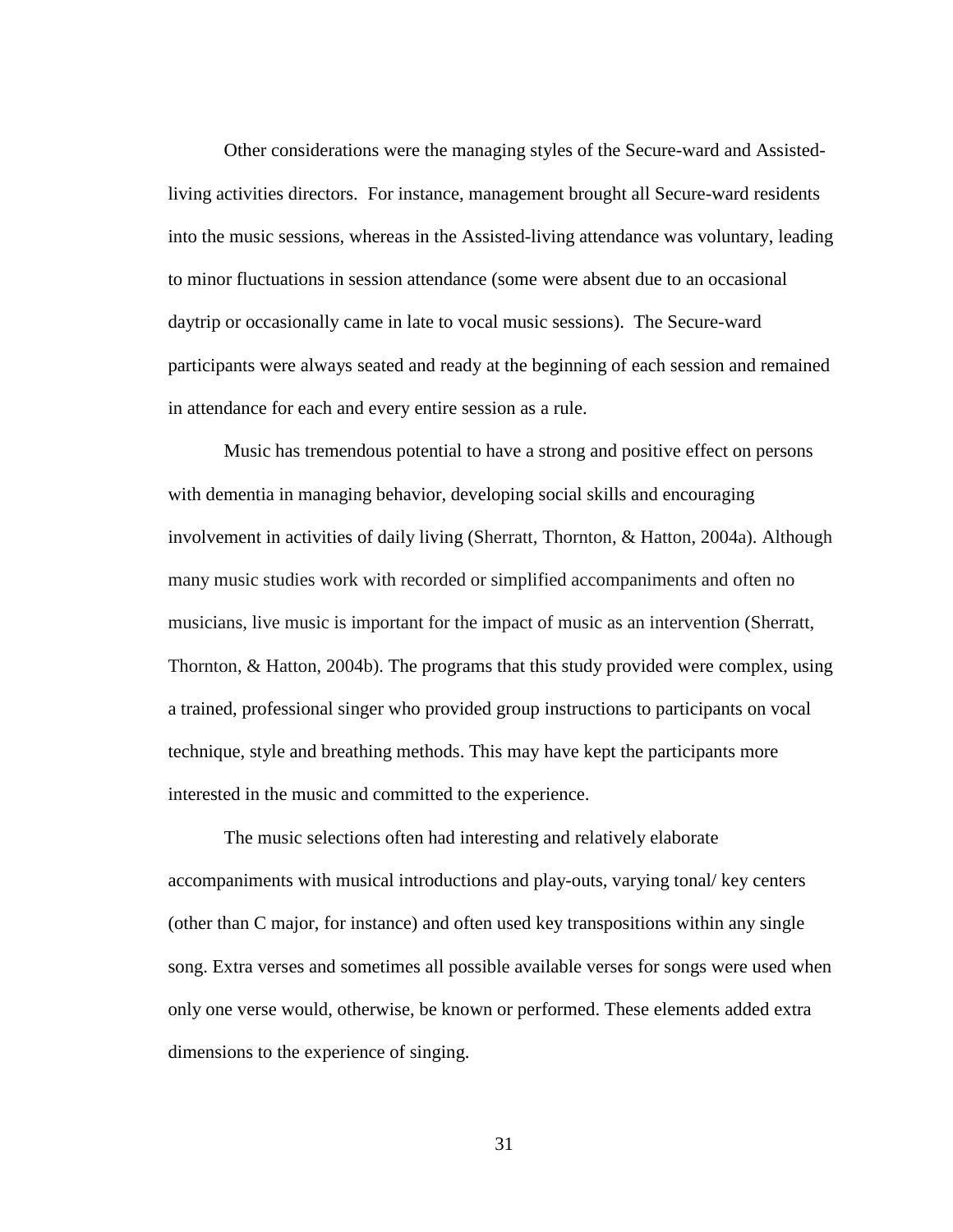Other considerations were the managing styles of the Secure-ward and Assisted-living activities directors. For instance, management brought all Secure-ward residents into the music sessions, whereas in the Assisted-living attendance was voluntary, leading to minor fluctuations in session attendance (some were absent due to an occasional daytrip or occasionally came in late to vocal music sessions). The Secure-ward participants were always seated and ready at the beginning of each session and remained in attendance for each and every entire session as a rule.

Music has tremendous potential to have a strong and positive effect on persons with dementia in managing behavior, developing social skills and encouraging involvement in activities of daily living (Sherratt, Thornton, & Hatton, 2004a). Although many music studies work with recorded or simplified accompaniments and often no musicians, live music is important for the impact of music as an intervention (Sherratt, Thornton, & Hatton, 2004b). The programs that this study provided were complex, using a trained, professional singer who provided group instructions to participants on vocal technique, style and breathing methods. This may have kept the participants more interested in the music and committed to the experience.

The music selections often had interesting and relatively elaborate accompaniments with musical introductions and play-outs, varying tonal/ key centers (other than C major, for instance) and often used key transpositions within any single song. Extra verses and sometimes all possible available verses for songs were used when only one verse would, otherwise, be known or performed. These elements added extra dimensions to the experience of singing.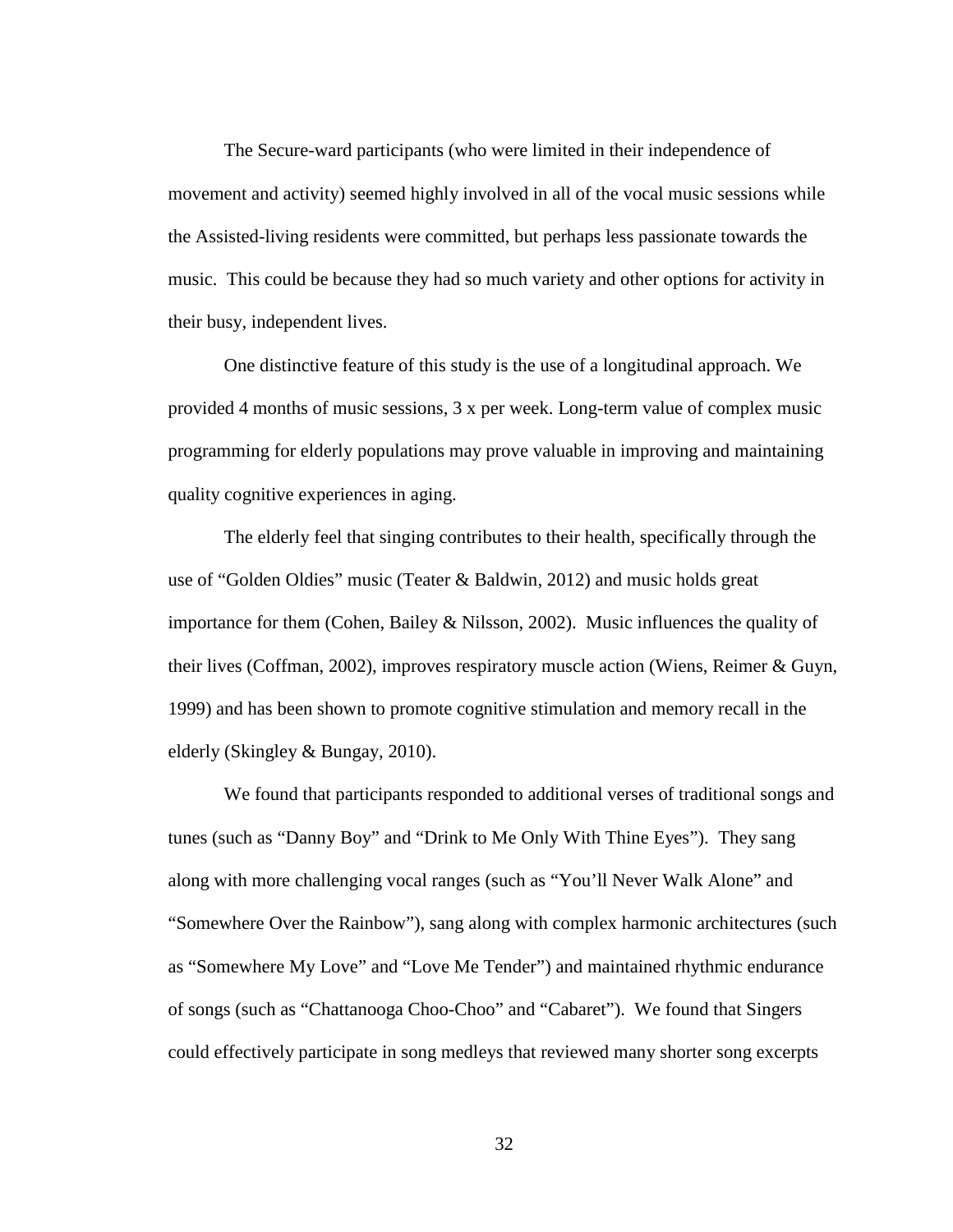The Secure-ward participants (who were limited in their independence of movement and activity) seemed highly involved in all of the vocal music sessions while the Assisted-living residents were committed, but perhaps less passionate towards the music. This could be because they had so much variety and other options for activity in their busy, independent lives.

One distinctive feature of this study is the use of a longitudinal approach. We provided 4 months of music sessions, 3 x per week. Long-term value of complex music programming for elderly populations may prove valuable in improving and maintaining quality cognitive experiences in aging.

The elderly feel that singing contributes to their health, specifically through the use of "Golden Oldies" music (Teater & Baldwin, 2012) and music holds great importance for them (Cohen, Bailey & Nilsson, 2002). Music influences the quality of their lives (Coffman, 2002), improves respiratory muscle action (Wiens, Reimer & Guyn, 1999) and has been shown to promote cognitive stimulation and memory recall in the elderly (Skingley & Bungay, 2010).

We found that participants responded to additional verses of traditional songs and tunes (such as "Danny Boy" and "Drink to Me Only With Thine Eyes"). They sang along with more challenging vocal ranges (such as "You'll Never Walk Alone" and "Somewhere Over the Rainbow"), sang along with complex harmonic architectures (such as "Somewhere My Love" and "Love Me Tender") and maintained rhythmic endurance of songs (such as "Chattanooga Choo-Choo" and "Cabaret"). We found that Singers could effectively participate in song medleys that reviewed many shorter song excerpts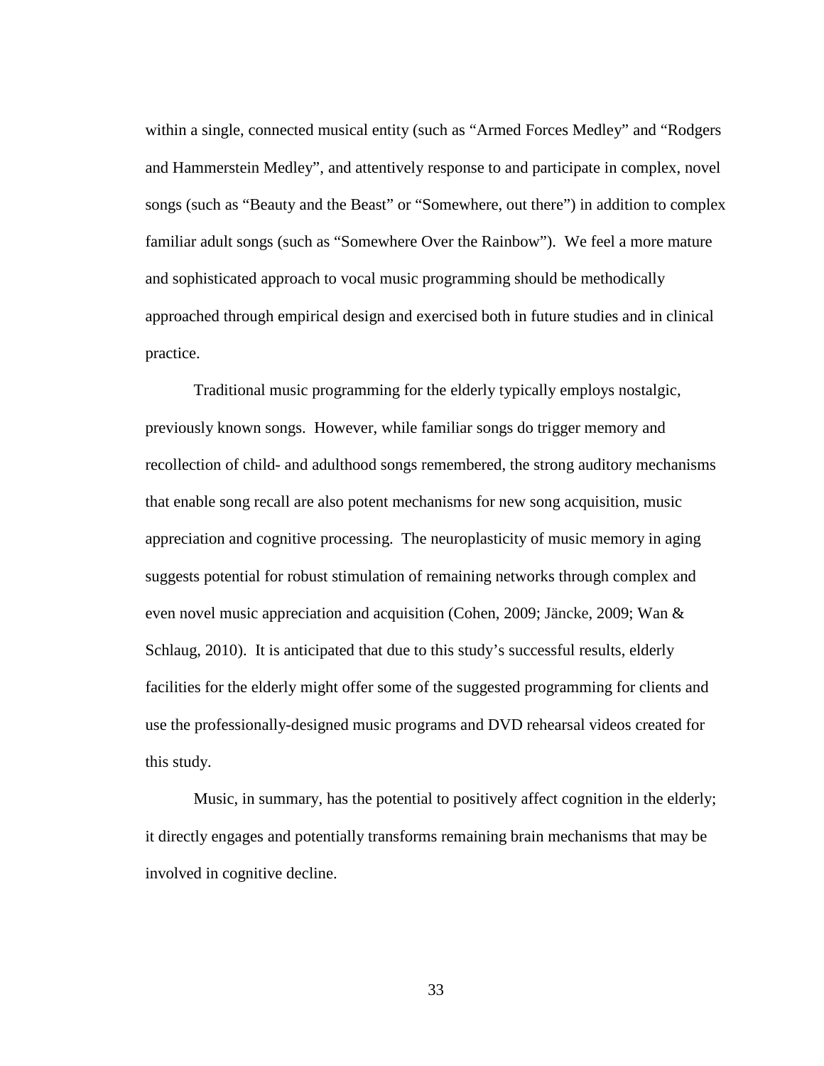within a single, connected musical entity (such as “Armed Forces Medley” and “Rodgers and Hammerstein Medley”, and attentively response to and participate in complex, novel songs (such as “Beauty and the Beast” or “Somewhere, out there”) in addition to complex familiar adult songs (such as “Somewhere Over the Rainbow”). We feel a more mature and sophisticated approach to vocal music programming should be methodically approached through empirical design and exercised both in future studies and in clinical practice.

Traditional music programming for the elderly typically employs nostalgic, previously known songs. However, while familiar songs do trigger memory and recollection of child- and adulthood songs remembered, the strong auditory mechanisms that enable song recall are also potent mechanisms for new song acquisition, music appreciation and cognitive processing. The neuroplasticity of music memory in aging suggests potential for robust stimulation of remaining networks through complex and even novel music appreciation and acquisition (Cohen, 2009; Jäncke, 2009; Wan & Schlaug, 2010). It is anticipated that due to this study’s successful results, elderly facilities for the elderly might offer some of the suggested programming for clients and use the professionally-designed music programs and DVD rehearsal videos created for this study.

Music, in summary, has the potential to positively affect cognition in the elderly; it directly engages and potentially transforms remaining brain mechanisms that may be involved in cognitive decline.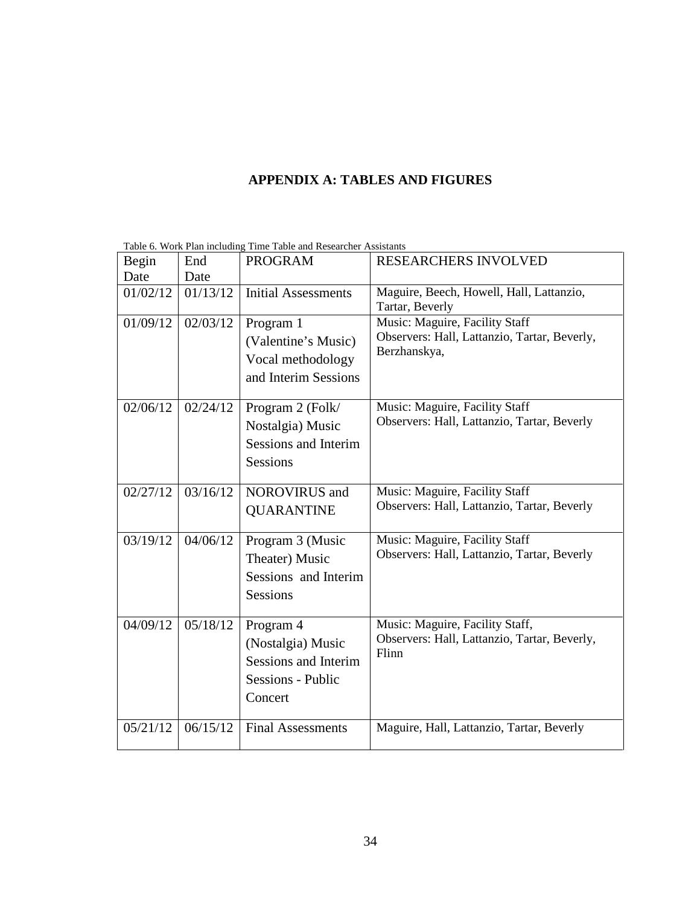## APPENDIX A: TABLES AND FIGURES

Table 6. Work Plan including Time Table and Researcher Assistants

| Begin Date | End Date | PROGRAM | RESEARCHERS INVOLVED |
|---|---|---|---|
| 01/02/12 | 01/13/12 | Initial Assessments | Maguire, Beech, Howell, Hall, Lattanzio, Tartar, Beverly |
| 01/09/12 | 02/03/12 | Program 1 (Valentine's Music) Vocal methodology and Interim Sessions | Music: Maguire, Facility Staff<br>Observers: Hall, Lattanzio, Tartar, Beverly, Berzhanskya, |
| 02/06/12 | 02/24/12 | Program 2 (Folk/ Nostalgia) Music Sessions and Interim Sessions | Music: Maguire, Facility Staff<br>Observers: Hall, Lattanzio, Tartar, Beverly |
| 02/27/12 | 03/16/12 | NOROVIRUS and QUARANTINE | Music: Maguire, Facility Staff<br>Observers: Hall, Lattanzio, Tartar, Beverly |
| 03/19/12 | 04/06/12 | Program 3 (Music Theater) Music Sessions and Interim Sessions | Music: Maguire, Facility Staff<br>Observers: Hall, Lattanzio, Tartar, Beverly |
| 04/09/12 | 05/18/12 | Program 4 (Nostalgia) Music Sessions and Interim Sessions - Public Concert | Music: Maguire, Facility Staff,<br>Observers: Hall, Lattanzio, Tartar, Beverly, Flinn |
| 05/21/12 | 06/15/12 | Final Assessments | Maguire, Hall, Lattanzio, Tartar, Beverly |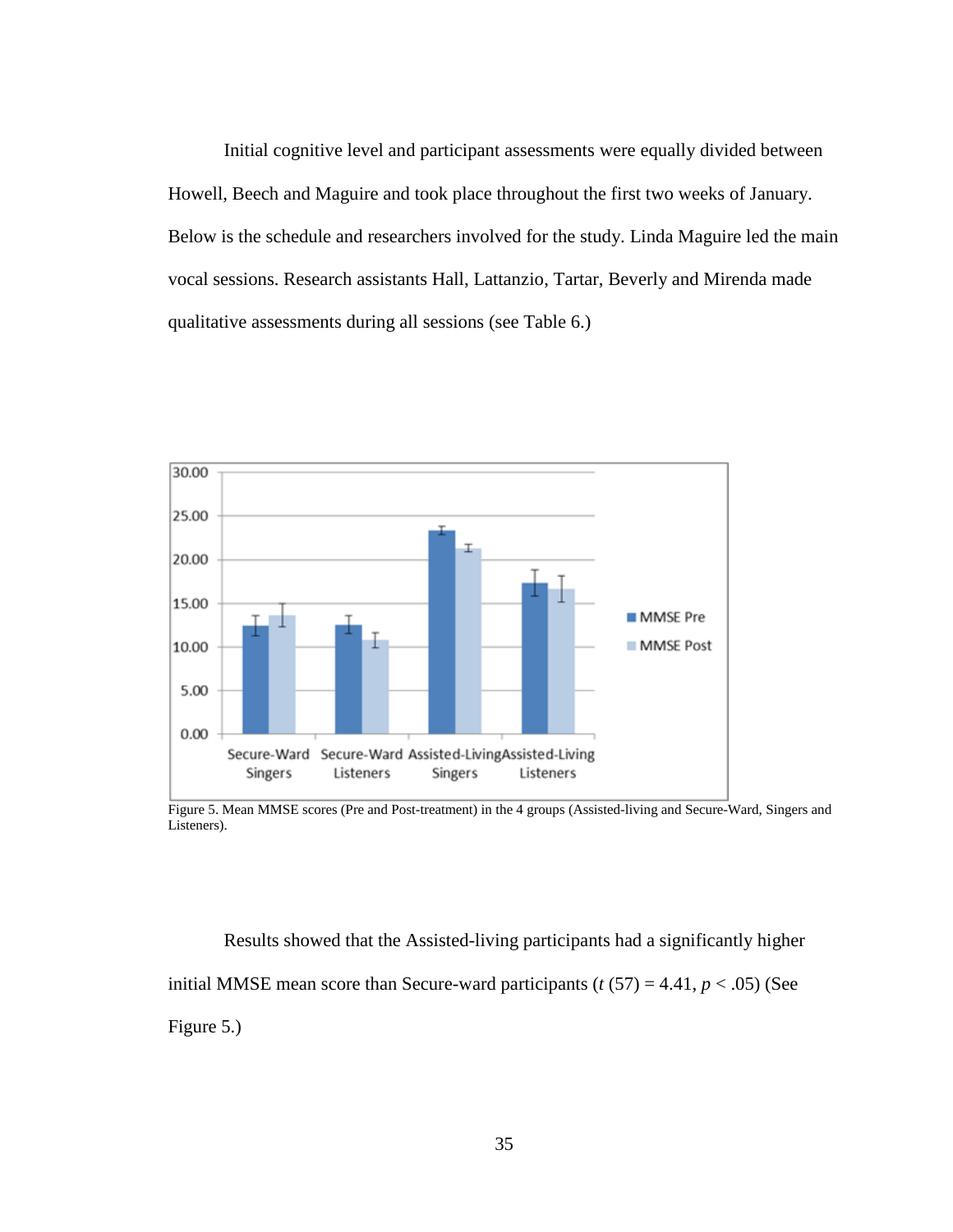Initial cognitive level and participant assessments were equally divided between Howell, Beech and Maguire and took place throughout the first two weeks of January. Below is the schedule and researchers involved for the study. Linda Maguire led the main vocal sessions. Research assistants Hall, Lattanzio, Tartar, Beverly and Mirenda made qualitative assessments during all sessions (see Table 6.)

Figure 5. Mean MMSE scores (Pre and Post-treatment) in the 4 groups (Assisted-living and Secure-Ward, Singers and Listeners).

Results showed that the Assisted-living participants had a significantly higher initial MMSE mean score than Secure-ward participants ($t$ (57) = 4.41, $p < .05$) (See Figure 5.)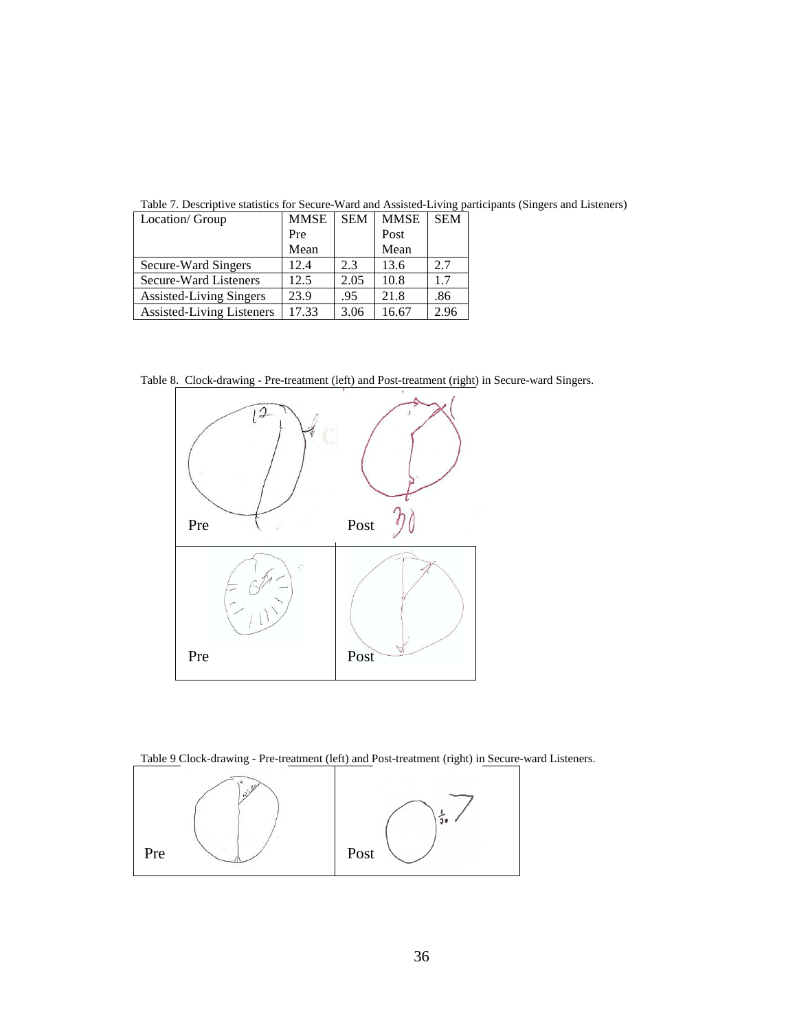Table 7. Descriptive statistics for Secure-Ward and Assisted-Living participants (Singers and Listeners)

| Location/ Group | MMSE Pre Mean | SEM | MMSE Post Mean | SEM |
|---|---|---|---|---|
| Secure-Ward Singers | 12.4 | 2.3 | 13.6 | 2.7 |
| Secure-Ward Listeners | 12.5 | 2.05 | 10.8 | 1.7 |
| Assisted-Living Singers | 23.9 | .95 | 21.8 | .86 |
| Assisted-Living Listeners | 17.33 | 3.06 | 16.67 | 2.96 |

Table 8. Clock-drawing - Pre-treatment (left) and Post-treatment (right) in Secure-ward Singers.

| Pre | Post |
|---|---|
| Pre | Post |

Table 9 Clock-drawing - Pre-treatment (left) and Post-treatment (right) in Secure-ward Listeners.

| Pre | Post |
|---|---|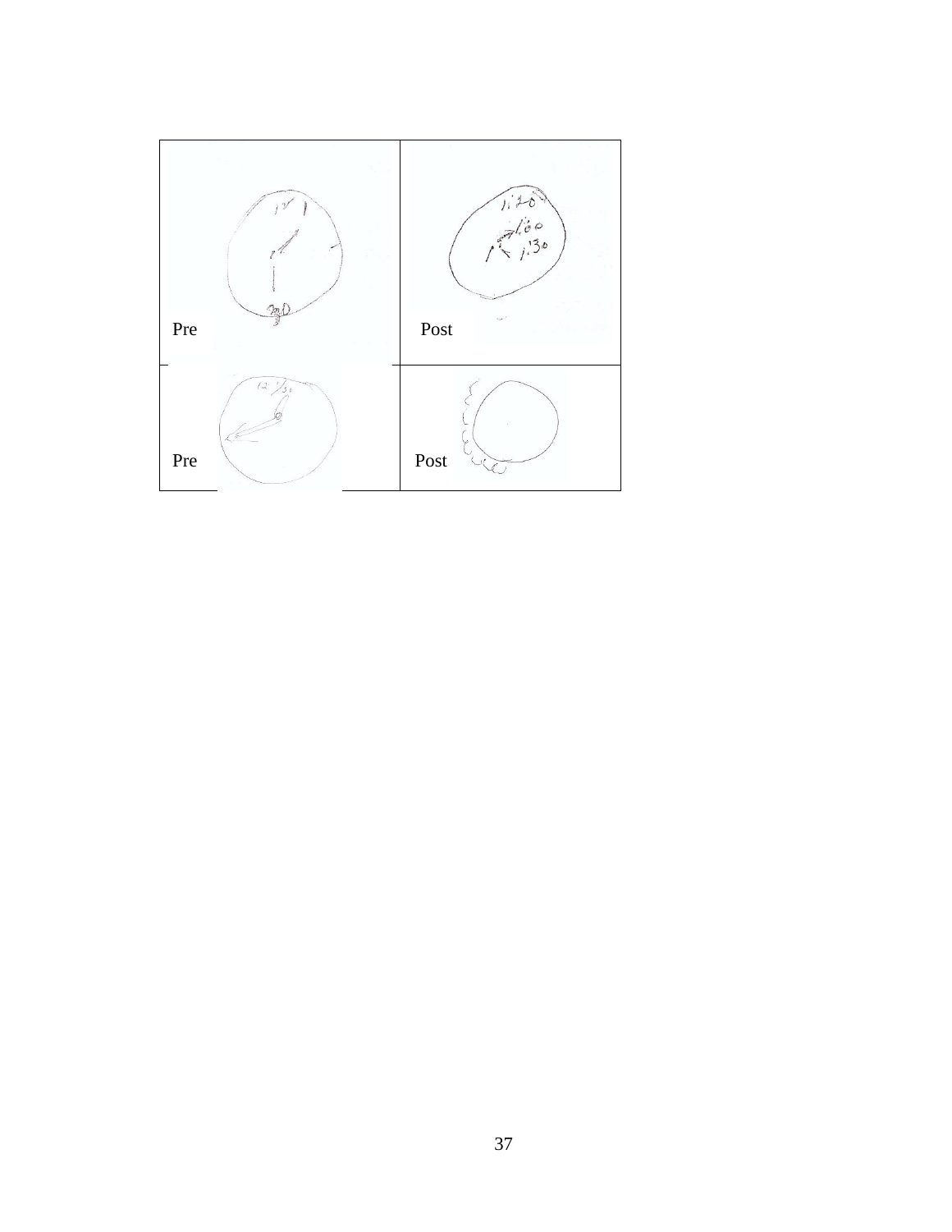| | |
|---|---|
| Pre | Post |
| Pre | Post |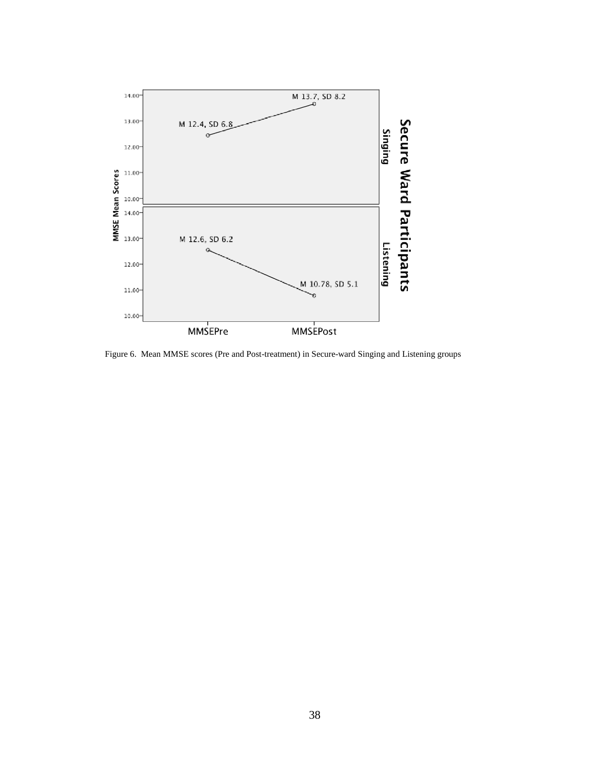Figure 6. Mean MMSE scores (Pre and Post-treatment) in Secure-ward Singing and Listening groups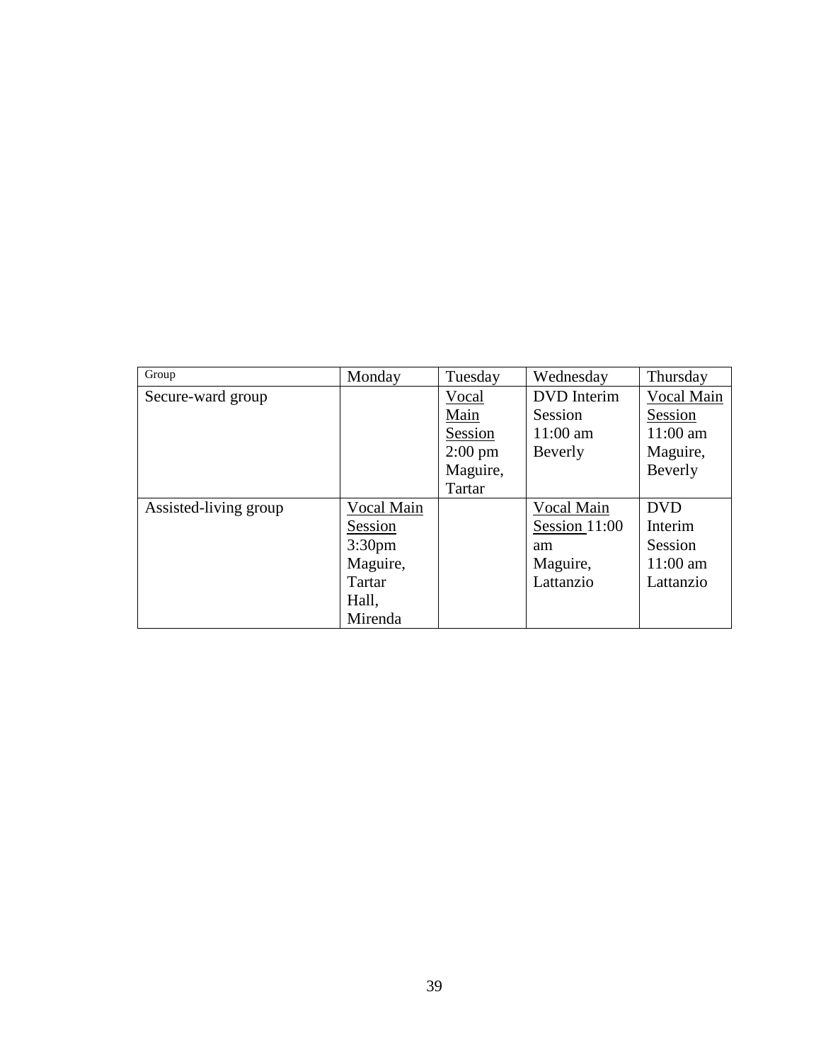| Group | Monday | Tuesday | Wednesday | Thursday |
| --- | --- | --- | --- | --- |
| Secure-ward group | | Vocal Main Session 2:00 pm Maguire, Tartar | DVD Interim Session 11:00 am Beverly | Vocal Main Session 11:00 am Maguire, Beverly |
| Assisted-living group | Vocal Main Session 3:30pm Maguire, Tartar Hall, Mirenda | | Vocal Main Session 11:00 am Maguire, Lattanzio | DVD Interim Session 11:00 am Lattanzio |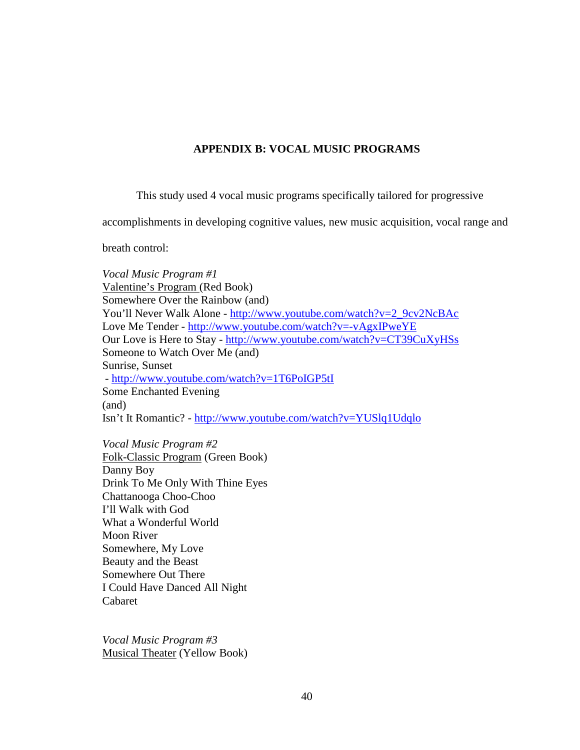## APPENDIX B: VOCAL MUSIC PROGRAMS

This study used 4 vocal music programs specifically tailored for progressive accomplishments in developing cognitive values, new music acquisition, vocal range and breath control:

*Vocal Music Program #1*  
Valentine's Program (Red Book)  
Somewhere Over the Rainbow (and)  
You'll Never Walk Alone - http://www.youtube.com/watch?v=2_9cv2NcBAc  
Love Me Tender - http://www.youtube.com/watch?v=-vAgxIPweYE  
Our Love is Here to Stay - http://www.youtube.com/watch?v=CT39CuXyHSs  
Someone to Watch Over Me (and)  
Sunrise, Sunset  
 - http://www.youtube.com/watch?v=1T6PoIGP5tI  
Some Enchanted Evening  
(and)  
Isn't It Romantic? - http://www.youtube.com/watch?v=YUSlq1Udqlo

*Vocal Music Program #2*  
Folk-Classic Program (Green Book)  
Danny Boy  
Drink To Me Only With Thine Eyes  
Chattanooga Choo-Choo  
I'll Walk with God  
What a Wonderful World  
Moon River  
Somewhere, My Love  
Beauty and the Beast  
Somewhere Out There  
I Could Have Danced All Night  
Cabaret

*Vocal Music Program #3*  
Musical Theater (Yellow Book)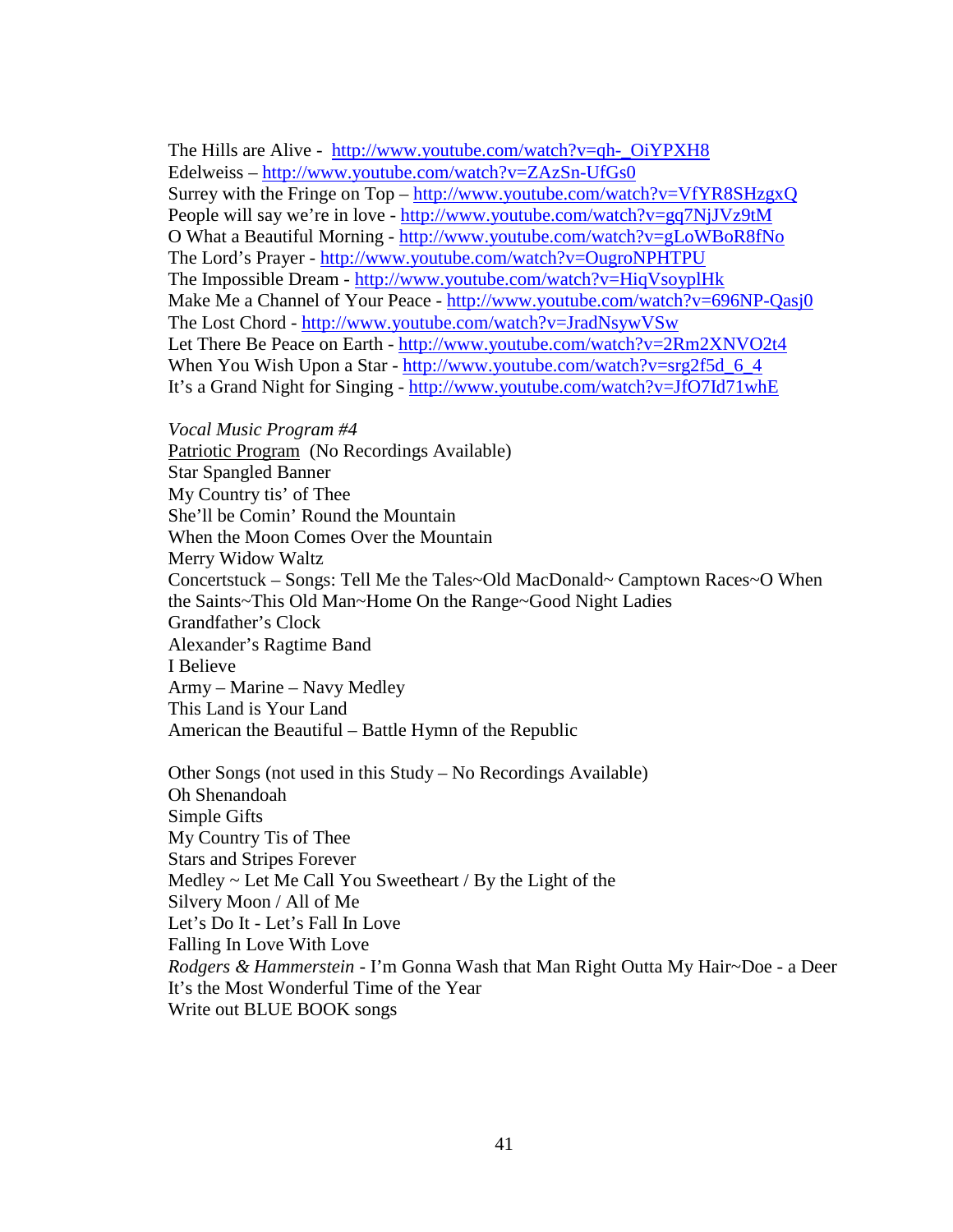The Hills are Alive - http://www.youtube.com/watch?v=qh-_OiYPXH8
Edelweiss – http://www.youtube.com/watch?v=ZAzSn-UfGs0
Surrey with the Fringe on Top – http://www.youtube.com/watch?v=VfYR8SHzgxQ
People will say we're in love - http://www.youtube.com/watch?v=gq7NjJVz9tM
O What a Beautiful Morning - http://www.youtube.com/watch?v=gLoWBoR8fNo
The Lord's Prayer - http://www.youtube.com/watch?v=OugroNPHTPU
The Impossible Dream - http://www.youtube.com/watch?v=HiqVsoyplHk
Make Me a Channel of Your Peace - http://www.youtube.com/watch?v=696NP-Qasj0
The Lost Chord - http://www.youtube.com/watch?v=JradNsywVSw
Let There Be Peace on Earth - http://www.youtube.com/watch?v=2Rm2XNVO2t4
When You Wish Upon a Star - http://www.youtube.com/watch?v=srg2f5d_6_4
It's a Grand Night for Singing - http://www.youtube.com/watch?v=JfO7Id71whE

*Vocal Music Program #4*
Patriotic Program (No Recordings Available)
Star Spangled Banner
My Country tis' of Thee
She'll be Comin' Round the Mountain
When the Moon Comes Over the Mountain
Merry Widow Waltz
Concertstuck – Songs: Tell Me the Tales~Old MacDonald~ Camptown Races~O When the Saints~This Old Man~Home On the Range~Good Night Ladies
Grandfather's Clock
Alexander's Ragtime Band
I Believe
Army – Marine – Navy Medley
This Land is Your Land
American the Beautiful – Battle Hymn of the Republic

Other Songs (not used in this Study – No Recordings Available)
Oh Shenandoah
Simple Gifts
My Country Tis of Thee
Stars and Stripes Forever
Medley ~ Let Me Call You Sweetheart / By the Light of the Silvery Moon / All of Me
Let's Do It - Let's Fall In Love
Falling In Love With Love
*Rodgers & Hammerstein* - I'm Gonna Wash that Man Right Outta My Hair~Doe - a Deer
It's the Most Wonderful Time of the Year
Write out BLUE BOOK songs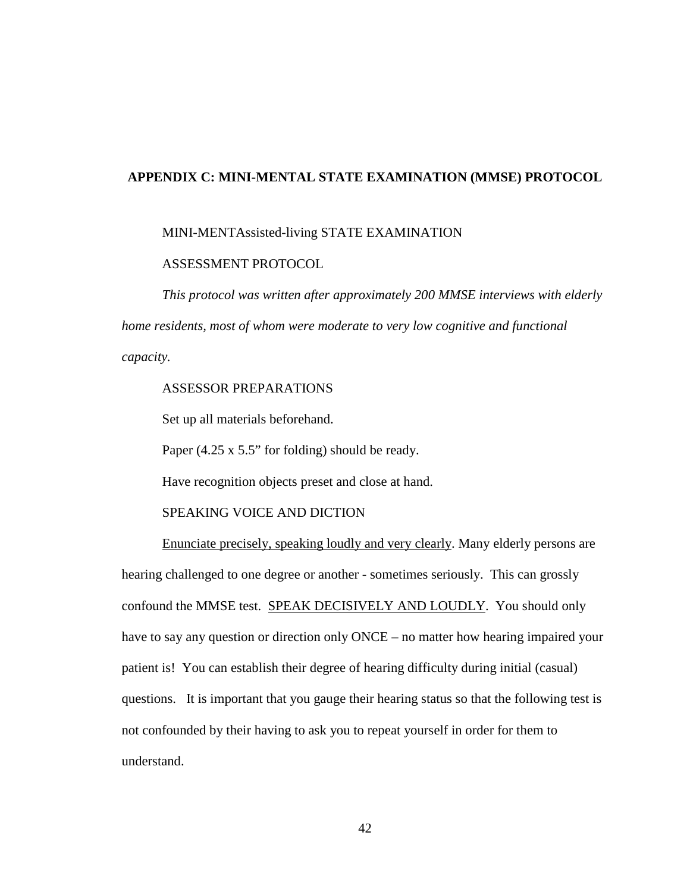## APPENDIX C: MINI-MENTAL STATE EXAMINATION (MMSE) PROTOCOL

MINI-MENTAssisted-living STATE EXAMINATION

ASSESSMENT PROTOCOL

*This protocol was written after approximately 200 MMSE interviews with elderly home residents, most of whom were moderate to very low cognitive and functional capacity.*

ASSESSOR PREPARATIONS

Set up all materials beforehand.

Paper (4.25 x 5.5" for folding) should be ready.

Have recognition objects preset and close at hand.

SPEAKING VOICE AND DICTION

<u>Enunciate precisely, speaking loudly and very clearly</u>. Many elderly persons are hearing challenged to one degree or another - sometimes seriously. This can grossly confound the MMSE test. <u>SPEAK DECISIVELY AND LOUDLY</u>. You should only have to say any question or direction only ONCE – no matter how hearing impaired your patient is! You can establish their degree of hearing difficulty during initial (casual) questions. It is important that you gauge their hearing status so that the following test is not confounded by their having to ask you to repeat yourself in order for them to understand.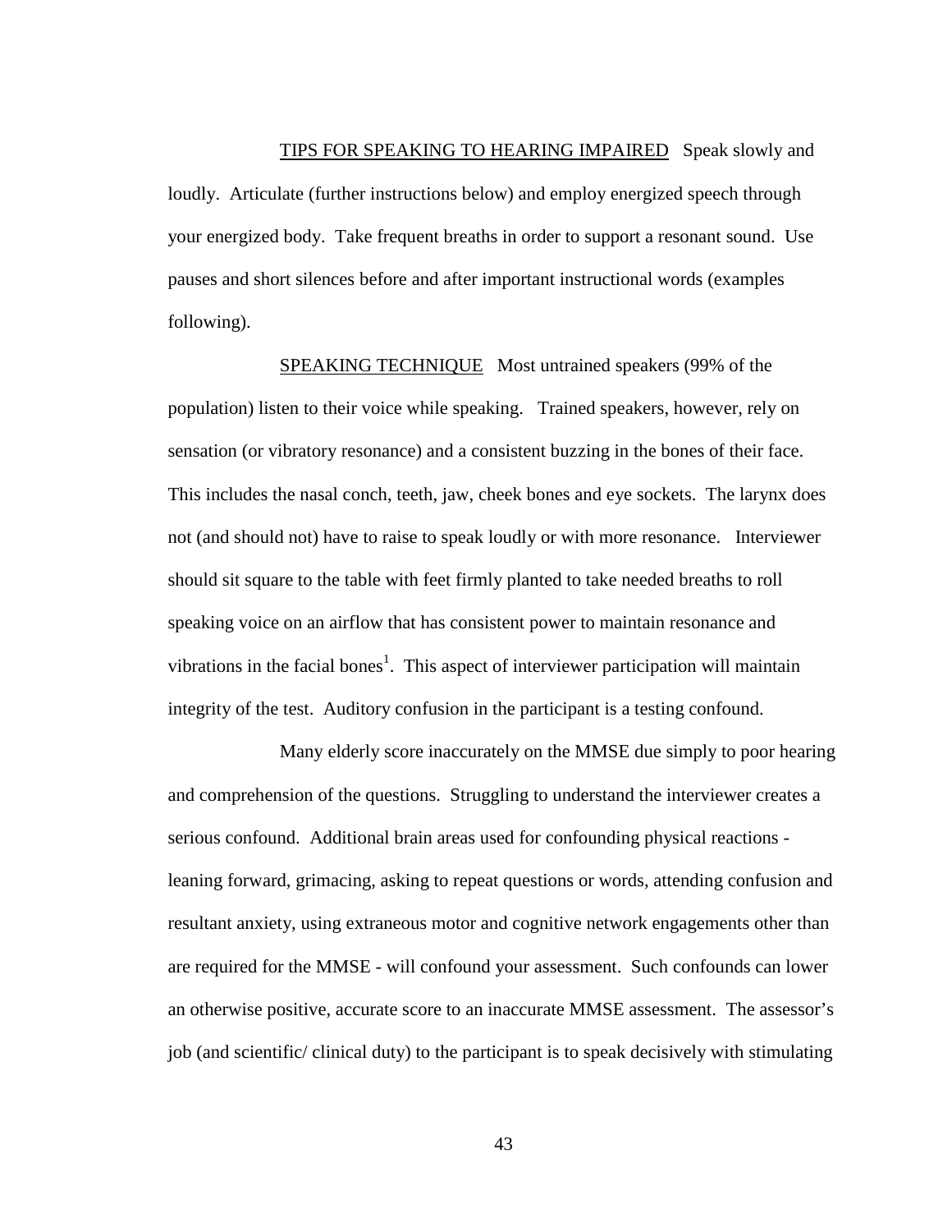TIPS FOR SPEAKING TO HEARING IMPAIRED Speak slowly and loudly. Articulate (further instructions below) and employ energized speech through your energized body. Take frequent breaths in order to support a resonant sound. Use pauses and short silences before and after important instructional words (examples following).

SPEAKING TECHNIQUE Most untrained speakers (99% of the population) listen to their voice while speaking. Trained speakers, however, rely on sensation (or vibratory resonance) and a consistent buzzing in the bones of their face. This includes the nasal conch, teeth, jaw, cheek bones and eye sockets. The larynx does not (and should not) have to raise to speak loudly or with more resonance. Interviewer should sit square to the table with feet firmly planted to take needed breaths to roll speaking voice on an airflow that has consistent power to maintain resonance and vibrations in the facial bones[1]. This aspect of interviewer participation will maintain integrity of the test. Auditory confusion in the participant is a testing confound.

Many elderly score inaccurately on the MMSE due simply to poor hearing and comprehension of the questions. Struggling to understand the interviewer creates a serious confound. Additional brain areas used for confounding physical reactions - leaning forward, grimacing, asking to repeat questions or words, attending confusion and resultant anxiety, using extraneous motor and cognitive network engagements other than are required for the MMSE - will confound your assessment. Such confounds can lower an otherwise positive, accurate score to an inaccurate MMSE assessment. The assessor's job (and scientific/ clinical duty) to the participant is to speak decisively with stimulating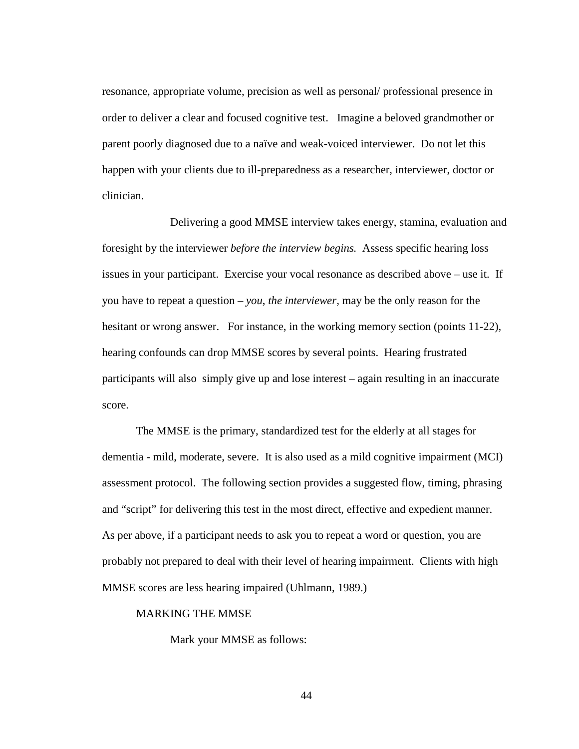resonance, appropriate volume, precision as well as personal/ professional presence in order to deliver a clear and focused cognitive test. Imagine a beloved grandmother or parent poorly diagnosed due to a naïve and weak-voiced interviewer. Do not let this happen with your clients due to ill-preparedness as a researcher, interviewer, doctor or clinician.

Delivering a good MMSE interview takes energy, stamina, evaluation and foresight by the interviewer *before the interview begins.* Assess specific hearing loss issues in your participant. Exercise your vocal resonance as described above – use it. If you have to repeat a question – *you, the interviewer,* may be the only reason for the hesitant or wrong answer. For instance, in the working memory section (points 11-22), hearing confounds can drop MMSE scores by several points. Hearing frustrated participants will also simply give up and lose interest – again resulting in an inaccurate score.

The MMSE is the primary, standardized test for the elderly at all stages for dementia - mild, moderate, severe. It is also used as a mild cognitive impairment (MCI) assessment protocol. The following section provides a suggested flow, timing, phrasing and "script" for delivering this test in the most direct, effective and expedient manner. As per above, if a participant needs to ask you to repeat a word or question, you are probably not prepared to deal with their level of hearing impairment. Clients with high MMSE scores are less hearing impaired (Uhlmann, 1989.)

MARKING THE MMSE

Mark your MMSE as follows: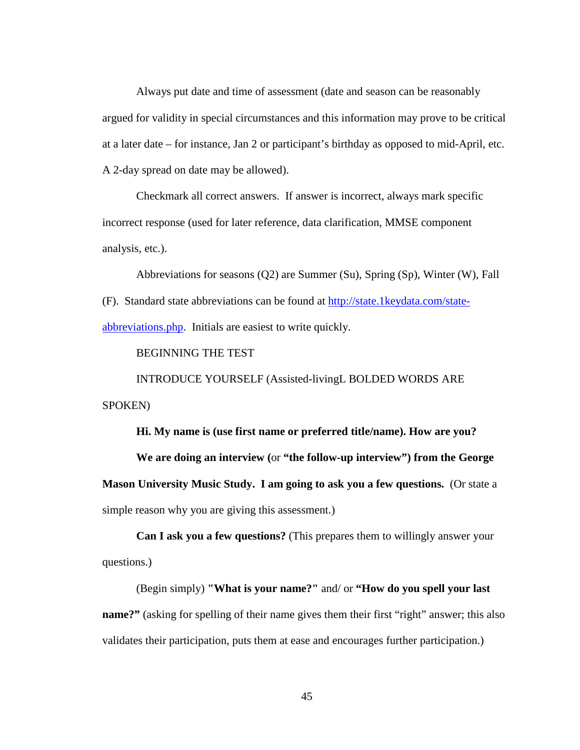Always put date and time of assessment (date and season can be reasonably argued for validity in special circumstances and this information may prove to be critical at a later date – for instance, Jan 2 or participant's birthday as opposed to mid-April, etc. A 2-day spread on date may be allowed).

Checkmark all correct answers. If answer is incorrect, always mark specific incorrect response (used for later reference, data clarification, MMSE component analysis, etc.).

Abbreviations for seasons (Q2) are Summer (Su), Spring (Sp), Winter (W), Fall (F). Standard state abbreviations can be found at [http://state.1keydata.com/state-abbreviations.php](http://state.1keydata.com/state-abbreviations.php). Initials are easiest to write quickly.

BEGINNING THE TEST

INTRODUCE YOURSELF (Assisted-livingL BOLDED WORDS ARE SPOKEN)

**Hi. My name is (use first name or preferred title/name). How are you?**

**We are doing an interview (**or **"the follow-up interview") from the George Mason University Music Study. I am going to ask you a few questions.** (Or state a simple reason why you are giving this assessment.)

**Can I ask you a few questions?** (This prepares them to willingly answer your questions.)

(Begin simply) **"What is your name?"** and/ or **"How do you spell your last name?"** (asking for spelling of their name gives them their first "right" answer; this also validates their participation, puts them at ease and encourages further participation.)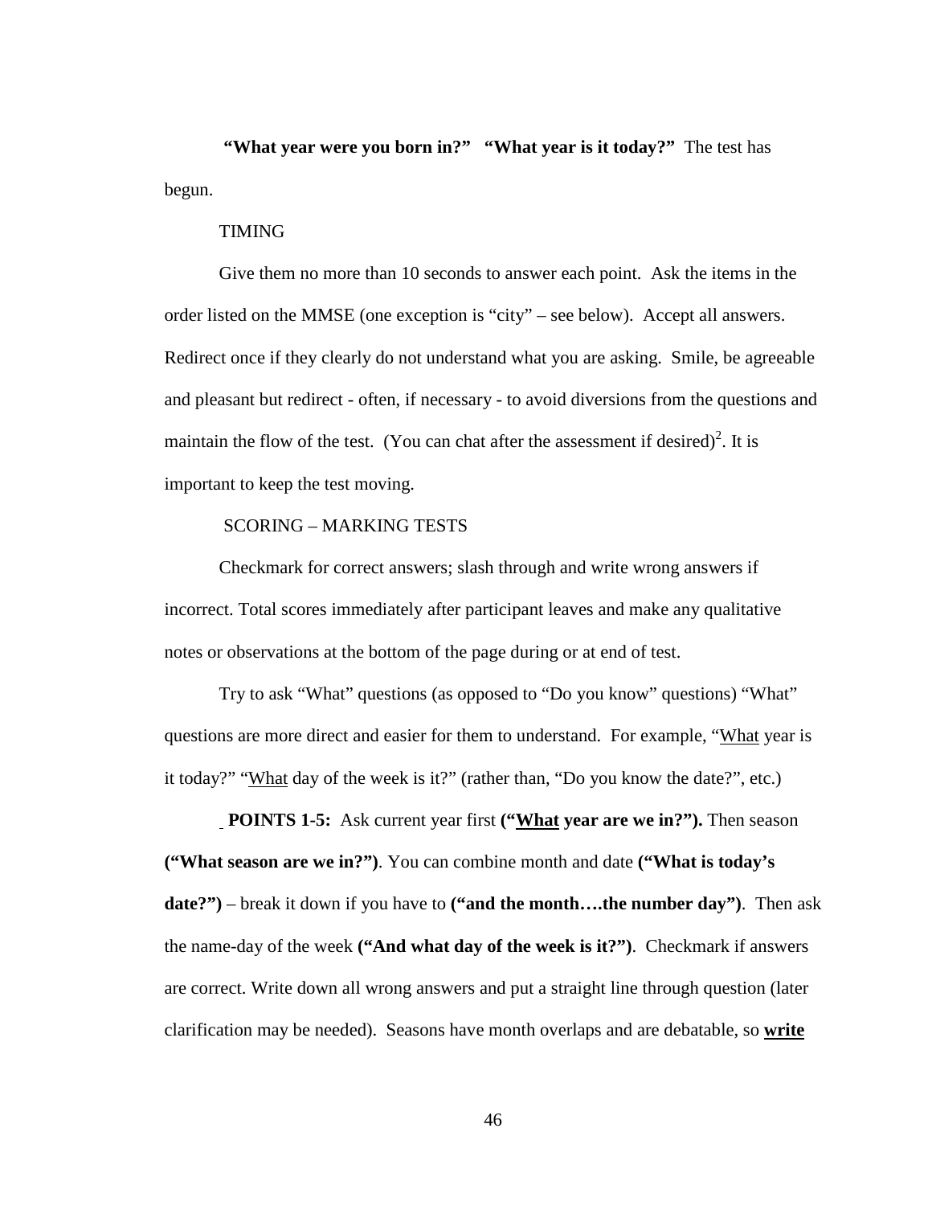**"What year were you born in?" "What year is it today?"** The test has begun.

TIMING

Give them no more than 10 seconds to answer each point. Ask the items in the order listed on the MMSE (one exception is "city" – see below). Accept all answers. Redirect once if they clearly do not understand what you are asking. Smile, be agreeable and pleasant but redirect - often, if necessary - to avoid diversions from the questions and maintain the flow of the test. (You can chat after the assessment if desired)[2]. It is important to keep the test moving.

SCORING – MARKING TESTS

Checkmark for correct answers; slash through and write wrong answers if incorrect. Total scores immediately after participant leaves and make any qualitative notes or observations at the bottom of the page during or at end of test.

Try to ask "What" questions (as opposed to "Do you know" questions) "What" questions are more direct and easier for them to understand. For example, "<u>What</u> year is it today?" "<u>What</u> day of the week is it?" (rather than, "Do you know the date?", etc.)

**POINTS 1-5:** Ask current year first **("<u>What</u> year are we in?").** Then season **("What season are we in?")**. You can combine month and date **("What is today's date?")** – break it down if you have to **("and the month….the number day")**. Then ask the name-day of the week **("And what day of the week is it?")**. Checkmark if answers are correct. Write down all wrong answers and put a straight line through question (later clarification may be needed). Seasons have month overlaps and are debatable, so **<u>write</u>**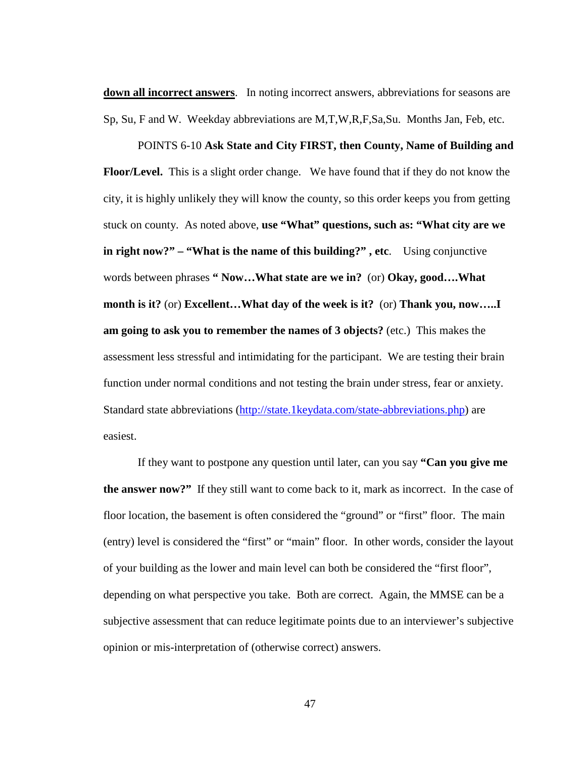**<u>down all incorrect answers</u>**. In noting incorrect answers, abbreviations for seasons are Sp, Su, F and W. Weekday abbreviations are M,T,W,R,F,Sa,Su. Months Jan, Feb, etc.

POINTS 6-10 **Ask State and City FIRST, then County, Name of Building and Floor/Level.** This is a slight order change. We have found that if they do not know the city, it is highly unlikely they will know the county, so this order keeps you from getting stuck on county. As noted above, **use "What" questions, such as: "What city are we in right now?" – "What is the name of this building?" , etc**. Using conjunctive words between phrases **" Now…What state are we in?** (or) **Okay, good….What month is it?** (or) **Excellent…What day of the week is it?** (or) **Thank you, now…..I am going to ask you to remember the names of 3 objects?** (etc.) This makes the assessment less stressful and intimidating for the participant. We are testing their brain function under normal conditions and not testing the brain under stress, fear or anxiety. Standard state abbreviations (http://state.1keydata.com/state-abbreviations.php) are easiest.

If they want to postpone any question until later, can you say **"Can you give me the answer now?"** If they still want to come back to it, mark as incorrect. In the case of floor location, the basement is often considered the "ground" or "first" floor. The main (entry) level is considered the "first" or "main" floor. In other words, consider the layout of your building as the lower and main level can both be considered the "first floor", depending on what perspective you take. Both are correct. Again, the MMSE can be a subjective assessment that can reduce legitimate points due to an interviewer's subjective opinion or mis-interpretation of (otherwise correct) answers.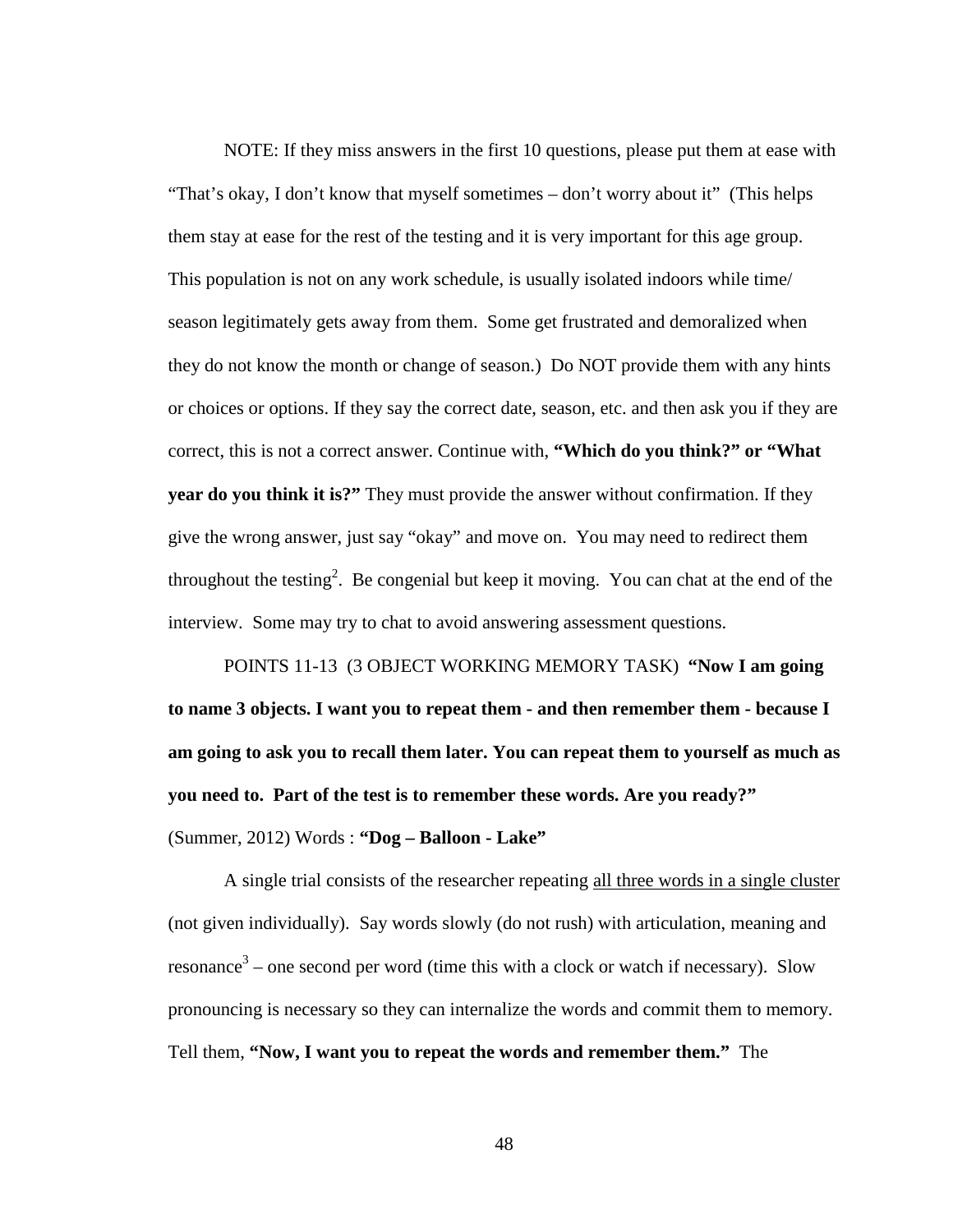NOTE: If they miss answers in the first 10 questions, please put them at ease with "That's okay, I don't know that myself sometimes – don't worry about it" (This helps them stay at ease for the rest of the testing and it is very important for this age group. This population is not on any work schedule, is usually isolated indoors while time/ season legitimately gets away from them. Some get frustrated and demoralized when they do not know the month or change of season.) Do NOT provide them with any hints or choices or options. If they say the correct date, season, etc. and then ask you if they are correct, this is not a correct answer. Continue with, **"Which do you think?" or "What year do you think it is?"** They must provide the answer without confirmation. If they give the wrong answer, just say "okay" and move on. You may need to redirect them throughout the testing[2]. Be congenial but keep it moving. You can chat at the end of the interview. Some may try to chat to avoid answering assessment questions.

POINTS 11-13 (3 OBJECT WORKING MEMORY TASK) **"Now I am going to name 3 objects. I want you to repeat them - and then remember them - because I am going to ask you to recall them later. You can repeat them to yourself as much as you need to. Part of the test is to remember these words. Are you ready?"** (Summer, 2012) Words : **"Dog – Balloon - Lake"**

A single trial consists of the researcher repeating <u>all three words in a single cluster</u> (not given individually). Say words slowly (do not rush) with articulation, meaning and resonance[3] – one second per word (time this with a clock or watch if necessary). Slow pronouncing is necessary so they can internalize the words and commit them to memory. Tell them, **"Now, I want you to repeat the words and remember them."** The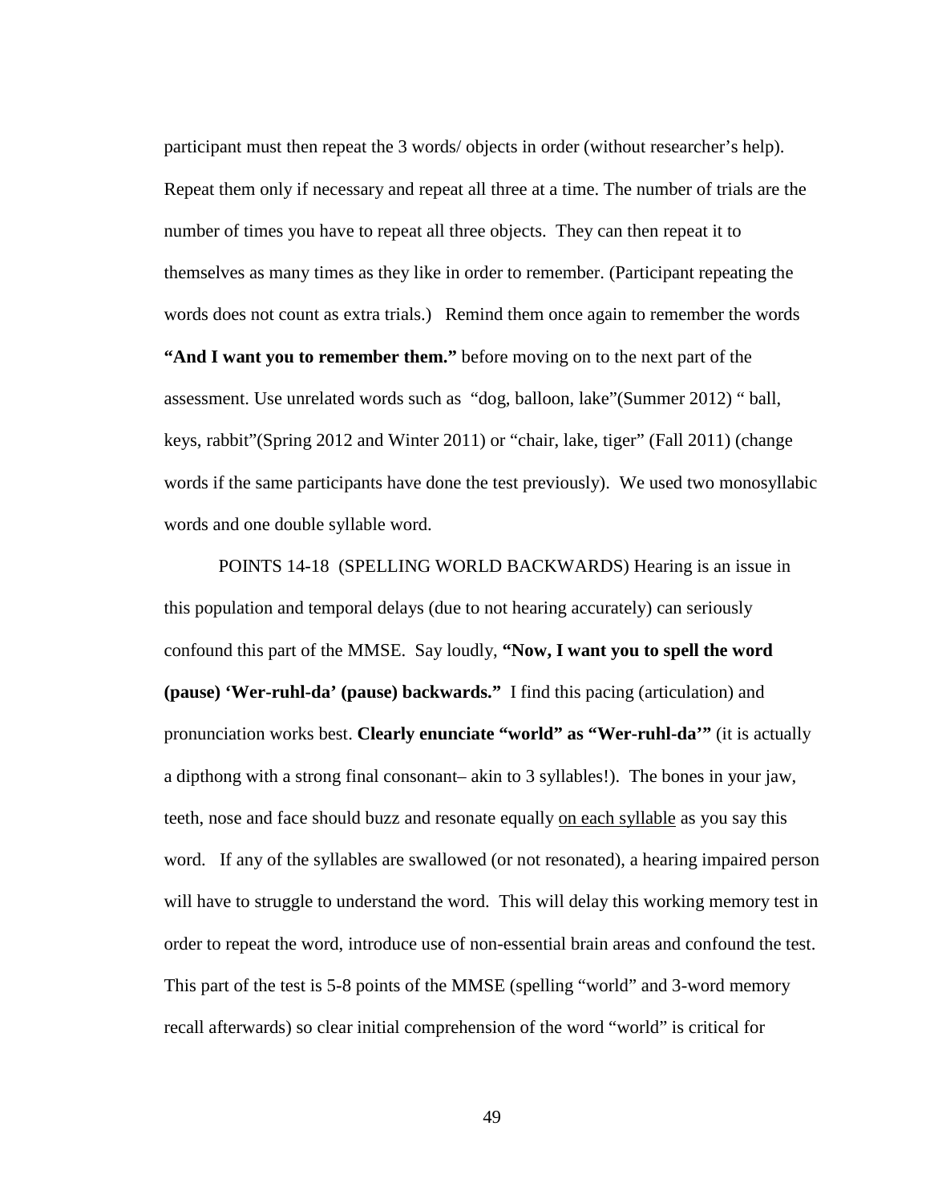participant must then repeat the 3 words/ objects in order (without researcher's help). Repeat them only if necessary and repeat all three at a time. The number of trials are the number of times you have to repeat all three objects. They can then repeat it to themselves as many times as they like in order to remember. (Participant repeating the words does not count as extra trials.) Remind them once again to remember the words **"And I want you to remember them."** before moving on to the next part of the assessment. Use unrelated words such as "dog, balloon, lake"(Summer 2012) " ball, keys, rabbit"(Spring 2012 and Winter 2011) or "chair, lake, tiger" (Fall 2011) (change words if the same participants have done the test previously). We used two monosyllabic words and one double syllable word.

POINTS 14-18 (SPELLING WORLD BACKWARDS) Hearing is an issue in this population and temporal delays (due to not hearing accurately) can seriously confound this part of the MMSE. Say loudly, **"Now, I want you to spell the word (pause) 'Wer-ruhl-da' (pause) backwards."** I find this pacing (articulation) and pronunciation works best. **Clearly enunciate "world" as "Wer-ruhl-da'"** (it is actually a dipthong with a strong final consonant– akin to 3 syllables!). The bones in your jaw, teeth, nose and face should buzz and resonate equally <u>on each syllable</u> as you say this word. If any of the syllables are swallowed (or not resonated), a hearing impaired person will have to struggle to understand the word. This will delay this working memory test in order to repeat the word, introduce use of non-essential brain areas and confound the test. This part of the test is 5-8 points of the MMSE (spelling "world" and 3-word memory recall afterwards) so clear initial comprehension of the word "world" is critical for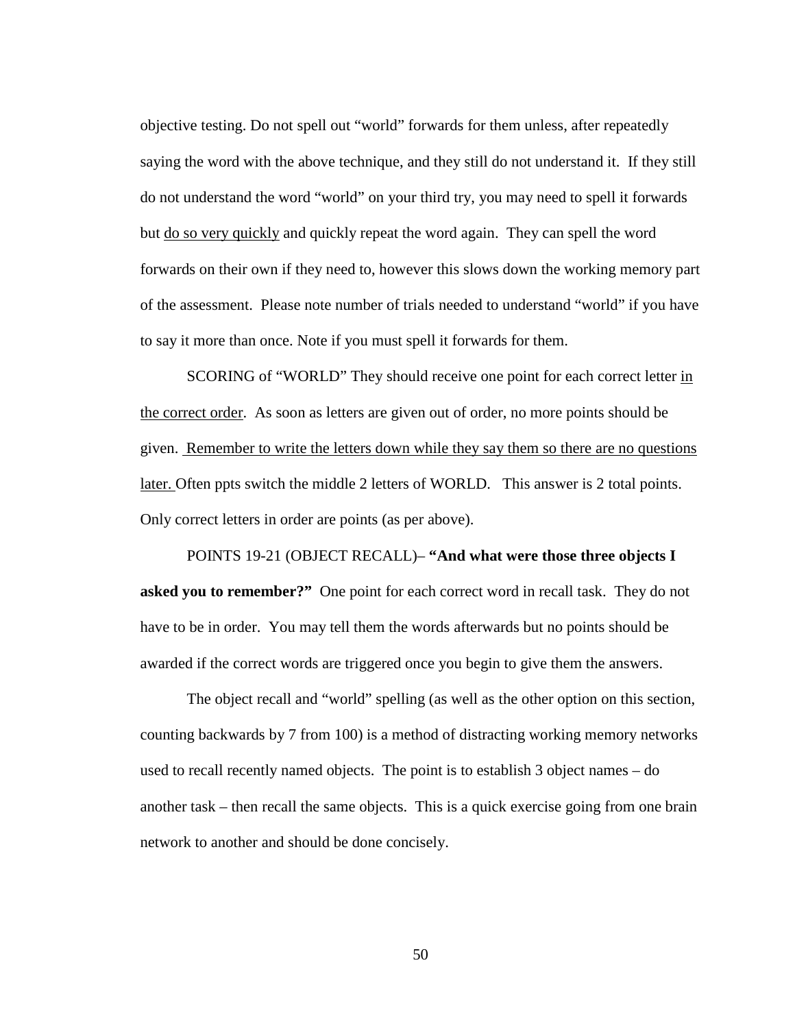objective testing. Do not spell out "world" forwards for them unless, after repeatedly saying the word with the above technique, and they still do not understand it. If they still do not understand the word "world" on your third try, you may need to spell it forwards but <u>do so very quickly</u> and quickly repeat the word again. They can spell the word forwards on their own if they need to, however this slows down the working memory part of the assessment. Please note number of trials needed to understand "world" if you have to say it more than once. Note if you must spell it forwards for them.

SCORING of "WORLD" They should receive one point for each correct letter <u>in the correct order</u>. As soon as letters are given out of order, no more points should be given. <u>Remember to write the letters down while they say them so there are no questions later.</u> Often ppts switch the middle 2 letters of WORLD. This answer is 2 total points. Only correct letters in order are points (as per above).

POINTS 19-21 (OBJECT RECALL)– **"And what were those three objects I asked you to remember?"** One point for each correct word in recall task. They do not have to be in order. You may tell them the words afterwards but no points should be awarded if the correct words are triggered once you begin to give them the answers.

The object recall and "world" spelling (as well as the other option on this section, counting backwards by 7 from 100) is a method of distracting working memory networks used to recall recently named objects. The point is to establish 3 object names – do another task – then recall the same objects. This is a quick exercise going from one brain network to another and should be done concisely.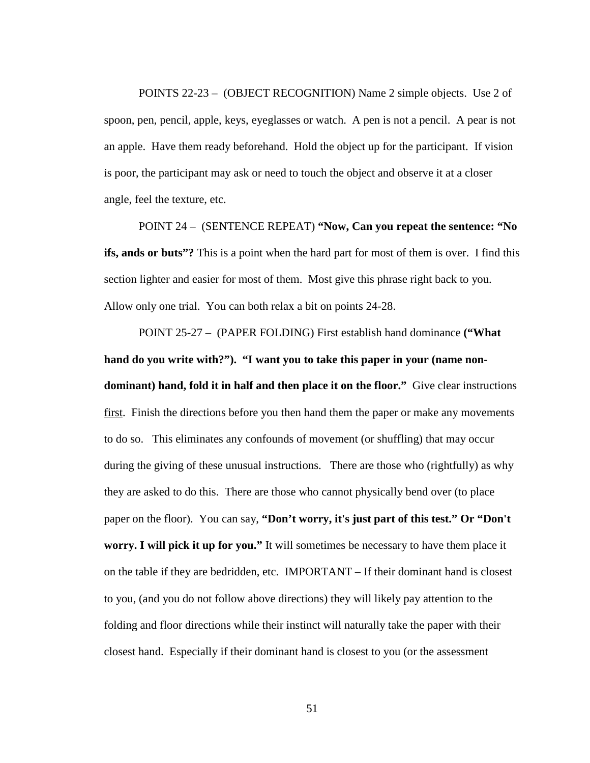POINTS 22-23 – (OBJECT RECOGNITION) Name 2 simple objects. Use 2 of spoon, pen, pencil, apple, keys, eyeglasses or watch. A pen is not a pencil. A pear is not an apple. Have them ready beforehand. Hold the object up for the participant. If vision is poor, the participant may ask or need to touch the object and observe it at a closer angle, feel the texture, etc.

POINT 24 – (SENTENCE REPEAT) **"Now, Can you repeat the sentence: "No ifs, ands or buts"?** This is a point when the hard part for most of them is over. I find this section lighter and easier for most of them. Most give this phrase right back to you. Allow only one trial. You can both relax a bit on points 24-28.

POINT 25-27 – (PAPER FOLDING) First establish hand dominance **("What hand do you write with?"). "I want you to take this paper in your (name non-dominant) hand, fold it in half and then place it on the floor."** Give clear instructions <u>first</u>. Finish the directions before you then hand them the paper or make any movements to do so. This eliminates any confounds of movement (or shuffling) that may occur during the giving of these unusual instructions. There are those who (rightfully) as why they are asked to do this. There are those who cannot physically bend over (to place paper on the floor). You can say, **"Don't worry, it's just part of this test." Or "Don't worry. I will pick it up for you."** It will sometimes be necessary to have them place it on the table if they are bedridden, etc. IMPORTANT – If their dominant hand is closest to you, (and you do not follow above directions) they will likely pay attention to the folding and floor directions while their instinct will naturally take the paper with their closest hand. Especially if their dominant hand is closest to you (or the assessment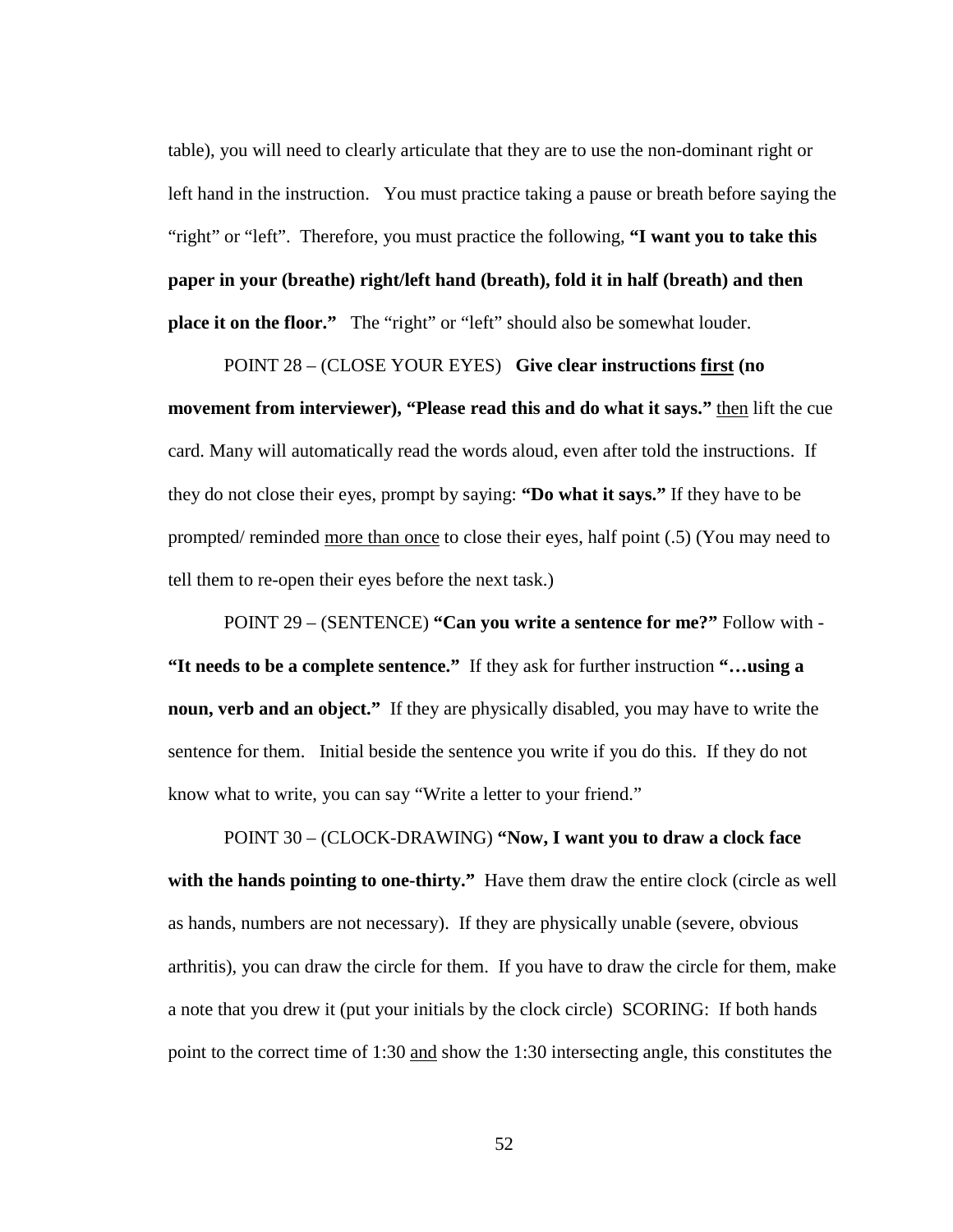table), you will need to clearly articulate that they are to use the non-dominant right or left hand in the instruction. You must practice taking a pause or breath before saying the "right" or "left". Therefore, you must practice the following, **"I want you to take this paper in your (breathe) right/left hand (breath), fold it in half (breath) and then place it on the floor."** The "right" or "left" should also be somewhat louder.

POINT 28 – (CLOSE YOUR EYES) **Give clear instructions <u>first</u> (no movement from interviewer), "Please read this and do what it says."** <u>then</u> lift the cue card. Many will automatically read the words aloud, even after told the instructions. If they do not close their eyes, prompt by saying: **"Do what it says."** If they have to be prompted/ reminded <u>more than once</u> to close their eyes, half point (.5) (You may need to tell them to re-open their eyes before the next task.)

POINT 29 – (SENTENCE) **"Can you write a sentence for me?"** Follow with - **"It needs to be a complete sentence."** If they ask for further instruction **"…using a noun, verb and an object."** If they are physically disabled, you may have to write the sentence for them. Initial beside the sentence you write if you do this. If they do not know what to write, you can say "Write a letter to your friend."

POINT 30 – (CLOCK-DRAWING) **"Now, I want you to draw a clock face with the hands pointing to one-thirty."** Have them draw the entire clock (circle as well as hands, numbers are not necessary). If they are physically unable (severe, obvious arthritis), you can draw the circle for them. If you have to draw the circle for them, make a note that you drew it (put your initials by the clock circle) SCORING: If both hands point to the correct time of 1:30 <u>and</u> show the 1:30 intersecting angle, this constitutes the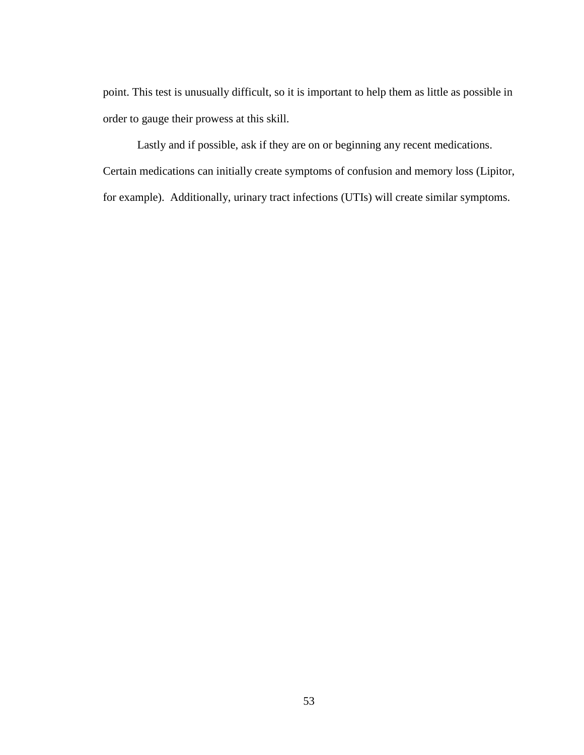point. This test is unusually difficult, so it is important to help them as little as possible in order to gauge their prowess at this skill.

Lastly and if possible, ask if they are on or beginning any recent medications. Certain medications can initially create symptoms of confusion and memory loss (Lipitor, for example). Additionally, urinary tract infections (UTIs) will create similar symptoms.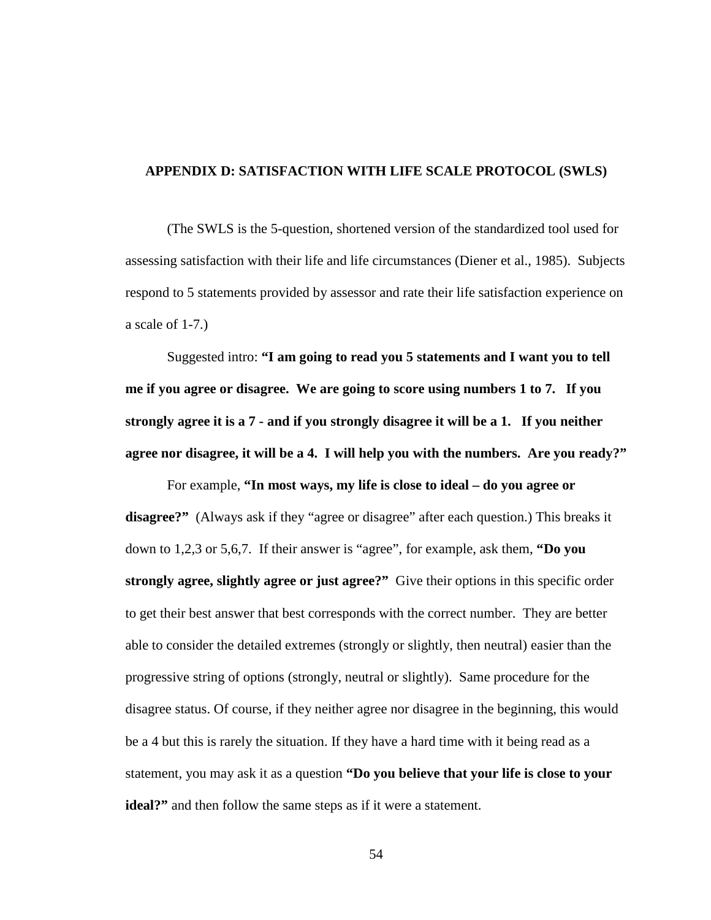## APPENDIX D: SATISFACTION WITH LIFE SCALE PROTOCOL (SWLS)

(The SWLS is the 5-question, shortened version of the standardized tool used for assessing satisfaction with their life and life circumstances (Diener et al., 1985). Subjects respond to 5 statements provided by assessor and rate their life satisfaction experience on a scale of 1-7.)

Suggested intro: **"I am going to read you 5 statements and I want you to tell me if you agree or disagree. We are going to score using numbers 1 to 7. If you strongly agree it is a 7 - and if you strongly disagree it will be a 1. If you neither agree nor disagree, it will be a 4. I will help you with the numbers. Are you ready?"**

For example, **"In most ways, my life is close to ideal – do you agree or disagree?"** (Always ask if they "agree or disagree" after each question.) This breaks it down to 1,2,3 or 5,6,7. If their answer is "agree", for example, ask them, **"Do you strongly agree, slightly agree or just agree?"** Give their options in this specific order to get their best answer that best corresponds with the correct number. They are better able to consider the detailed extremes (strongly or slightly, then neutral) easier than the progressive string of options (strongly, neutral or slightly). Same procedure for the disagree status. Of course, if they neither agree nor disagree in the beginning, this would be a 4 but this is rarely the situation. If they have a hard time with it being read as a statement, you may ask it as a question **"Do you believe that your life is close to your ideal?"** and then follow the same steps as if it were a statement.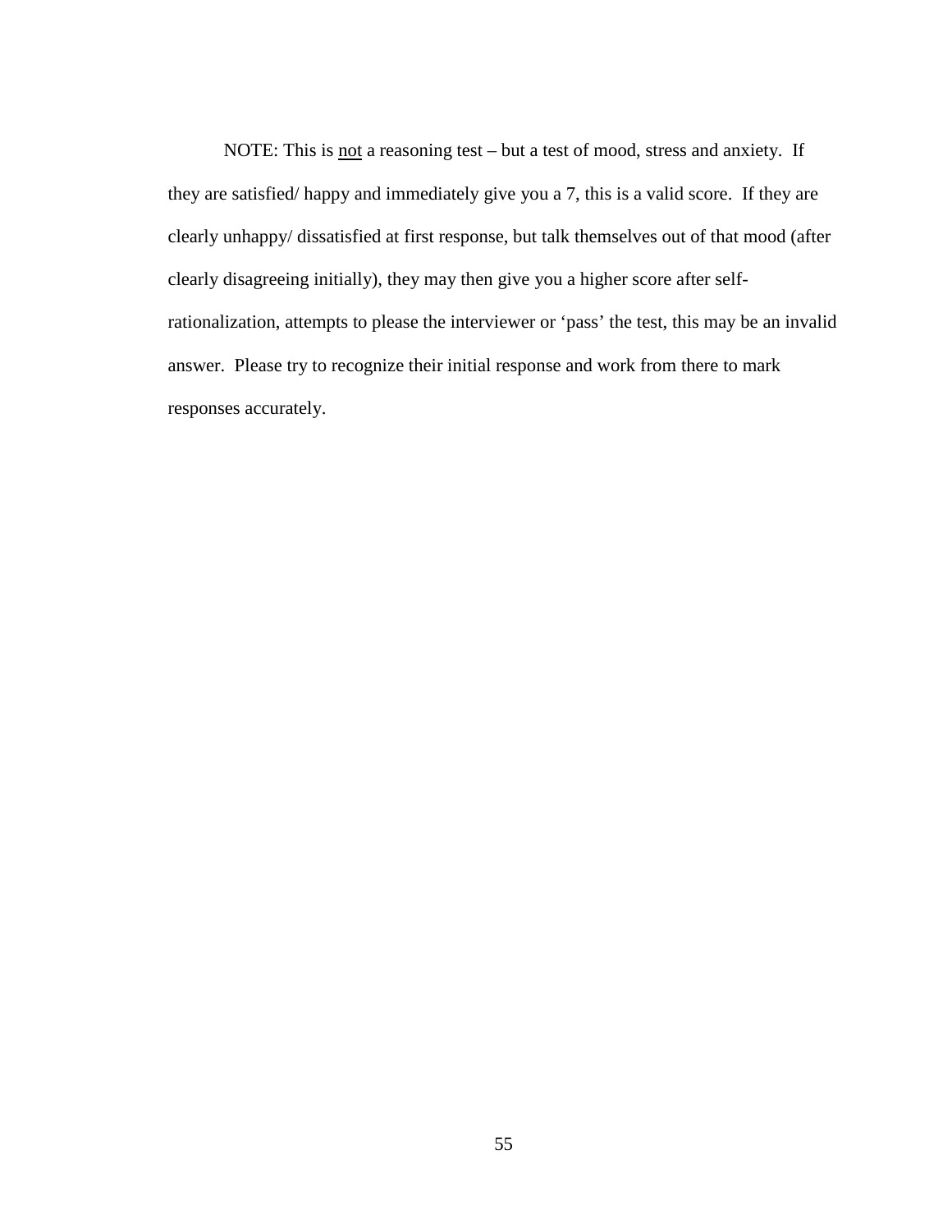NOTE: This is <u>not</u> a reasoning test – but a test of mood, stress and anxiety. If they are satisfied/ happy and immediately give you a 7, this is a valid score. If they are clearly unhappy/ dissatisfied at first response, but talk themselves out of that mood (after clearly disagreeing initially), they may then give you a higher score after self-rationalization, attempts to please the interviewer or 'pass' the test, this may be an invalid answer. Please try to recognize their initial response and work from there to mark responses accurately.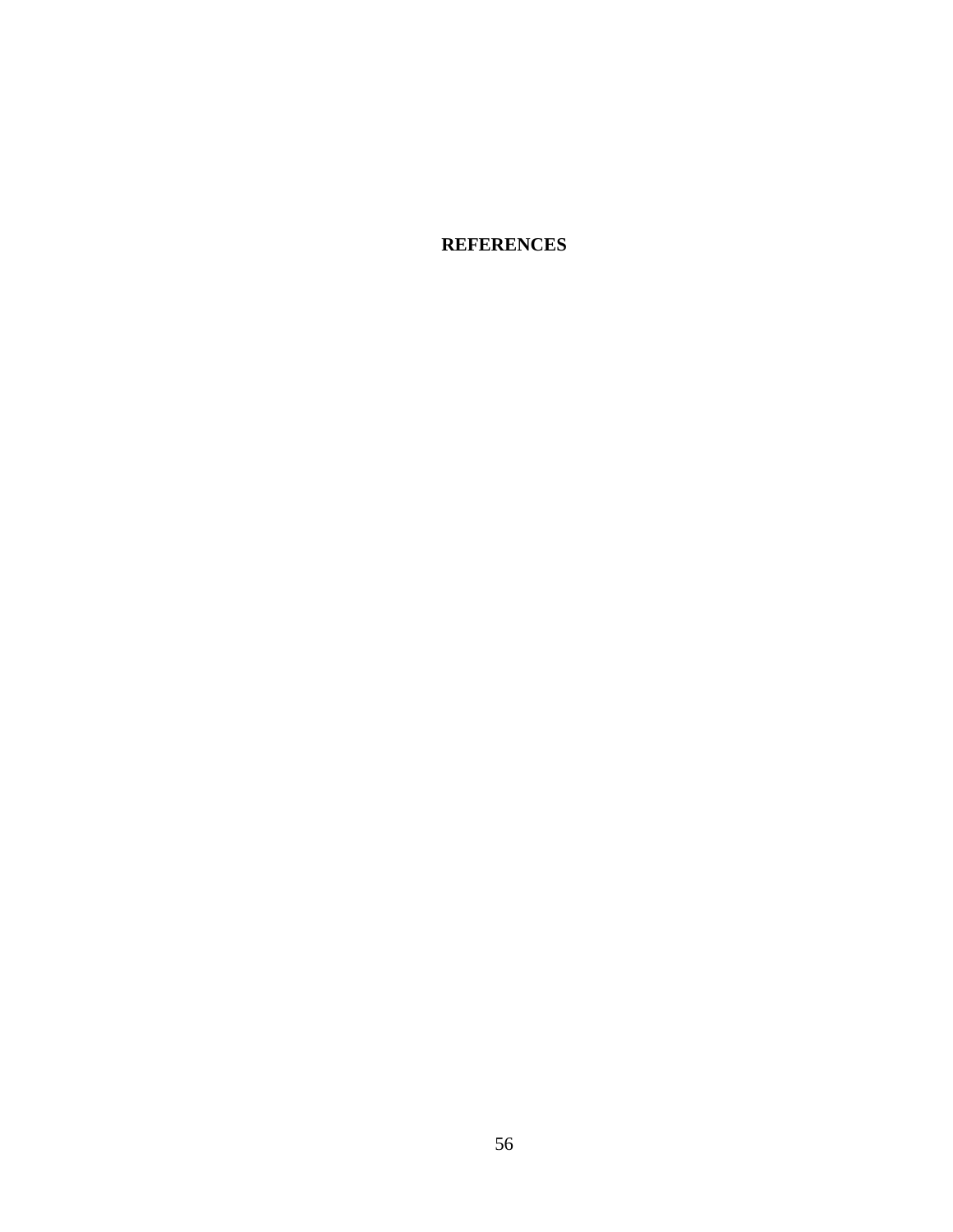# REFERENCES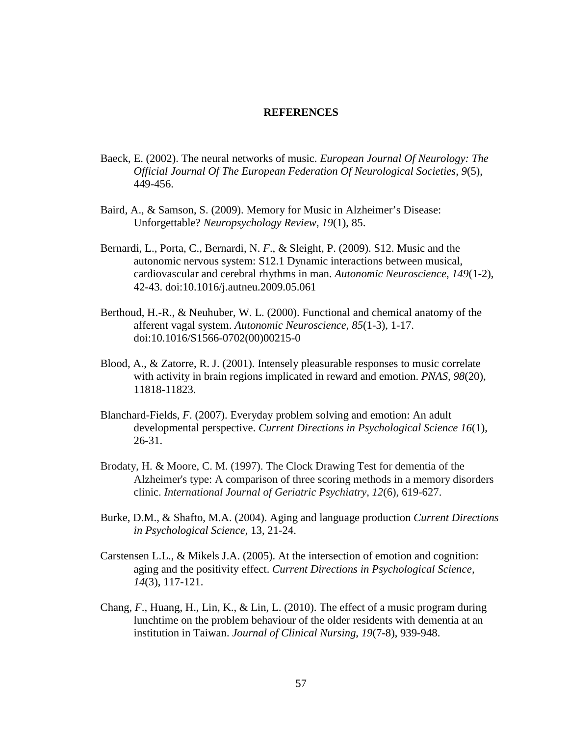# REFERENCES

Baeck, E. (2002). The neural networks of music. *European Journal Of Neurology: The Official Journal Of The European Federation Of Neurological Societies*, *9*(5), 449-456.

Baird, A., & Samson, S. (2009). Memory for Music in Alzheimer's Disease: Unforgettable? *Neuropsychology Review*, *19*(1), 85.

Bernardi, L., Porta, C., Bernardi, N. *F*., & Sleight, P. (2009). S12. Music and the autonomic nervous system: S12.1 Dynamic interactions between musical, cardiovascular and cerebral rhythms in man. *Autonomic Neuroscience*, *149*(1-2), 42-43. doi:10.1016/j.autneu.2009.05.061

Berthoud, H.-R., & Neuhuber, W. L. (2000). Functional and chemical anatomy of the afferent vagal system. *Autonomic Neuroscience*, *85*(1-3), 1-17. doi:10.1016/S1566-0702(00)00215-0

Blood, A., & Zatorre, R. J. (2001). Intensely pleasurable responses to music correlate with activity in brain regions implicated in reward and emotion. *PNAS, 98*(20), 11818-11823.

Blanchard-Fields, *F*. (2007). Everyday problem solving and emotion: An adult developmental perspective. *Current Directions in Psychological Science 16*(1), 26-31.

Brodaty, H. & Moore, C. M. (1997). The Clock Drawing Test for dementia of the Alzheimer's type: A comparison of three scoring methods in a memory disorders clinic. *International Journal of Geriatric Psychiatry*, *12*(6), 619-627.

Burke, D.M., & Shafto, M.A. (2004). Aging and language production *Current Directions in Psychological Science*, 13, 21-24.

Carstensen L.L., & Mikels J.A. (2005). At the intersection of emotion and cognition: aging and the positivity effect. *Current Directions in Psychological Science, 14*(3), 117-121.

Chang, *F*., Huang, H., Lin, K., & Lin, L. (2010). The effect of a music program during lunchtime on the problem behaviour of the older residents with dementia at an institution in Taiwan. *Journal of Clinical Nursing*, *19*(7-8), 939-948.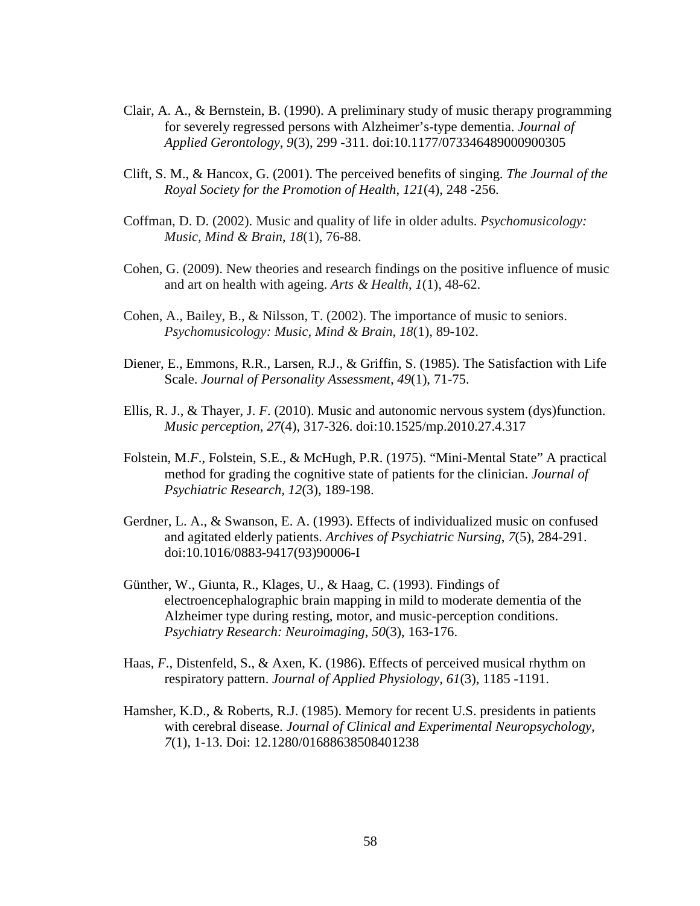Clair, A. A., & Bernstein, B. (1990). A preliminary study of music therapy programming for severely regressed persons with Alzheimer's-type dementia. *Journal of Applied Gerontology*, *9*(3), 299 -311. doi:10.1177/073346489000900305

Clift, S. M., & Hancox, G. (2001). The perceived benefits of singing. *The Journal of the Royal Society for the Promotion of Health*, *121*(4), 248 -256.

Coffman, D. D. (2002). Music and quality of life in older adults. *Psychomusicology: Music, Mind & Brain*, *18*(1), 76-88.

Cohen, G. (2009). New theories and research findings on the positive influence of music and art on health with ageing. *Arts & Health*, *1*(1), 48-62.

Cohen, A., Bailey, B., & Nilsson, T. (2002). The importance of music to seniors. *Psychomusicology: Music, Mind & Brain*, *18*(1), 89-102.

Diener, E., Emmons, R.R., Larsen, R.J., & Griffin, S. (1985). The Satisfaction with Life Scale. *Journal of Personality Assessment, 49*(1), 71-75.

Ellis, R. J., & Thayer, J. *F*. (2010). Music and autonomic nervous system (dys)function. *Music perception*, *27*(4), 317-326. doi:10.1525/mp.2010.27.4.317

Folstein, M.*F*., Folstein, S.E., & McHugh, P.R. (1975). "Mini-Mental State" A practical method for grading the cognitive state of patients for the clinician. *Journal of Psychiatric Research, 12*(3), 189-198.

Gerdner, L. A., & Swanson, E. A. (1993). Effects of individualized music on confused and agitated elderly patients. *Archives of Psychiatric Nursing*, *7*(5), 284-291. doi:10.1016/0883-9417(93)90006-I

Günther, W., Giunta, R., Klages, U., & Haag, C. (1993). Findings of electroencephalographic brain mapping in mild to moderate dementia of the Alzheimer type during resting, motor, and music-perception conditions. *Psychiatry Research: Neuroimaging*, *50*(3), 163-176.

Haas, *F*., Distenfeld, S., & Axen, K. (1986). Effects of perceived musical rhythm on respiratory pattern. *Journal of Applied Physiology*, *61*(3), 1185 -1191.

Hamsher, K.D., & Roberts, R.J. (1985). Memory for recent U.S. presidents in patients with cerebral disease. *Journal of Clinical and Experimental Neuropsychology, 7*(1), 1-13. Doi: 12.1280/01688638508401238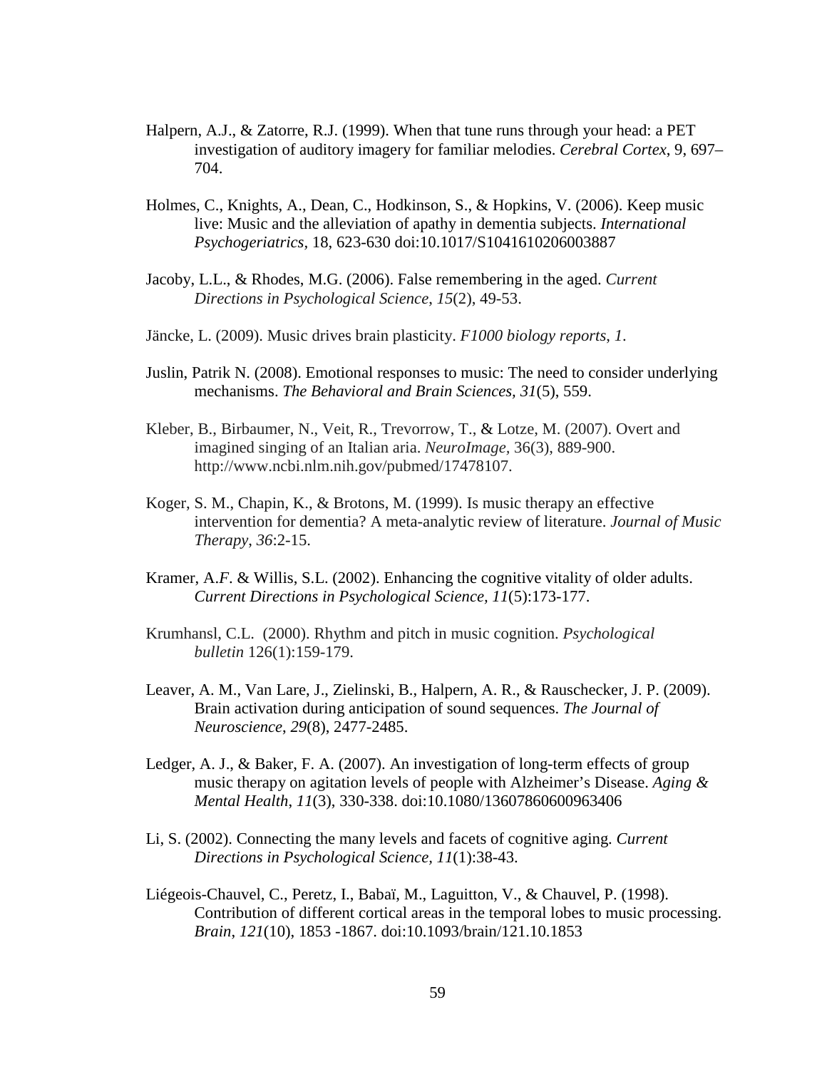Halpern, A.J., & Zatorre, R.J. (1999). When that tune runs through your head: a PET investigation of auditory imagery for familiar melodies. *Cerebral Cortex*, 9, 697–704.

Holmes, C., Knights, A., Dean, C., Hodkinson, S., & Hopkins, V. (2006). Keep music live: Music and the alleviation of apathy in dementia subjects. *International Psychogeriatrics*, 18, 623-630 doi:10.1017/S1041610206003887

Jacoby, L.L., & Rhodes, M.G. (2006). False remembering in the aged. *Current Directions in Psychological Science*, *15*(2), 49-53.

Jäncke, L. (2009). Music drives brain plasticity. *F1000 biology reports*, *1*.

Juslin, Patrik N. (2008). Emotional responses to music: The need to consider underlying mechanisms. *The Behavioral and Brain Sciences, 31*(5), 559.

Kleber, B., Birbaumer, N., Veit, R., Trevorrow, T., & Lotze, M. (2007). Overt and imagined singing of an Italian aria. *NeuroImage*, 36(3), 889-900. http://www.ncbi.nlm.nih.gov/pubmed/17478107.

Koger, S. M., Chapin, K., & Brotons, M. (1999). Is music therapy an effective intervention for dementia? A meta-analytic review of literature. *Journal of Music Therapy*, *36*:2-15.

Kramer, A.*F.* & Willis, S.L. (2002). Enhancing the cognitive vitality of older adults. *Current Directions in Psychological Science, 11*(5):173-177.

Krumhansl, C.L. (2000). Rhythm and pitch in music cognition. *Psychological bulletin* 126(1):159-179.

Leaver, A. M., Van Lare, J., Zielinski, B., Halpern, A. R., & Rauschecker, J. P. (2009). Brain activation during anticipation of sound sequences. *The Journal of Neuroscience*, *29*(8), 2477-2485.

Ledger, A. J., & Baker, F. A. (2007). An investigation of long-term effects of group music therapy on agitation levels of people with Alzheimer's Disease. *Aging & Mental Health*, *11*(3), 330-338. doi:10.1080/13607860600963406

Li, S. (2002). Connecting the many levels and facets of cognitive aging. *Current Directions in Psychological Science, 11*(1):38-43.

Liégeois-Chauvel, C., Peretz, I., Babaï, M., Laguitton, V., & Chauvel, P. (1998). Contribution of different cortical areas in the temporal lobes to music processing. *Brain*, *121*(10), 1853 -1867. doi:10.1093/brain/121.10.1853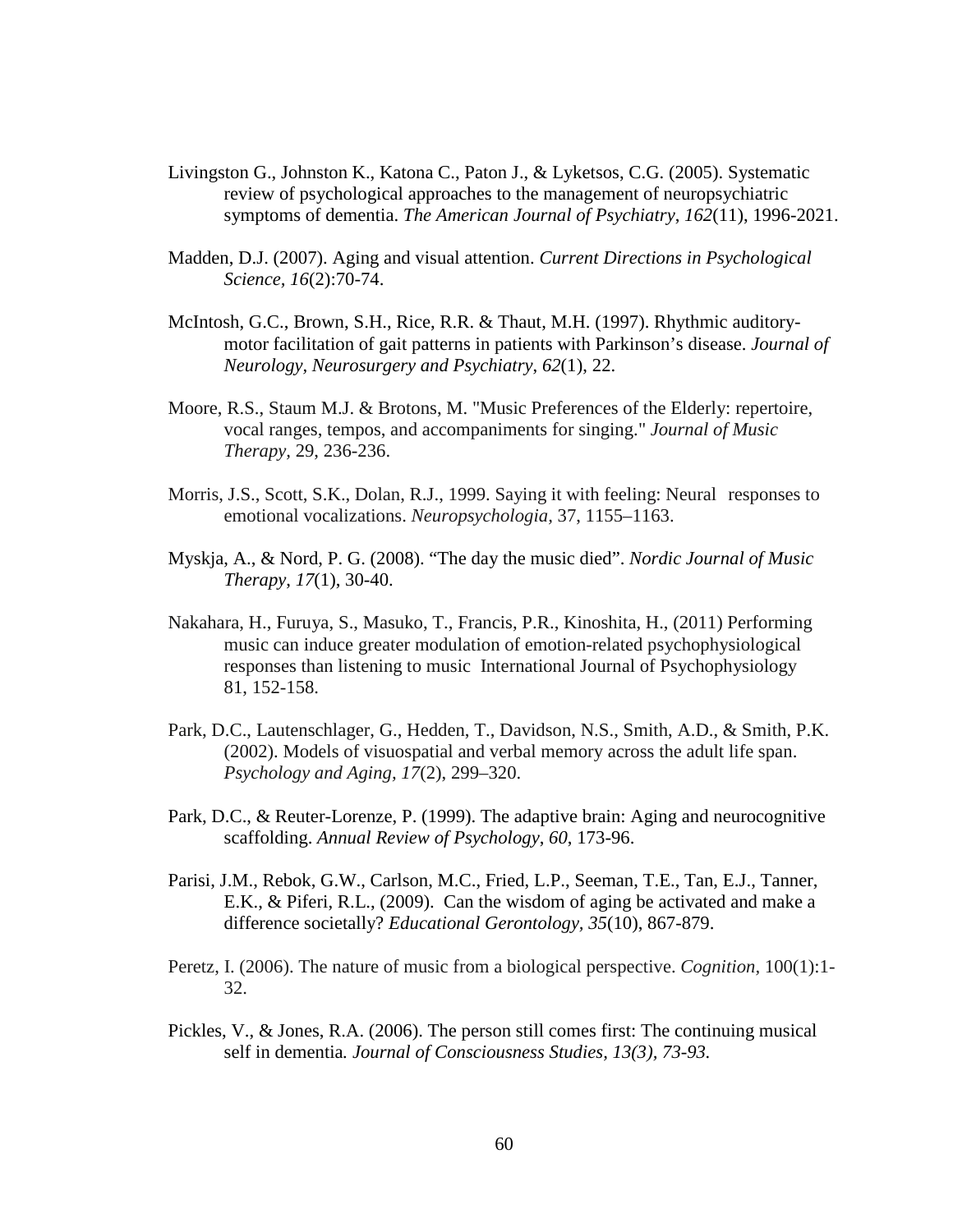Livingston G., Johnston K., Katona C., Paton J., & Lyketsos, C.G. (2005). Systematic review of psychological approaches to the management of neuropsychiatric symptoms of dementia. *The American Journal of Psychiatry*, *162*(11), 1996-2021.

Madden, D.J. (2007). Aging and visual attention. *Current Directions in Psychological Science*, *16*(2):70-74.

McIntosh, G.C., Brown, S.H., Rice, R.R. & Thaut, M.H. (1997). Rhythmic auditory-motor facilitation of gait patterns in patients with Parkinson's disease. *Journal of Neurology, Neurosurgery and Psychiatry*, *62*(1), 22.

Moore, R.S., Staum M.J. & Brotons, M. "Music Preferences of the Elderly: repertoire, vocal ranges, tempos, and accompaniments for singing." *Journal of Music Therapy*, 29, 236-236.

Morris, J.S., Scott, S.K., Dolan, R.J., 1999. Saying it with feeling: Neural responses to emotional vocalizations. *Neuropsychologia*, 37, 1155–1163.

Myskja, A., & Nord, P. G. (2008). "The day the music died". *Nordic Journal of Music Therapy*, *17*(1), 30-40.

Nakahara, H., Furuya, S., Masuko, T., Francis, P.R., Kinoshita, H., (2011) Performing music can induce greater modulation of emotion-related psychophysiological responses than listening to music International Journal of Psychophysiology 81, 152-158.

Park, D.C., Lautenschlager, G., Hedden, T., Davidson, N.S., Smith, A.D., & Smith, P.K. (2002). Models of visuospatial and verbal memory across the adult life span. *Psychology and Aging, 17*(2), 299–320.

Park, D.C., & Reuter-Lorenze, P. (1999). The adaptive brain: Aging and neurocognitive scaffolding. *Annual Review of Psychology*, *60*, 173-96.

Parisi, J.M., Rebok, G.W., Carlson, M.C., Fried, L.P., Seeman, T.E., Tan, E.J., Tanner, E.K., & Piferi, R.L., (2009). Can the wisdom of aging be activated and make a difference societally? *Educational Gerontology, 35*(10), 867-879.

Peretz, I. (2006). The nature of music from a biological perspective. *Cognition*, 100(1):1-32.

Pickles, V., & Jones, R.A. (2006). The person still comes first: The continuing musical self in dementia*. Journal of Consciousness Studies, 13(3), 73-93.*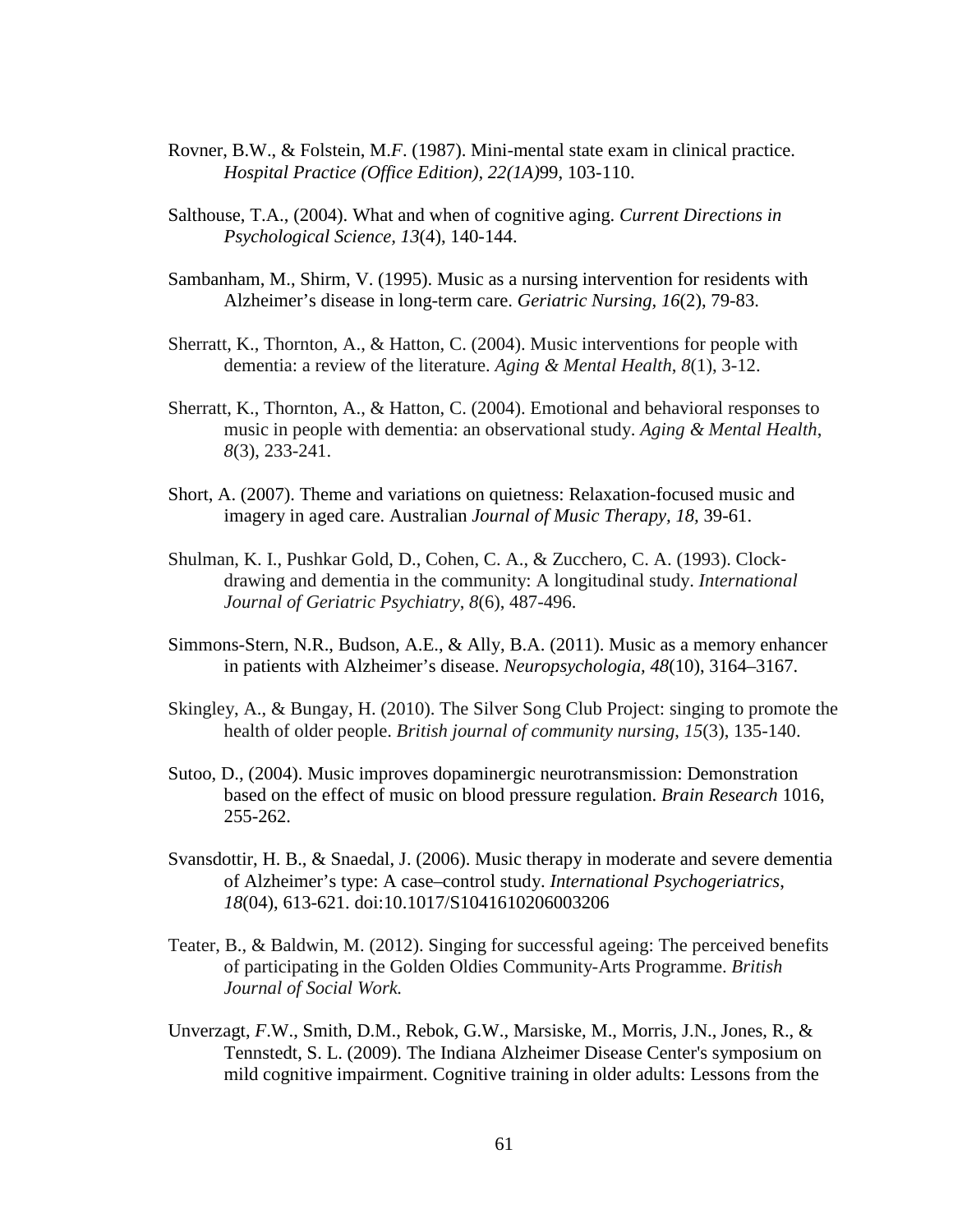Rovner, B.W., & Folstein, M.*F*. (1987). Mini-mental state exam in clinical practice. *Hospital Practice (Office Edition), 22(1A)*99, 103-110.

Salthouse, T.A., (2004). What and when of cognitive aging. *Current Directions in Psychological Science, 13*(4), 140-144.

Sambanham, M., Shirm, V. (1995). Music as a nursing intervention for residents with Alzheimer's disease in long-term care. *Geriatric Nursing, 16*(2), 79-83.

Sherratt, K., Thornton, A., & Hatton, C. (2004). Music interventions for people with dementia: a review of the literature. *Aging & Mental Health*, *8*(1), 3-12.

Sherratt, K., Thornton, A., & Hatton, C. (2004). Emotional and behavioral responses to music in people with dementia: an observational study. *Aging & Mental Health*, *8*(3), 233-241.

Short, A. (2007). Theme and variations on quietness: Relaxation-focused music and imagery in aged care. Australian *Journal of Music Therapy, 18,* 39-61.

Shulman, K. I., Pushkar Gold, D., Cohen, C. A., & Zucchero, C. A. (1993). Clock-drawing and dementia in the community: A longitudinal study. *International Journal of Geriatric Psychiatry*, *8*(6), 487-496.

Simmons-Stern, N.R., Budson, A.E., & Ally, B.A. (2011). Music as a memory enhancer in patients with Alzheimer's disease. *Neuropsychologia, 48*(10), 3164–3167.

Skingley, A., & Bungay, H. (2010). The Silver Song Club Project: singing to promote the health of older people. *British journal of community nursing*, *15*(3), 135-140.

Sutoo, D., (2004). Music improves dopaminergic neurotransmission: Demonstration based on the effect of music on blood pressure regulation. *Brain Research* 1016, 255-262.

Svansdottir, H. B., & Snaedal, J. (2006). Music therapy in moderate and severe dementia of Alzheimer's type: A case–control study. *International Psychogeriatrics*, *18*(04), 613-621. doi:10.1017/S1041610206003206

Teater, B., & Baldwin, M. (2012). Singing for successful ageing: The perceived benefits of participating in the Golden Oldies Community-Arts Programme. *British Journal of Social Work.*

Unverzagt, *F*.W., Smith, D.M., Rebok, G.W., Marsiske, M., Morris, J.N., Jones, R., & Tennstedt, S. L. (2009). The Indiana Alzheimer Disease Center's symposium on mild cognitive impairment. Cognitive training in older adults: Lessons from the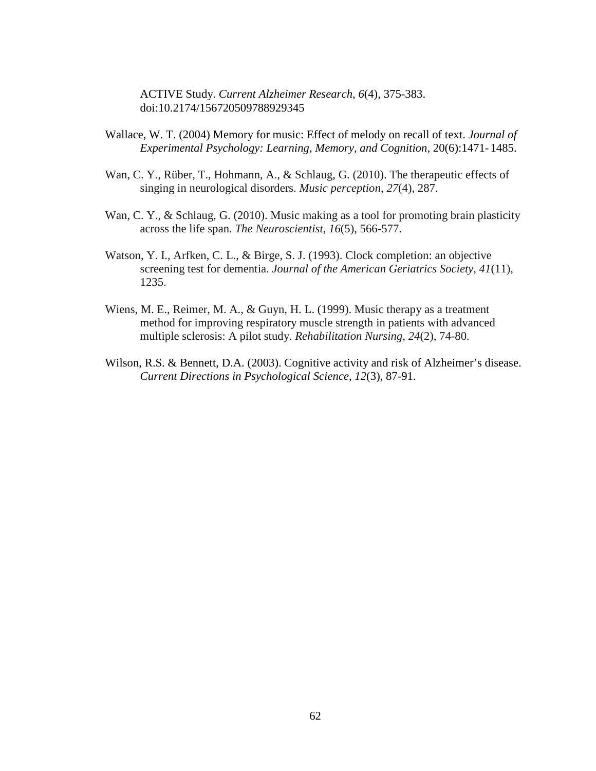ACTIVE Study. *Current Alzheimer Research*, *6*(4), 375-383. doi:10.2174/156720509788929345

Wallace, W. T. (2004) Memory for music: Effect of melody on recall of text. *Journal of Experimental Psychology: Learning, Memory, and Cognition*, 20(6):1471-1485.

Wan, C. Y., Rüber, T., Hohmann, A., & Schlaug, G. (2010). The therapeutic effects of singing in neurological disorders. *Music perception*, *27*(4), 287.

Wan, C. Y., & Schlaug, G. (2010). Music making as a tool for promoting brain plasticity across the life span. *The Neuroscientist*, *16*(5), 566-577.

Watson, Y. I., Arfken, C. L., & Birge, S. J. (1993). Clock completion: an objective screening test for dementia. *Journal of the American Geriatrics Society*, *41*(11), 1235.

Wiens, M. E., Reimer, M. A., & Guyn, H. L. (1999). Music therapy as a treatment method for improving respiratory muscle strength in patients with advanced multiple sclerosis: A pilot study. *Rehabilitation Nursing*, *24*(2), 74-80.

Wilson, R.S. & Bennett, D.A. (2003). Cognitive activity and risk of Alzheimer's disease. *Current Directions in Psychological Science, 12*(3), 87-91.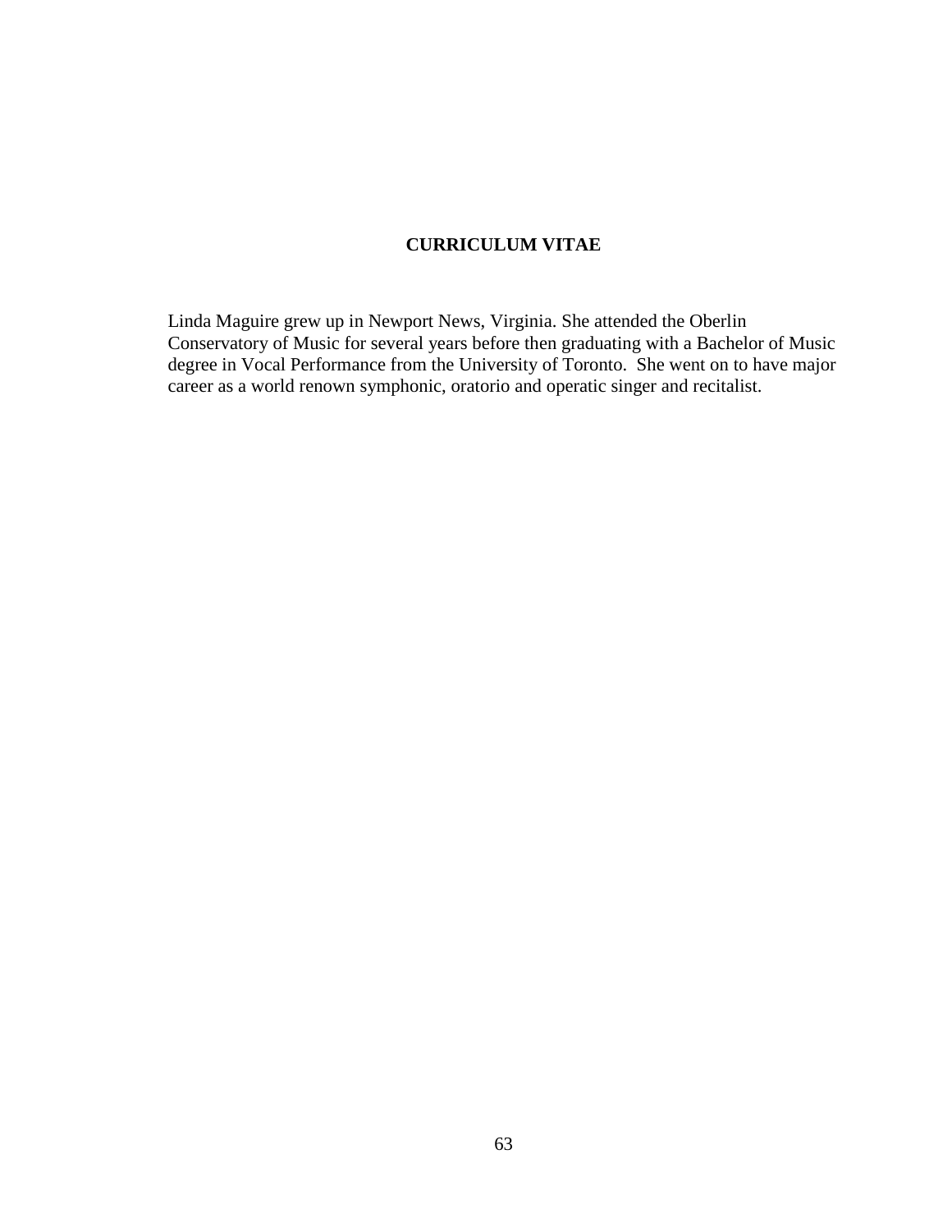# CURRICULUM VITAE

Linda Maguire grew up in Newport News, Virginia. She attended the Oberlin Conservatory of Music for several years before then graduating with a Bachelor of Music degree in Vocal Performance from the University of Toronto. She went on to have major career as a world renown symphonic, oratorio and operatic singer and recitalist.